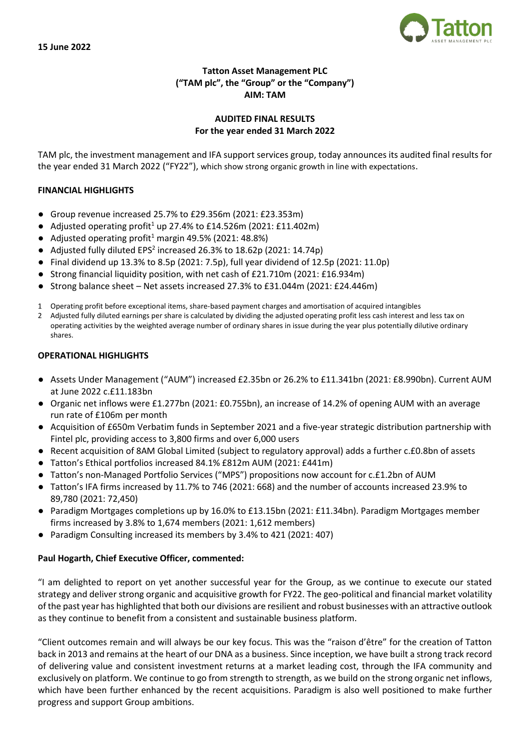**15 June 2022**

**Tatton Asset Management PLC**
**("TAM plc", the "Group" or the "Company")**
**AIM: TAM**

**AUDITED FINAL RESULTS**
**For the year ended 31 March 2022**

TAM plc, the investment management and IFA support services group, today announces its audited final results for the year ended 31 March 2022 ("FY22"), which show strong organic growth in line with expectations.

## FINANCIAL HIGHLIGHTS

- Group revenue increased 25.7% to £29.356m (2021: £23.353m)
- Adjusted operating profit[1] up 27.4% to £14.526m (2021: £11.402m)
- Adjusted operating profit[1] margin 49.5% (2021: 48.8%)
- Adjusted fully diluted EPS[2] increased 26.3% to 18.62p (2021: 14.74p)
- Final dividend up 13.3% to 8.5p (2021: 7.5p), full year dividend of 12.5p (2021: 11.0p)
- Strong financial liquidity position, with net cash of £21.710m (2021: £16.934m)
- Strong balance sheet – Net assets increased 27.3% to £31.044m (2021: £24.446m)

1 Operating profit before exceptional items, share-based payment charges and amortisation of acquired intangibles
2 Adjusted fully diluted earnings per share is calculated by dividing the adjusted operating profit less cash interest and less tax on operating activities by the weighted average number of ordinary shares in issue during the year plus potentially dilutive ordinary shares.

## OPERATIONAL HIGHLIGHTS

- Assets Under Management ("AUM") increased £2.35bn or 26.2% to £11.341bn (2021: £8.990bn). Current AUM at June 2022 c.£11.183bn
- Organic net inflows were £1.277bn (2021: £0.755bn), an increase of 14.2% of opening AUM with an average run rate of £106m per month
- Acquisition of £650m Verbatim funds in September 2021 and a five-year strategic distribution partnership with Fintel plc, providing access to 3,800 firms and over 6,000 users
- Recent acquisition of 8AM Global Limited (subject to regulatory approval) adds a further c.£0.8bn of assets
- Tatton's Ethical portfolios increased 84.1% £812m AUM (2021: £441m)
- Tatton's non-Managed Portfolio Services ("MPS") propositions now account for c.£1.2bn of AUM
- Tatton's IFA firms increased by 11.7% to 746 (2021: 668) and the number of accounts increased 23.9% to 89,780 (2021: 72,450)
- Paradigm Mortgages completions up by 16.0% to £13.15bn (2021: £11.34bn). Paradigm Mortgages member firms increased by 3.8% to 1,674 members (2021: 1,612 members)
- Paradigm Consulting increased its members by 3.4% to 421 (2021: 407)

**Paul Hogarth, Chief Executive Officer, commented:**

"I am delighted to report on yet another successful year for the Group, as we continue to execute our stated strategy and deliver strong organic and acquisitive growth for FY22. The geo-political and financial market volatility of the past year has highlighted that both our divisions are resilient and robust businesses with an attractive outlook as they continue to benefit from a consistent and sustainable business platform.

"Client outcomes remain and will always be our key focus. This was the "raison d'être" for the creation of Tatton back in 2013 and remains at the heart of our DNA as a business. Since inception, we have built a strong track record of delivering value and consistent investment returns at a market leading cost, through the IFA community and exclusively on platform. We continue to go from strength to strength, as we build on the strong organic net inflows, which have been further enhanced by the recent acquisitions. Paradigm is also well positioned to make further progress and support Group ambitions.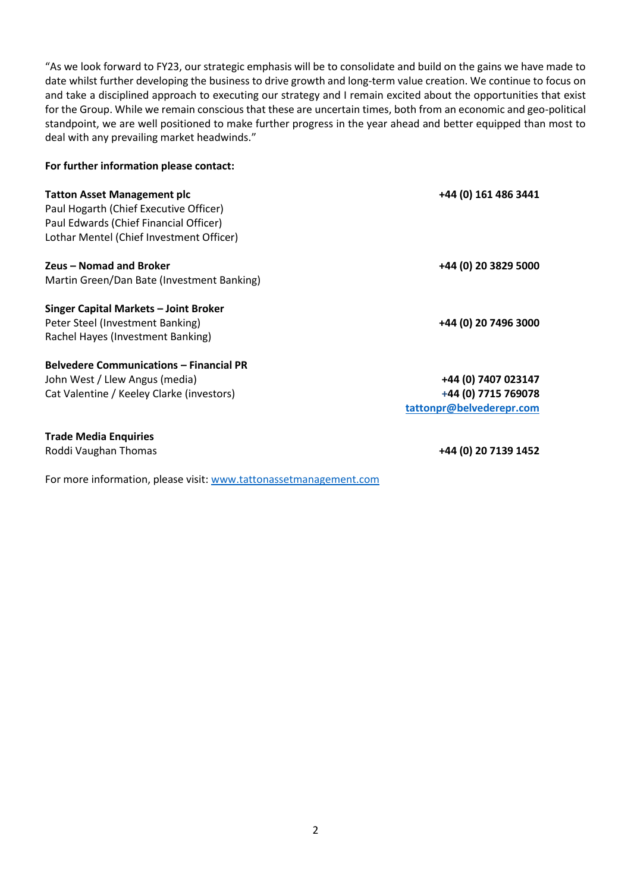"As we look forward to FY23, our strategic emphasis will be to consolidate and build on the gains we have made to date whilst further developing the business to drive growth and long-term value creation. We continue to focus on and take a disciplined approach to executing our strategy and I remain excited about the opportunities that exist for the Group. While we remain conscious that these are uncertain times, both from an economic and geo-political standpoint, we are well positioned to make further progress in the year ahead and better equipped than most to deal with any prevailing market headwinds."

**For further information please contact:**

| | |
|---|---|
| **Tatton Asset Management plc**<br>Paul Hogarth (Chief Executive Officer)<br>Paul Edwards (Chief Financial Officer)<br>Lothar Mentel (Chief Investment Officer) | **+44 (0) 161 486 3441** |
| **Zeus – Nomad and Broker**<br>Martin Green/Dan Bate (Investment Banking) | **+44 (0) 20 3829 5000** |
| **Singer Capital Markets – Joint Broker**<br>Peter Steel (Investment Banking)<br>Rachel Hayes (Investment Banking) | **+44 (0) 20 7496 3000** |
| **Belvedere Communications – Financial PR**<br>John West / Llew Angus (media)<br>Cat Valentine / Keeley Clarke (investors) | **+44 (0) 7407 023147**<br>**+44 (0) 7715 769078**<br>**tattonpr@belvederepr.com** |
| **Trade Media Enquiries**<br>Roddi Vaughan Thomas | **+44 (0) 20 7139 1452** |

For more information, please visit: www.tattonassetmanagement.com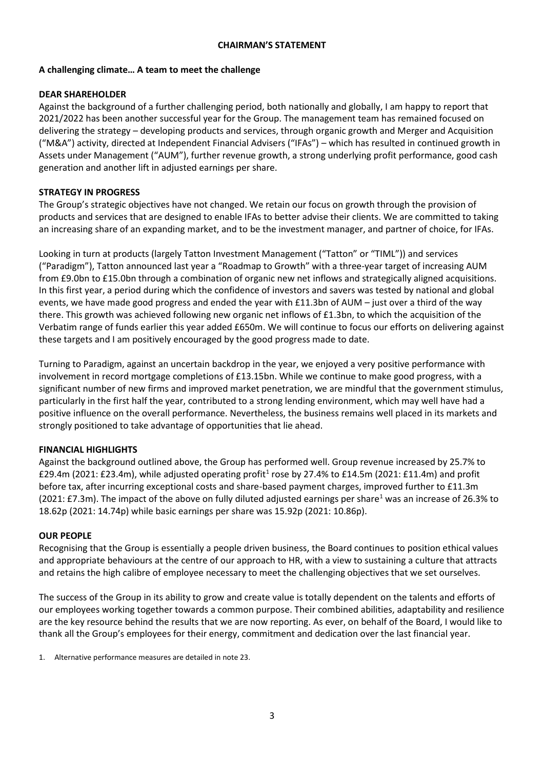# CHAIRMAN'S STATEMENT

## A challenging climate… A team to meet the challenge

### DEAR SHAREHOLDER

Against the background of a further challenging period, both nationally and globally, I am happy to report that 2021/2022 has been another successful year for the Group. The management team has remained focused on delivering the strategy – developing products and services, through organic growth and Merger and Acquisition ("M&A") activity, directed at Independent Financial Advisers ("IFAs") – which has resulted in continued growth in Assets under Management ("AUM"), further revenue growth, a strong underlying profit performance, good cash generation and another lift in adjusted earnings per share.

### STRATEGY IN PROGRESS

The Group's strategic objectives have not changed. We retain our focus on growth through the provision of products and services that are designed to enable IFAs to better advise their clients. We are committed to taking an increasing share of an expanding market, and to be the investment manager, and partner of choice, for IFAs.

Looking in turn at products (largely Tatton Investment Management ("Tatton" or "TIML")) and services ("Paradigm"), Tatton announced last year a "Roadmap to Growth" with a three-year target of increasing AUM from £9.0bn to £15.0bn through a combination of organic new net inflows and strategically aligned acquisitions. In this first year, a period during which the confidence of investors and savers was tested by national and global events, we have made good progress and ended the year with £11.3bn of AUM – just over a third of the way there. This growth was achieved following new organic net inflows of £1.3bn, to which the acquisition of the Verbatim range of funds earlier this year added £650m. We will continue to focus our efforts on delivering against these targets and I am positively encouraged by the good progress made to date.

Turning to Paradigm, against an uncertain backdrop in the year, we enjoyed a very positive performance with involvement in record mortgage completions of £13.15bn. While we continue to make good progress, with a significant number of new firms and improved market penetration, we are mindful that the government stimulus, particularly in the first half the year, contributed to a strong lending environment, which may well have had a positive influence on the overall performance. Nevertheless, the business remains well placed in its markets and strongly positioned to take advantage of opportunities that lie ahead.

### FINANCIAL HIGHLIGHTS

Against the background outlined above, the Group has performed well. Group revenue increased by 25.7% to £29.4m (2021: £23.4m), while adjusted operating profit[1] rose by 27.4% to £14.5m (2021: £11.4m) and profit before tax, after incurring exceptional costs and share-based payment charges, improved further to £11.3m (2021: £7.3m). The impact of the above on fully diluted adjusted earnings per share[1] was an increase of 26.3% to 18.62p (2021: 14.74p) while basic earnings per share was 15.92p (2021: 10.86p).

### OUR PEOPLE

Recognising that the Group is essentially a people driven business, the Board continues to position ethical values and appropriate behaviours at the centre of our approach to HR, with a view to sustaining a culture that attracts and retains the high calibre of employee necessary to meet the challenging objectives that we set ourselves.

The success of the Group in its ability to grow and create value is totally dependent on the talents and efforts of our employees working together towards a common purpose. Their combined abilities, adaptability and resilience are the key resource behind the results that we are now reporting. As ever, on behalf of the Board, I would like to thank all the Group's employees for their energy, commitment and dedication over the last financial year.

1. Alternative performance measures are detailed in note 23.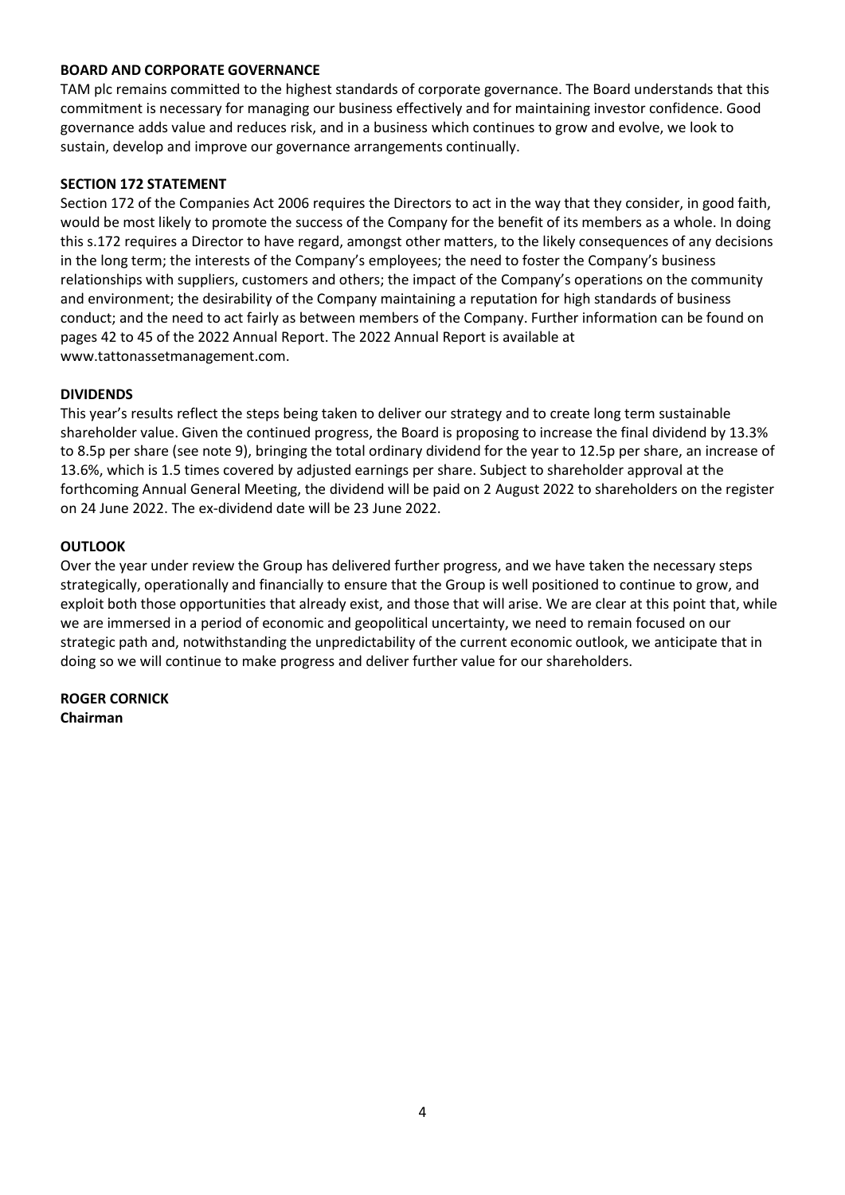## BOARD AND CORPORATE GOVERNANCE

TAM plc remains committed to the highest standards of corporate governance. The Board understands that this commitment is necessary for managing our business effectively and for maintaining investor confidence. Good governance adds value and reduces risk, and in a business which continues to grow and evolve, we look to sustain, develop and improve our governance arrangements continually.

## SECTION 172 STATEMENT

Section 172 of the Companies Act 2006 requires the Directors to act in the way that they consider, in good faith, would be most likely to promote the success of the Company for the benefit of its members as a whole. In doing this s.172 requires a Director to have regard, amongst other matters, to the likely consequences of any decisions in the long term; the interests of the Company's employees; the need to foster the Company's business relationships with suppliers, customers and others; the impact of the Company's operations on the community and environment; the desirability of the Company maintaining a reputation for high standards of business conduct; and the need to act fairly as between members of the Company. Further information can be found on pages 42 to 45 of the 2022 Annual Report. The 2022 Annual Report is available at www.tattonassetmanagement.com.

## DIVIDENDS

This year's results reflect the steps being taken to deliver our strategy and to create long term sustainable shareholder value. Given the continued progress, the Board is proposing to increase the final dividend by 13.3% to 8.5p per share (see note 9), bringing the total ordinary dividend for the year to 12.5p per share, an increase of 13.6%, which is 1.5 times covered by adjusted earnings per share. Subject to shareholder approval at the forthcoming Annual General Meeting, the dividend will be paid on 2 August 2022 to shareholders on the register on 24 June 2022. The ex-dividend date will be 23 June 2022.

## OUTLOOK

Over the year under review the Group has delivered further progress, and we have taken the necessary steps strategically, operationally and financially to ensure that the Group is well positioned to continue to grow, and exploit both those opportunities that already exist, and those that will arise. We are clear at this point that, while we are immersed in a period of economic and geopolitical uncertainty, we need to remain focused on our strategic path and, notwithstanding the unpredictability of the current economic outlook, we anticipate that in doing so we will continue to make progress and deliver further value for our shareholders.

**ROGER CORNICK**
**Chairman**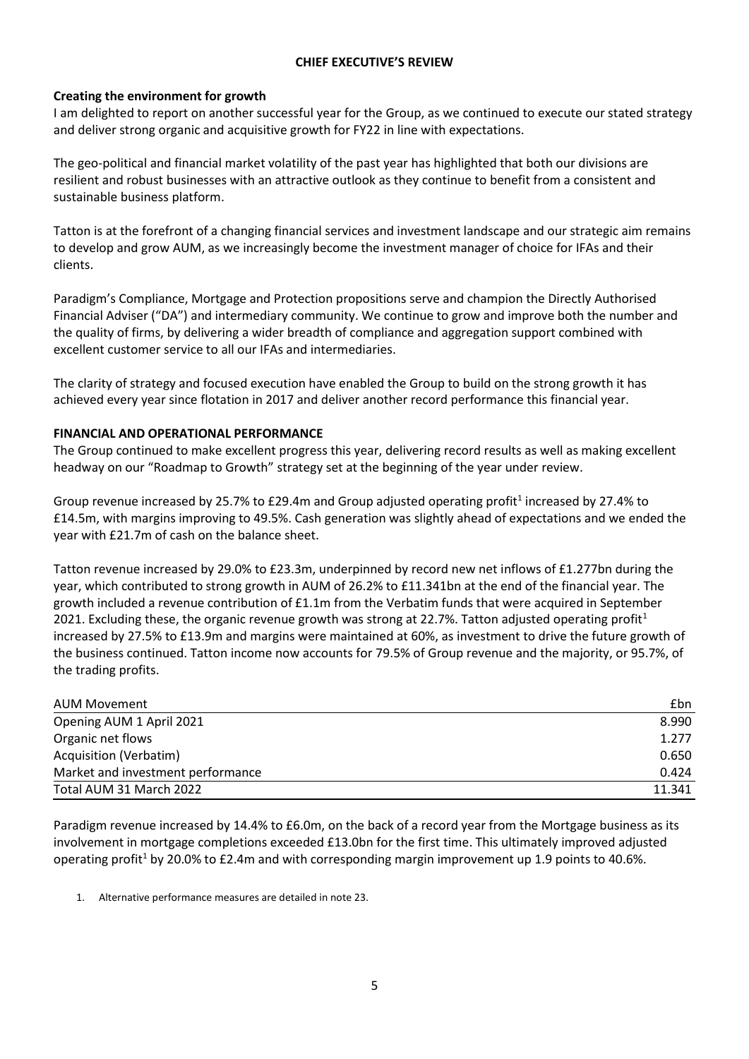## CHIEF EXECUTIVE'S REVIEW

### Creating the environment for growth

I am delighted to report on another successful year for the Group, as we continued to execute our stated strategy and deliver strong organic and acquisitive growth for FY22 in line with expectations.

The geo-political and financial market volatility of the past year has highlighted that both our divisions are resilient and robust businesses with an attractive outlook as they continue to benefit from a consistent and sustainable business platform.

Tatton is at the forefront of a changing financial services and investment landscape and our strategic aim remains to develop and grow AUM, as we increasingly become the investment manager of choice for IFAs and their clients.

Paradigm's Compliance, Mortgage and Protection propositions serve and champion the Directly Authorised Financial Adviser ("DA") and intermediary community. We continue to grow and improve both the number and the quality of firms, by delivering a wider breadth of compliance and aggregation support combined with excellent customer service to all our IFAs and intermediaries.

The clarity of strategy and focused execution have enabled the Group to build on the strong growth it has achieved every year since flotation in 2017 and deliver another record performance this financial year.

### FINANCIAL AND OPERATIONAL PERFORMANCE

The Group continued to make excellent progress this year, delivering record results as well as making excellent headway on our "Roadmap to Growth" strategy set at the beginning of the year under review.

Group revenue increased by 25.7% to £29.4m and Group adjusted operating profit[1] increased by 27.4% to £14.5m, with margins improving to 49.5%. Cash generation was slightly ahead of expectations and we ended the year with £21.7m of cash on the balance sheet.

Tatton revenue increased by 29.0% to £23.3m, underpinned by record new net inflows of £1.277bn during the year, which contributed to strong growth in AUM of 26.2% to £11.341bn at the end of the financial year. The growth included a revenue contribution of £1.1m from the Verbatim funds that were acquired in September 2021. Excluding these, the organic revenue growth was strong at 22.7%. Tatton adjusted operating profit[1] increased by 27.5% to £13.9m and margins were maintained at 60%, as investment to drive the future growth of the business continued. Tatton income now accounts for 79.5% of Group revenue and the majority, or 95.7%, of the trading profits.

| AUM Movement | £bn |
|---|---|
| Opening AUM 1 April 2021 | 8.990 |
| Organic net flows | 1.277 |
| Acquisition (Verbatim) | 0.650 |
| Market and investment performance | 0.424 |
| Total AUM 31 March 2022 | 11.341 |

Paradigm revenue increased by 14.4% to £6.0m, on the back of a record year from the Mortgage business as its involvement in mortgage completions exceeded £13.0bn for the first time. This ultimately improved adjusted operating profit[1] by 20.0% to £2.4m and with corresponding margin improvement up 1.9 points to 40.6%.

1. Alternative performance measures are detailed in note 23.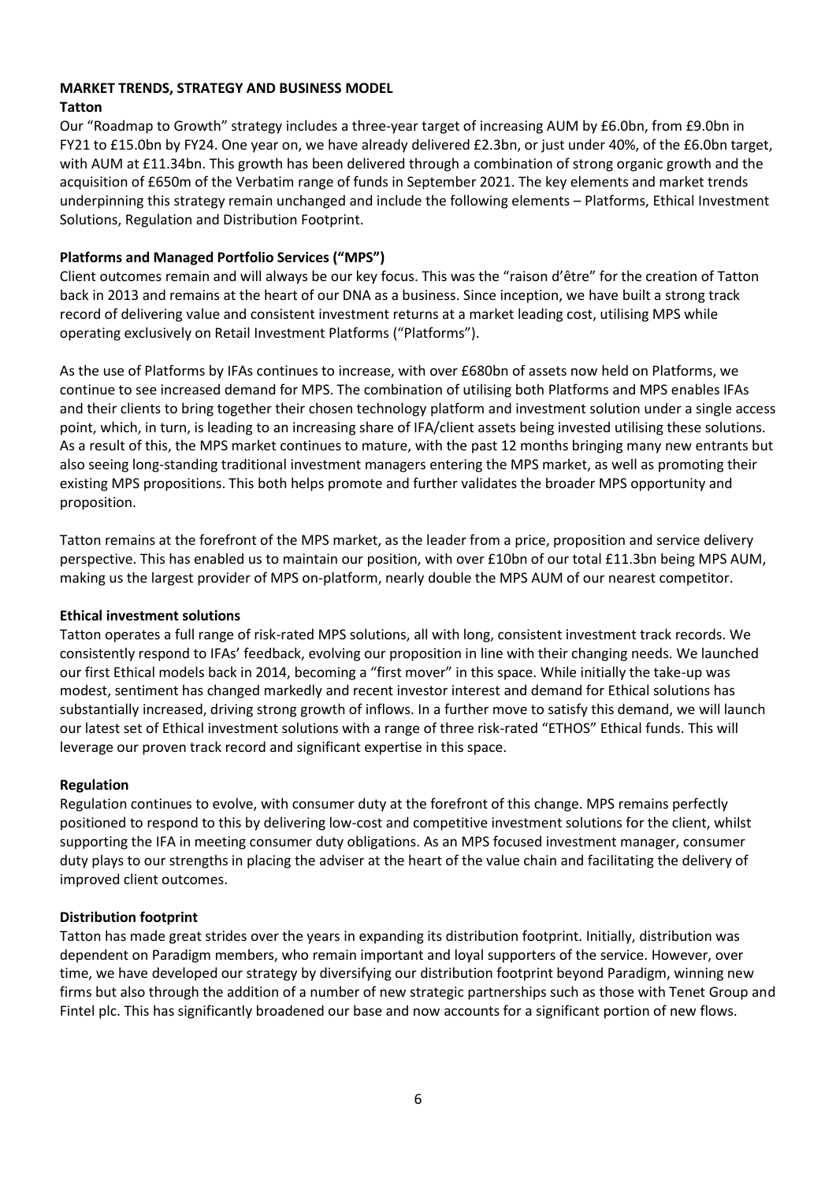## MARKET TRENDS, STRATEGY AND BUSINESS MODEL

### Tatton

Our "Roadmap to Growth" strategy includes a three-year target of increasing AUM by £6.0bn, from £9.0bn in FY21 to £15.0bn by FY24. One year on, we have already delivered £2.3bn, or just under 40%, of the £6.0bn target, with AUM at £11.34bn. This growth has been delivered through a combination of strong organic growth and the acquisition of £650m of the Verbatim range of funds in September 2021. The key elements and market trends underpinning this strategy remain unchanged and include the following elements – Platforms, Ethical Investment Solutions, Regulation and Distribution Footprint.

### Platforms and Managed Portfolio Services ("MPS")

Client outcomes remain and will always be our key focus. This was the "raison d'être" for the creation of Tatton back in 2013 and remains at the heart of our DNA as a business. Since inception, we have built a strong track record of delivering value and consistent investment returns at a market leading cost, utilising MPS while operating exclusively on Retail Investment Platforms ("Platforms").

As the use of Platforms by IFAs continues to increase, with over £680bn of assets now held on Platforms, we continue to see increased demand for MPS. The combination of utilising both Platforms and MPS enables IFAs and their clients to bring together their chosen technology platform and investment solution under a single access point, which, in turn, is leading to an increasing share of IFA/client assets being invested utilising these solutions. As a result of this, the MPS market continues to mature, with the past 12 months bringing many new entrants but also seeing long-standing traditional investment managers entering the MPS market, as well as promoting their existing MPS propositions. This both helps promote and further validates the broader MPS opportunity and proposition.

Tatton remains at the forefront of the MPS market, as the leader from a price, proposition and service delivery perspective. This has enabled us to maintain our position, with over £10bn of our total £11.3bn being MPS AUM, making us the largest provider of MPS on-platform, nearly double the MPS AUM of our nearest competitor.

### Ethical investment solutions

Tatton operates a full range of risk-rated MPS solutions, all with long, consistent investment track records. We consistently respond to IFAs' feedback, evolving our proposition in line with their changing needs. We launched our first Ethical models back in 2014, becoming a "first mover" in this space. While initially the take-up was modest, sentiment has changed markedly and recent investor interest and demand for Ethical solutions has substantially increased, driving strong growth of inflows. In a further move to satisfy this demand, we will launch our latest set of Ethical investment solutions with a range of three risk-rated "ETHOS" Ethical funds. This will leverage our proven track record and significant expertise in this space.

### Regulation

Regulation continues to evolve, with consumer duty at the forefront of this change. MPS remains perfectly positioned to respond to this by delivering low-cost and competitive investment solutions for the client, whilst supporting the IFA in meeting consumer duty obligations. As an MPS focused investment manager, consumer duty plays to our strengths in placing the adviser at the heart of the value chain and facilitating the delivery of improved client outcomes.

### Distribution footprint

Tatton has made great strides over the years in expanding its distribution footprint. Initially, distribution was dependent on Paradigm members, who remain important and loyal supporters of the service. However, over time, we have developed our strategy by diversifying our distribution footprint beyond Paradigm, winning new firms but also through the addition of a number of new strategic partnerships such as those with Tenet Group and Fintel plc. This has significantly broadened our base and now accounts for a significant portion of new flows.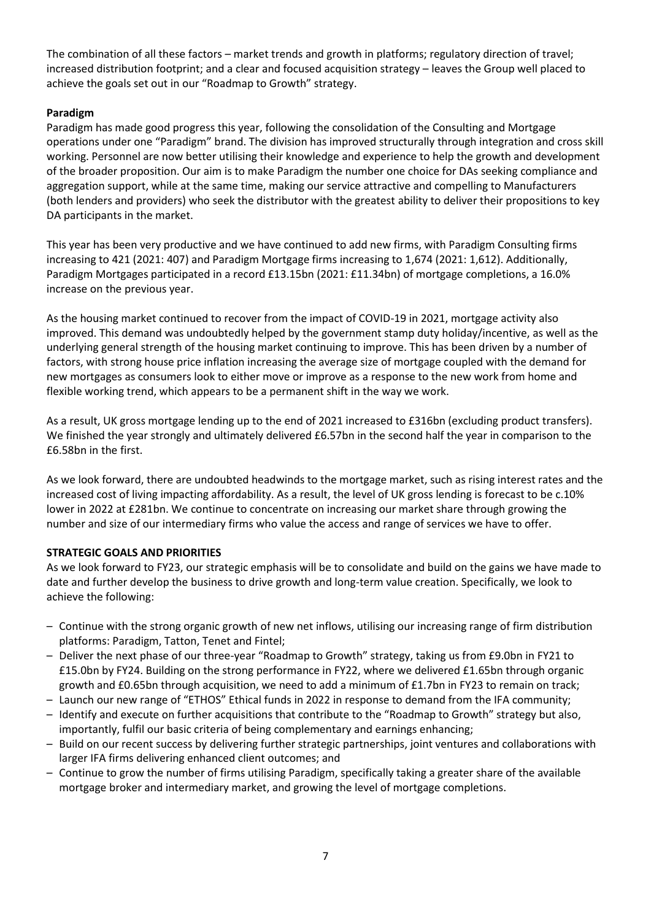The combination of all these factors – market trends and growth in platforms; regulatory direction of travel; increased distribution footprint; and a clear and focused acquisition strategy – leaves the Group well placed to achieve the goals set out in our "Roadmap to Growth" strategy.

**Paradigm**

Paradigm has made good progress this year, following the consolidation of the Consulting and Mortgage operations under one "Paradigm" brand. The division has improved structurally through integration and cross skill working. Personnel are now better utilising their knowledge and experience to help the growth and development of the broader proposition. Our aim is to make Paradigm the number one choice for DAs seeking compliance and aggregation support, while at the same time, making our service attractive and compelling to Manufacturers (both lenders and providers) who seek the distributor with the greatest ability to deliver their propositions to key DA participants in the market.

This year has been very productive and we have continued to add new firms, with Paradigm Consulting firms increasing to 421 (2021: 407) and Paradigm Mortgage firms increasing to 1,674 (2021: 1,612). Additionally, Paradigm Mortgages participated in a record £13.15bn (2021: £11.34bn) of mortgage completions, a 16.0% increase on the previous year.

As the housing market continued to recover from the impact of COVID-19 in 2021, mortgage activity also improved. This demand was undoubtedly helped by the government stamp duty holiday/incentive, as well as the underlying general strength of the housing market continuing to improve. This has been driven by a number of factors, with strong house price inflation increasing the average size of mortgage coupled with the demand for new mortgages as consumers look to either move or improve as a response to the new work from home and flexible working trend, which appears to be a permanent shift in the way we work.

As a result, UK gross mortgage lending up to the end of 2021 increased to £316bn (excluding product transfers). We finished the year strongly and ultimately delivered £6.57bn in the second half the year in comparison to the £6.58bn in the first.

As we look forward, there are undoubted headwinds to the mortgage market, such as rising interest rates and the increased cost of living impacting affordability. As a result, the level of UK gross lending is forecast to be c.10% lower in 2022 at £281bn. We continue to concentrate on increasing our market share through growing the number and size of our intermediary firms who value the access and range of services we have to offer.

**STRATEGIC GOALS AND PRIORITIES**

As we look forward to FY23, our strategic emphasis will be to consolidate and build on the gains we have made to date and further develop the business to drive growth and long-term value creation. Specifically, we look to achieve the following:

- Continue with the strong organic growth of new net inflows, utilising our increasing range of firm distribution platforms: Paradigm, Tatton, Tenet and Fintel;
- Deliver the next phase of our three-year "Roadmap to Growth" strategy, taking us from £9.0bn in FY21 to £15.0bn by FY24. Building on the strong performance in FY22, where we delivered £1.65bn through organic growth and £0.65bn through acquisition, we need to add a minimum of £1.7bn in FY23 to remain on track;
- Launch our new range of "ETHOS" Ethical funds in 2022 in response to demand from the IFA community;
- Identify and execute on further acquisitions that contribute to the "Roadmap to Growth" strategy but also, importantly, fulfil our basic criteria of being complementary and earnings enhancing;
- Build on our recent success by delivering further strategic partnerships, joint ventures and collaborations with larger IFA firms delivering enhanced client outcomes; and
- Continue to grow the number of firms utilising Paradigm, specifically taking a greater share of the available mortgage broker and intermediary market, and growing the level of mortgage completions.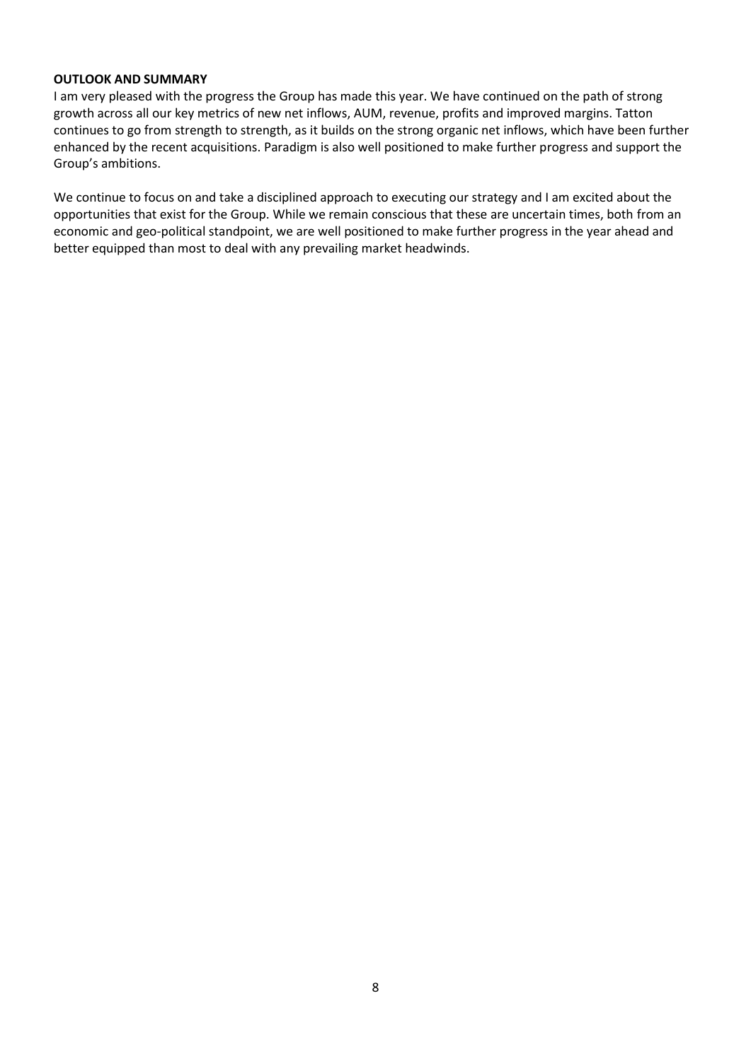**OUTLOOK AND SUMMARY**

I am very pleased with the progress the Group has made this year. We have continued on the path of strong growth across all our key metrics of new net inflows, AUM, revenue, profits and improved margins. Tatton continues to go from strength to strength, as it builds on the strong organic net inflows, which have been further enhanced by the recent acquisitions. Paradigm is also well positioned to make further progress and support the Group's ambitions.

We continue to focus on and take a disciplined approach to executing our strategy and I am excited about the opportunities that exist for the Group. While we remain conscious that these are uncertain times, both from an economic and geo-political standpoint, we are well positioned to make further progress in the year ahead and better equipped than most to deal with any prevailing market headwinds.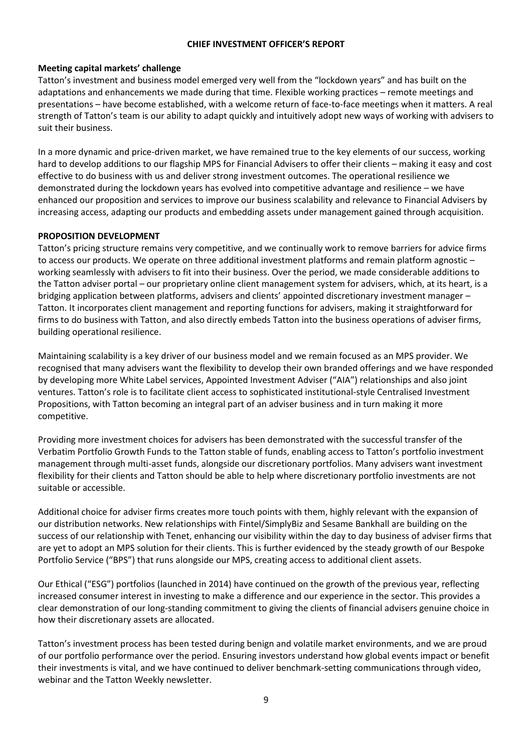## CHIEF INVESTMENT OFFICER'S REPORT

### Meeting capital markets' challenge

Tatton's investment and business model emerged very well from the "lockdown years" and has built on the adaptations and enhancements we made during that time. Flexible working practices – remote meetings and presentations – have become established, with a welcome return of face-to-face meetings when it matters. A real strength of Tatton's team is our ability to adapt quickly and intuitively adopt new ways of working with advisers to suit their business.

In a more dynamic and price-driven market, we have remained true to the key elements of our success, working hard to develop additions to our flagship MPS for Financial Advisers to offer their clients – making it easy and cost effective to do business with us and deliver strong investment outcomes. The operational resilience we demonstrated during the lockdown years has evolved into competitive advantage and resilience – we have enhanced our proposition and services to improve our business scalability and relevance to Financial Advisers by increasing access, adapting our products and embedding assets under management gained through acquisition.

### PROPOSITION DEVELOPMENT

Tatton's pricing structure remains very competitive, and we continually work to remove barriers for advice firms to access our products. We operate on three additional investment platforms and remain platform agnostic – working seamlessly with advisers to fit into their business. Over the period, we made considerable additions to the Tatton adviser portal – our proprietary online client management system for advisers, which, at its heart, is a bridging application between platforms, advisers and clients' appointed discretionary investment manager – Tatton. It incorporates client management and reporting functions for advisers, making it straightforward for firms to do business with Tatton, and also directly embeds Tatton into the business operations of adviser firms, building operational resilience.

Maintaining scalability is a key driver of our business model and we remain focused as an MPS provider. We recognised that many advisers want the flexibility to develop their own branded offerings and we have responded by developing more White Label services, Appointed Investment Adviser ("AIA") relationships and also joint ventures. Tatton's role is to facilitate client access to sophisticated institutional-style Centralised Investment Propositions, with Tatton becoming an integral part of an adviser business and in turn making it more competitive.

Providing more investment choices for advisers has been demonstrated with the successful transfer of the Verbatim Portfolio Growth Funds to the Tatton stable of funds, enabling access to Tatton's portfolio investment management through multi-asset funds, alongside our discretionary portfolios. Many advisers want investment flexibility for their clients and Tatton should be able to help where discretionary portfolio investments are not suitable or accessible.

Additional choice for adviser firms creates more touch points with them, highly relevant with the expansion of our distribution networks. New relationships with Fintel/SimplyBiz and Sesame Bankhall are building on the success of our relationship with Tenet, enhancing our visibility within the day to day business of adviser firms that are yet to adopt an MPS solution for their clients. This is further evidenced by the steady growth of our Bespoke Portfolio Service ("BPS") that runs alongside our MPS, creating access to additional client assets.

Our Ethical ("ESG") portfolios (launched in 2014) have continued on the growth of the previous year, reflecting increased consumer interest in investing to make a difference and our experience in the sector. This provides a clear demonstration of our long-standing commitment to giving the clients of financial advisers genuine choice in how their discretionary assets are allocated.

Tatton's investment process has been tested during benign and volatile market environments, and we are proud of our portfolio performance over the period. Ensuring investors understand how global events impact or benefit their investments is vital, and we have continued to deliver benchmark-setting communications through video, webinar and the Tatton Weekly newsletter.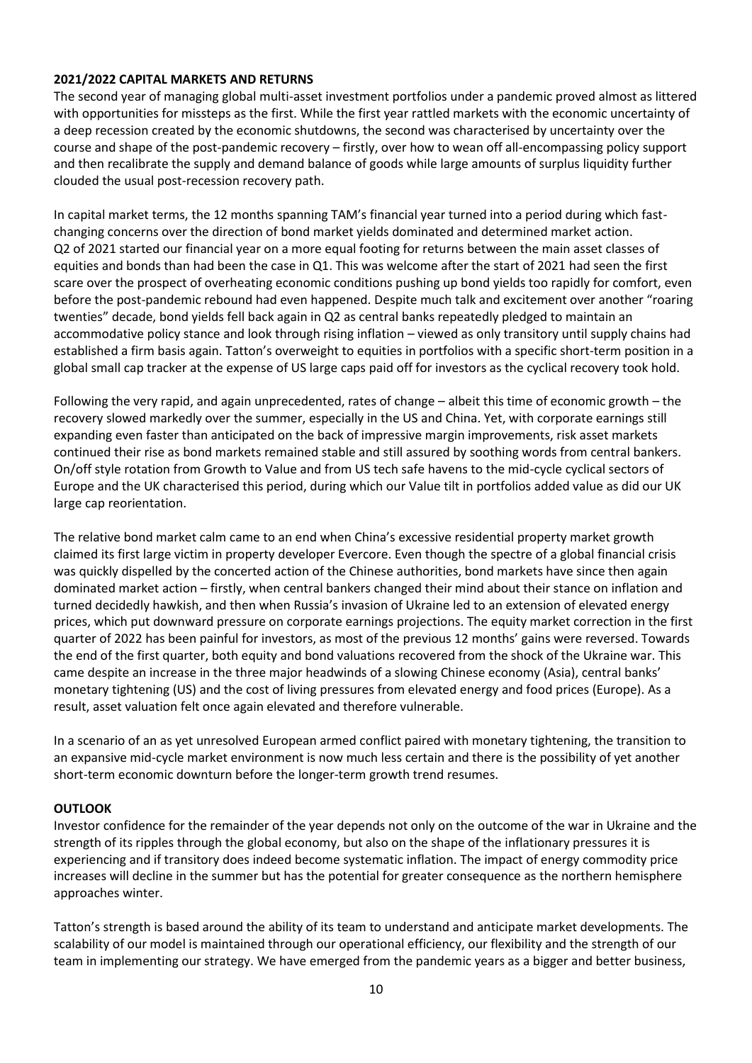**2021/2022 CAPITAL MARKETS AND RETURNS**

The second year of managing global multi-asset investment portfolios under a pandemic proved almost as littered with opportunities for missteps as the first. While the first year rattled markets with the economic uncertainty of a deep recession created by the economic shutdowns, the second was characterised by uncertainty over the course and shape of the post-pandemic recovery – firstly, over how to wean off all-encompassing policy support and then recalibrate the supply and demand balance of goods while large amounts of surplus liquidity further clouded the usual post-recession recovery path.

In capital market terms, the 12 months spanning TAM's financial year turned into a period during which fast-changing concerns over the direction of bond market yields dominated and determined market action. Q2 of 2021 started our financial year on a more equal footing for returns between the main asset classes of equities and bonds than had been the case in Q1. This was welcome after the start of 2021 had seen the first scare over the prospect of overheating economic conditions pushing up bond yields too rapidly for comfort, even before the post-pandemic rebound had even happened. Despite much talk and excitement over another "roaring twenties" decade, bond yields fell back again in Q2 as central banks repeatedly pledged to maintain an accommodative policy stance and look through rising inflation – viewed as only transitory until supply chains had established a firm basis again. Tatton's overweight to equities in portfolios with a specific short-term position in a global small cap tracker at the expense of US large caps paid off for investors as the cyclical recovery took hold.

Following the very rapid, and again unprecedented, rates of change – albeit this time of economic growth – the recovery slowed markedly over the summer, especially in the US and China. Yet, with corporate earnings still expanding even faster than anticipated on the back of impressive margin improvements, risk asset markets continued their rise as bond markets remained stable and still assured by soothing words from central bankers. On/off style rotation from Growth to Value and from US tech safe havens to the mid-cycle cyclical sectors of Europe and the UK characterised this period, during which our Value tilt in portfolios added value as did our UK large cap reorientation.

The relative bond market calm came to an end when China's excessive residential property market growth claimed its first large victim in property developer Evercore. Even though the spectre of a global financial crisis was quickly dispelled by the concerted action of the Chinese authorities, bond markets have since then again dominated market action – firstly, when central bankers changed their mind about their stance on inflation and turned decidedly hawkish, and then when Russia's invasion of Ukraine led to an extension of elevated energy prices, which put downward pressure on corporate earnings projections. The equity market correction in the first quarter of 2022 has been painful for investors, as most of the previous 12 months' gains were reversed. Towards the end of the first quarter, both equity and bond valuations recovered from the shock of the Ukraine war. This came despite an increase in the three major headwinds of a slowing Chinese economy (Asia), central banks' monetary tightening (US) and the cost of living pressures from elevated energy and food prices (Europe). As a result, asset valuation felt once again elevated and therefore vulnerable.

In a scenario of an as yet unresolved European armed conflict paired with monetary tightening, the transition to an expansive mid-cycle market environment is now much less certain and there is the possibility of yet another short-term economic downturn before the longer-term growth trend resumes.

**OUTLOOK**

Investor confidence for the remainder of the year depends not only on the outcome of the war in Ukraine and the strength of its ripples through the global economy, but also on the shape of the inflationary pressures it is experiencing and if transitory does indeed become systematic inflation. The impact of energy commodity price increases will decline in the summer but has the potential for greater consequence as the northern hemisphere approaches winter.

Tatton's strength is based around the ability of its team to understand and anticipate market developments. The scalability of our model is maintained through our operational efficiency, our flexibility and the strength of our team in implementing our strategy. We have emerged from the pandemic years as a bigger and better business,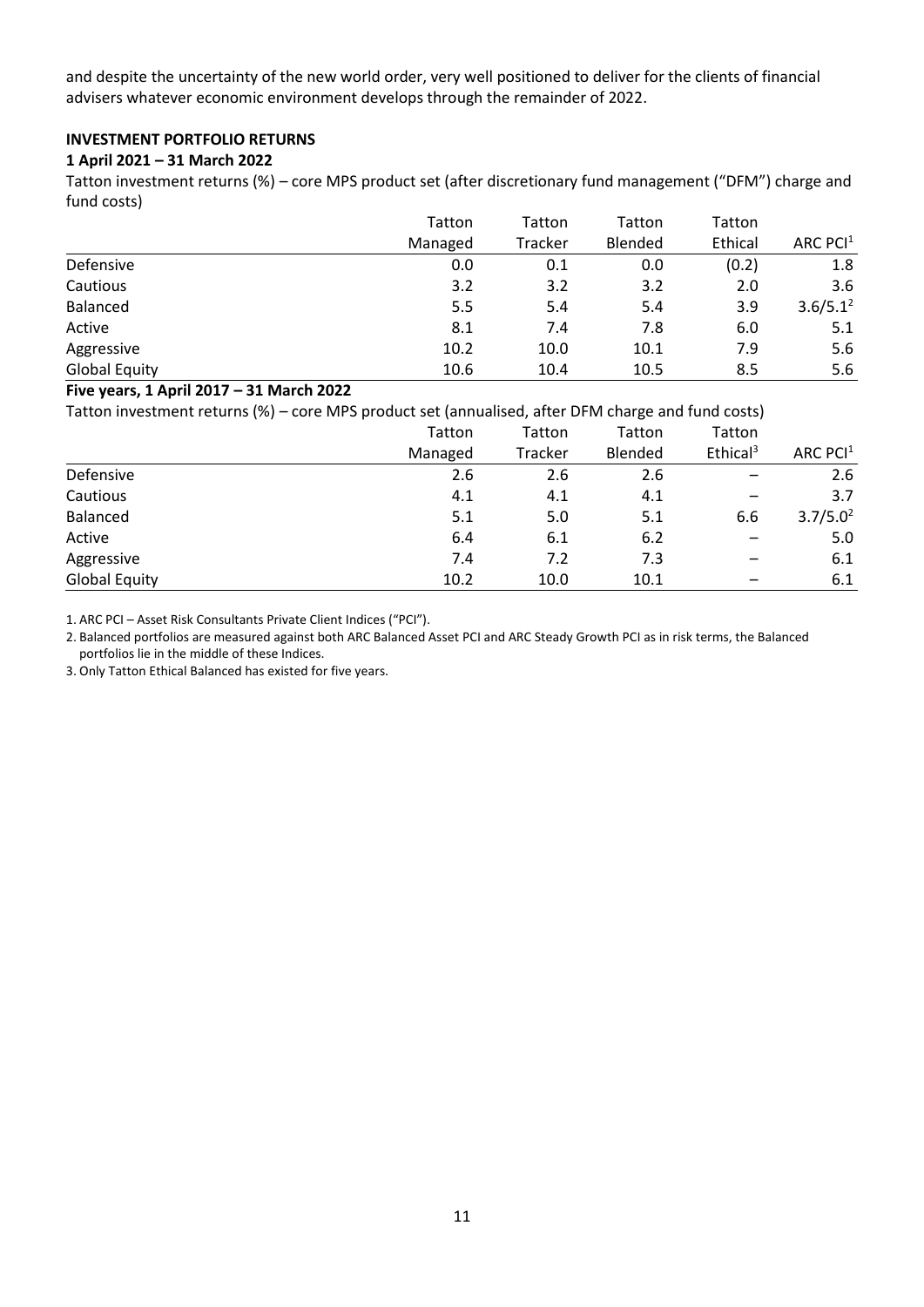and despite the uncertainty of the new world order, very well positioned to deliver for the clients of financial advisers whatever economic environment develops through the remainder of 2022.

**INVESTMENT PORTFOLIO RETURNS**

**1 April 2021 – 31 March 2022**

Tatton investment returns (%) – core MPS product set (after discretionary fund management ("DFM") charge and fund costs)

| | Tatton Managed | Tatton Tracker | Tatton Blended | Tatton Ethical | ARC PCI[1] |
|---|---|---|---|---|---|
| Defensive | 0.0 | 0.1 | 0.0 | (0.2) | 1.8 |
| Cautious | 3.2 | 3.2 | 3.2 | 2.0 | 3.6 |
| Balanced | 5.5 | 5.4 | 5.4 | 3.9 | 3.6/5.1[2] |
| Active | 8.1 | 7.4 | 7.8 | 6.0 | 5.1 |
| Aggressive | 10.2 | 10.0 | 10.1 | 7.9 | 5.6 |
| Global Equity | 10.6 | 10.4 | 10.5 | 8.5 | 5.6 |

**Five years, 1 April 2017 – 31 March 2022**

Tatton investment returns (%) – core MPS product set (annualised, after DFM charge and fund costs)

| | Tatton Managed | Tatton Tracker | Tatton Blended | Tatton Ethical[3] | ARC PCI[1] |
|---|---|---|---|---|---|
| Defensive | 2.6 | 2.6 | 2.6 | – | 2.6 |
| Cautious | 4.1 | 4.1 | 4.1 | – | 3.7 |
| Balanced | 5.1 | 5.0 | 5.1 | 6.6 | 3.7/5.0[2] |
| Active | 6.4 | 6.1 | 6.2 | – | 5.0 |
| Aggressive | 7.4 | 7.2 | 7.3 | – | 6.1 |
| Global Equity | 10.2 | 10.0 | 10.1 | – | 6.1 |

1. ARC PCI – Asset Risk Consultants Private Client Indices ("PCI").
2. Balanced portfolios are measured against both ARC Balanced Asset PCI and ARC Steady Growth PCI as in risk terms, the Balanced portfolios lie in the middle of these Indices.
3. Only Tatton Ethical Balanced has existed for five years.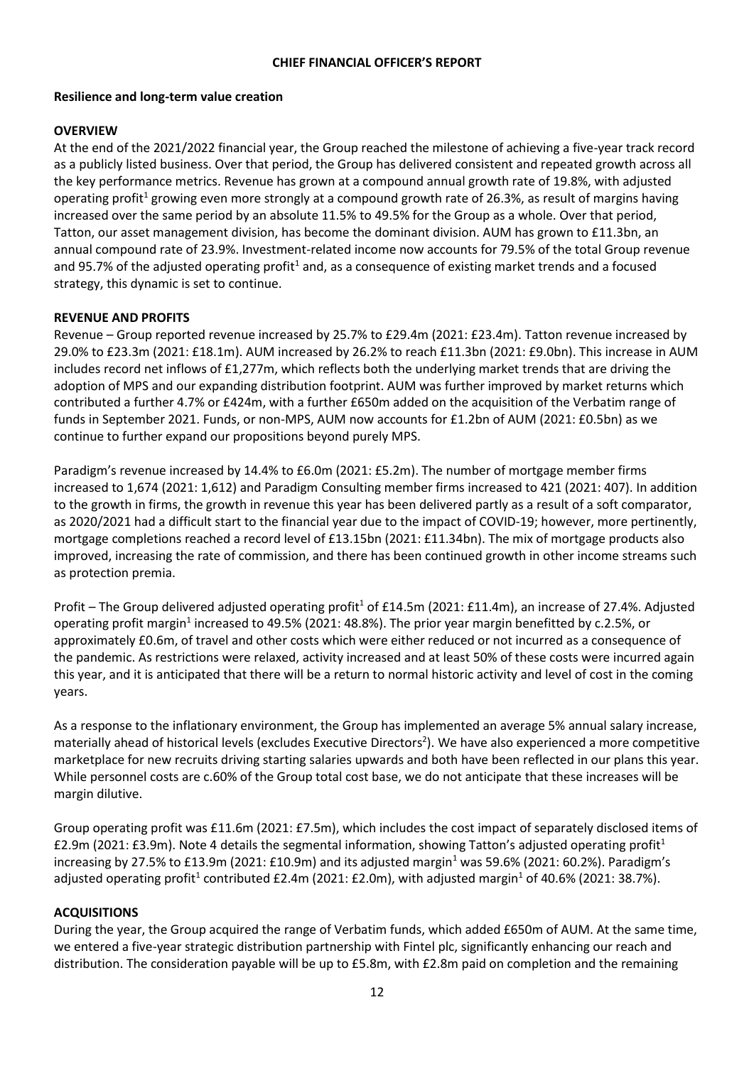# CHIEF FINANCIAL OFFICER'S REPORT

## Resilience and long-term value creation

### OVERVIEW

At the end of the 2021/2022 financial year, the Group reached the milestone of achieving a five-year track record as a publicly listed business. Over that period, the Group has delivered consistent and repeated growth across all the key performance metrics. Revenue has grown at a compound annual growth rate of 19.8%, with adjusted operating profit[1] growing even more strongly at a compound growth rate of 26.3%, as result of margins having increased over the same period by an absolute 11.5% to 49.5% for the Group as a whole. Over that period, Tatton, our asset management division, has become the dominant division. AUM has grown to £11.3bn, an annual compound rate of 23.9%. Investment-related income now accounts for 79.5% of the total Group revenue and 95.7% of the adjusted operating profit[1] and, as a consequence of existing market trends and a focused strategy, this dynamic is set to continue.

### REVENUE AND PROFITS

Revenue – Group reported revenue increased by 25.7% to £29.4m (2021: £23.4m). Tatton revenue increased by 29.0% to £23.3m (2021: £18.1m). AUM increased by 26.2% to reach £11.3bn (2021: £9.0bn). This increase in AUM includes record net inflows of £1,277m, which reflects both the underlying market trends that are driving the adoption of MPS and our expanding distribution footprint. AUM was further improved by market returns which contributed a further 4.7% or £424m, with a further £650m added on the acquisition of the Verbatim range of funds in September 2021. Funds, or non-MPS, AUM now accounts for £1.2bn of AUM (2021: £0.5bn) as we continue to further expand our propositions beyond purely MPS.

Paradigm's revenue increased by 14.4% to £6.0m (2021: £5.2m). The number of mortgage member firms increased to 1,674 (2021: 1,612) and Paradigm Consulting member firms increased to 421 (2021: 407). In addition to the growth in firms, the growth in revenue this year has been delivered partly as a result of a soft comparator, as 2020/2021 had a difficult start to the financial year due to the impact of COVID-19; however, more pertinently, mortgage completions reached a record level of £13.15bn (2021: £11.34bn). The mix of mortgage products also improved, increasing the rate of commission, and there has been continued growth in other income streams such as protection premia.

Profit – The Group delivered adjusted operating profit[1] of £14.5m (2021: £11.4m), an increase of 27.4%. Adjusted operating profit margin[1] increased to 49.5% (2021: 48.8%). The prior year margin benefitted by c.2.5%, or approximately £0.6m, of travel and other costs which were either reduced or not incurred as a consequence of the pandemic. As restrictions were relaxed, activity increased and at least 50% of these costs were incurred again this year, and it is anticipated that there will be a return to normal historic activity and level of cost in the coming years.

As a response to the inflationary environment, the Group has implemented an average 5% annual salary increase, materially ahead of historical levels (excludes Executive Directors[2]). We have also experienced a more competitive marketplace for new recruits driving starting salaries upwards and both have been reflected in our plans this year. While personnel costs are c.60% of the Group total cost base, we do not anticipate that these increases will be margin dilutive.

Group operating profit was £11.6m (2021: £7.5m), which includes the cost impact of separately disclosed items of £2.9m (2021: £3.9m). Note 4 details the segmental information, showing Tatton's adjusted operating profit[1] increasing by 27.5% to £13.9m (2021: £10.9m) and its adjusted margin[1] was 59.6% (2021: 60.2%). Paradigm's adjusted operating profit[1] contributed £2.4m (2021: £2.0m), with adjusted margin[1] of 40.6% (2021: 38.7%).

### ACQUISITIONS

During the year, the Group acquired the range of Verbatim funds, which added £650m of AUM. At the same time, we entered a five-year strategic distribution partnership with Fintel plc, significantly enhancing our reach and distribution. The consideration payable will be up to £5.8m, with £2.8m paid on completion and the remaining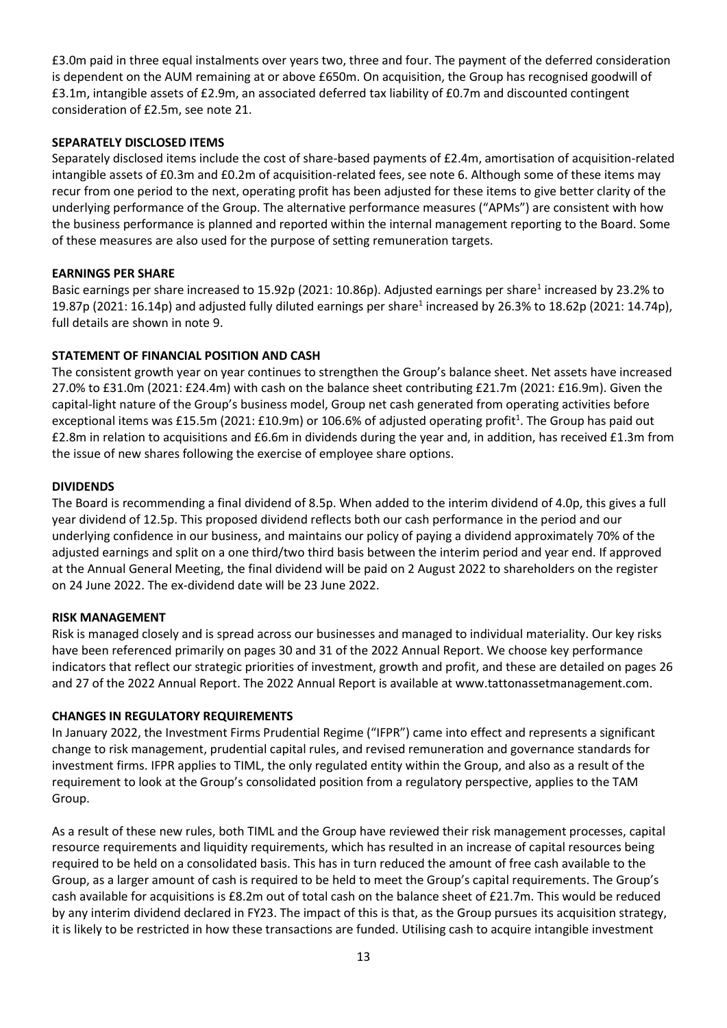£3.0m paid in three equal instalments over years two, three and four. The payment of the deferred consideration is dependent on the AUM remaining at or above £650m. On acquisition, the Group has recognised goodwill of £3.1m, intangible assets of £2.9m, an associated deferred tax liability of £0.7m and discounted contingent consideration of £2.5m, see note 21.

**SEPARATELY DISCLOSED ITEMS**

Separately disclosed items include the cost of share-based payments of £2.4m, amortisation of acquisition-related intangible assets of £0.3m and £0.2m of acquisition-related fees, see note 6. Although some of these items may recur from one period to the next, operating profit has been adjusted for these items to give better clarity of the underlying performance of the Group. The alternative performance measures ("APMs") are consistent with how the business performance is planned and reported within the internal management reporting to the Board. Some of these measures are also used for the purpose of setting remuneration targets.

**EARNINGS PER SHARE**

Basic earnings per share increased to 15.92p (2021: 10.86p). Adjusted earnings per share[1] increased by 23.2% to 19.87p (2021: 16.14p) and adjusted fully diluted earnings per share[1] increased by 26.3% to 18.62p (2021: 14.74p), full details are shown in note 9.

**STATEMENT OF FINANCIAL POSITION AND CASH**

The consistent growth year on year continues to strengthen the Group's balance sheet. Net assets have increased 27.0% to £31.0m (2021: £24.4m) with cash on the balance sheet contributing £21.7m (2021: £16.9m). Given the capital-light nature of the Group's business model, Group net cash generated from operating activities before exceptional items was £15.5m (2021: £10.9m) or 106.6% of adjusted operating profit[1]. The Group has paid out £2.8m in relation to acquisitions and £6.6m in dividends during the year and, in addition, has received £1.3m from the issue of new shares following the exercise of employee share options.

**DIVIDENDS**

The Board is recommending a final dividend of 8.5p. When added to the interim dividend of 4.0p, this gives a full year dividend of 12.5p. This proposed dividend reflects both our cash performance in the period and our underlying confidence in our business, and maintains our policy of paying a dividend approximately 70% of the adjusted earnings and split on a one third/two third basis between the interim period and year end. If approved at the Annual General Meeting, the final dividend will be paid on 2 August 2022 to shareholders on the register on 24 June 2022. The ex-dividend date will be 23 June 2022.

**RISK MANAGEMENT**

Risk is managed closely and is spread across our businesses and managed to individual materiality. Our key risks have been referenced primarily on pages 30 and 31 of the 2022 Annual Report. We choose key performance indicators that reflect our strategic priorities of investment, growth and profit, and these are detailed on pages 26 and 27 of the 2022 Annual Report. The 2022 Annual Report is available at www.tattonassetmanagement.com.

**CHANGES IN REGULATORY REQUIREMENTS**

In January 2022, the Investment Firms Prudential Regime ("IFPR") came into effect and represents a significant change to risk management, prudential capital rules, and revised remuneration and governance standards for investment firms. IFPR applies to TIML, the only regulated entity within the Group, and also as a result of the requirement to look at the Group's consolidated position from a regulatory perspective, applies to the TAM Group.

As a result of these new rules, both TIML and the Group have reviewed their risk management processes, capital resource requirements and liquidity requirements, which has resulted in an increase of capital resources being required to be held on a consolidated basis. This has in turn reduced the amount of free cash available to the Group, as a larger amount of cash is required to be held to meet the Group's capital requirements. The Group's cash available for acquisitions is £8.2m out of total cash on the balance sheet of £21.7m. This would be reduced by any interim dividend declared in FY23. The impact of this is that, as the Group pursues its acquisition strategy, it is likely to be restricted in how these transactions are funded. Utilising cash to acquire intangible investment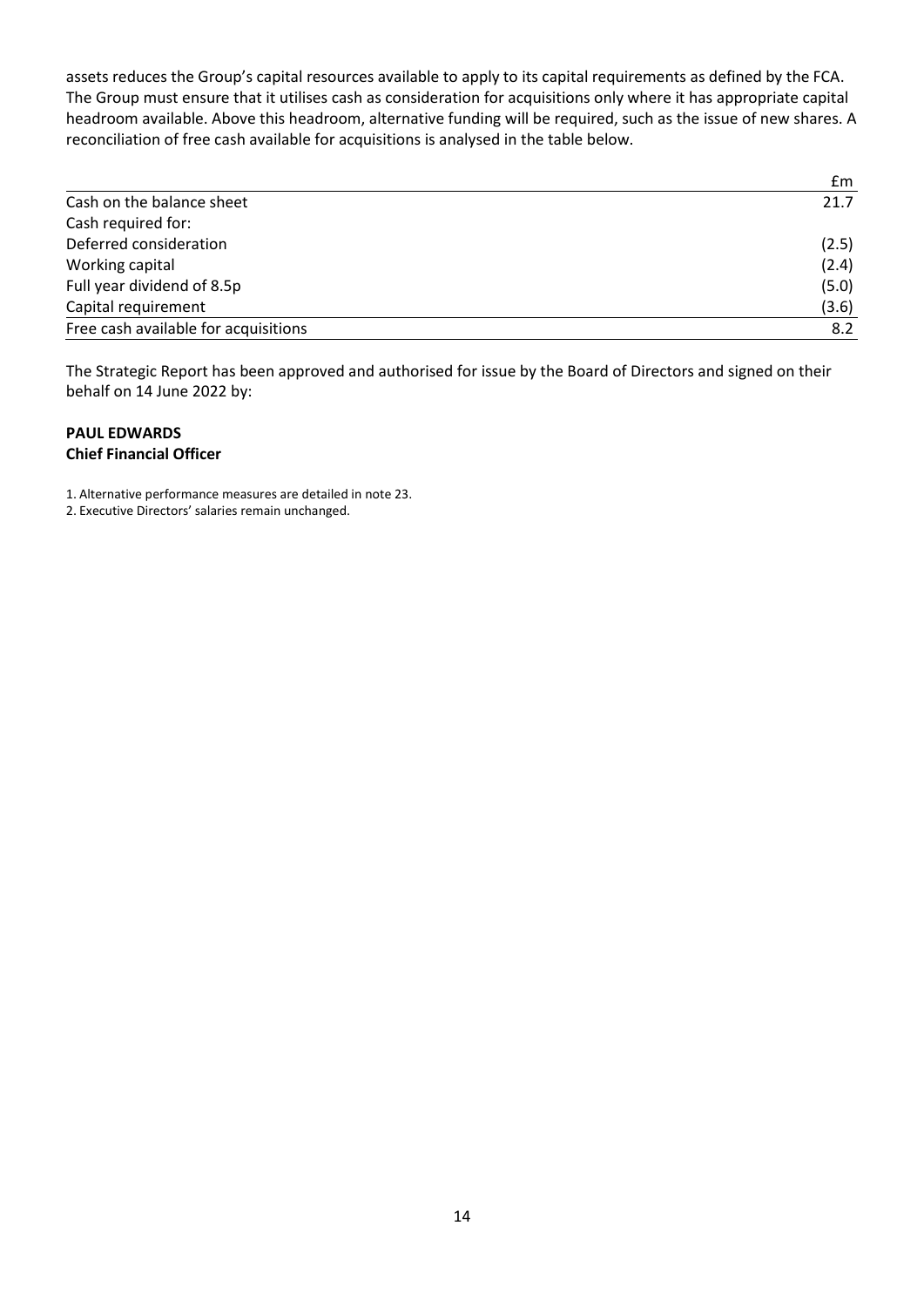assets reduces the Group's capital resources available to apply to its capital requirements as defined by the FCA. The Group must ensure that it utilises cash as consideration for acquisitions only where it has appropriate capital headroom available. Above this headroom, alternative funding will be required, such as the issue of new shares. A reconciliation of free cash available for acquisitions is analysed in the table below.

| | £m |
|---|---|
| Cash on the balance sheet | 21.7 |
| Cash required for: | |
| Deferred consideration | (2.5) |
| Working capital | (2.4) |
| Full year dividend of 8.5p | (5.0) |
| Capital requirement | (3.6) |
| Free cash available for acquisitions | 8.2 |

The Strategic Report has been approved and authorised for issue by the Board of Directors and signed on their behalf on 14 June 2022 by:

**PAUL EDWARDS**
**Chief Financial Officer**

1. Alternative performance measures are detailed in note 23.
2. Executive Directors' salaries remain unchanged.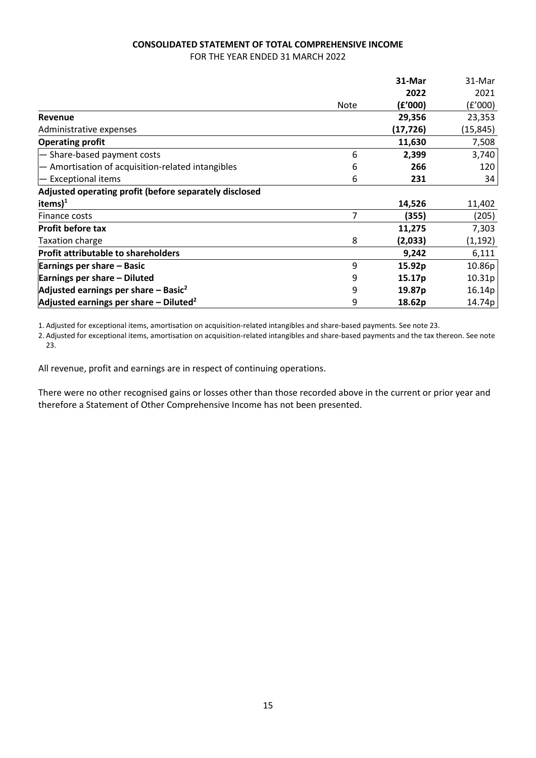**CONSOLIDATED STATEMENT OF TOTAL COMPREHENSIVE INCOME**

FOR THE YEAR ENDED 31 MARCH 2022

| | Note | **31-Mar 2022 (£'000)** | 31-Mar 2021 (£'000) |
|---|---|---|---|
| **Revenue** | | **29,356** | 23,353 |
| Administrative expenses | | **(17,726)** | (15,845) |
| **Operating profit** | | **11,630** | 7,508 |
| — Share-based payment costs | 6 | **2,399** | 3,740 |
| — Amortisation of acquisition-related intangibles | 6 | **266** | 120 |
| — Exceptional items | 6 | **231** | 34 |
| **Adjusted operating profit (before separately disclosed items)[1]** | | **14,526** | 11,402 |
| Finance costs | 7 | **(355)** | (205) |
| **Profit before tax** | | **11,275** | 7,303 |
| Taxation charge | 8 | **(2,033)** | (1,192) |
| **Profit attributable to shareholders** | | **9,242** | 6,111 |
| **Earnings per share – Basic** | 9 | **15.92p** | 10.86p |
| **Earnings per share – Diluted** | 9 | **15.17p** | 10.31p |
| **Adjusted earnings per share – Basic[2]** | 9 | **19.87p** | 16.14p |
| **Adjusted earnings per share – Diluted[2]** | 9 | **18.62p** | 14.74p |

1. Adjusted for exceptional items, amortisation on acquisition-related intangibles and share-based payments. See note 23.
2. Adjusted for exceptional items, amortisation on acquisition-related intangibles and share-based payments and the tax thereon. See note 23.

All revenue, profit and earnings are in respect of continuing operations.

There were no other recognised gains or losses other than those recorded above in the current or prior year and therefore a Statement of Other Comprehensive Income has not been presented.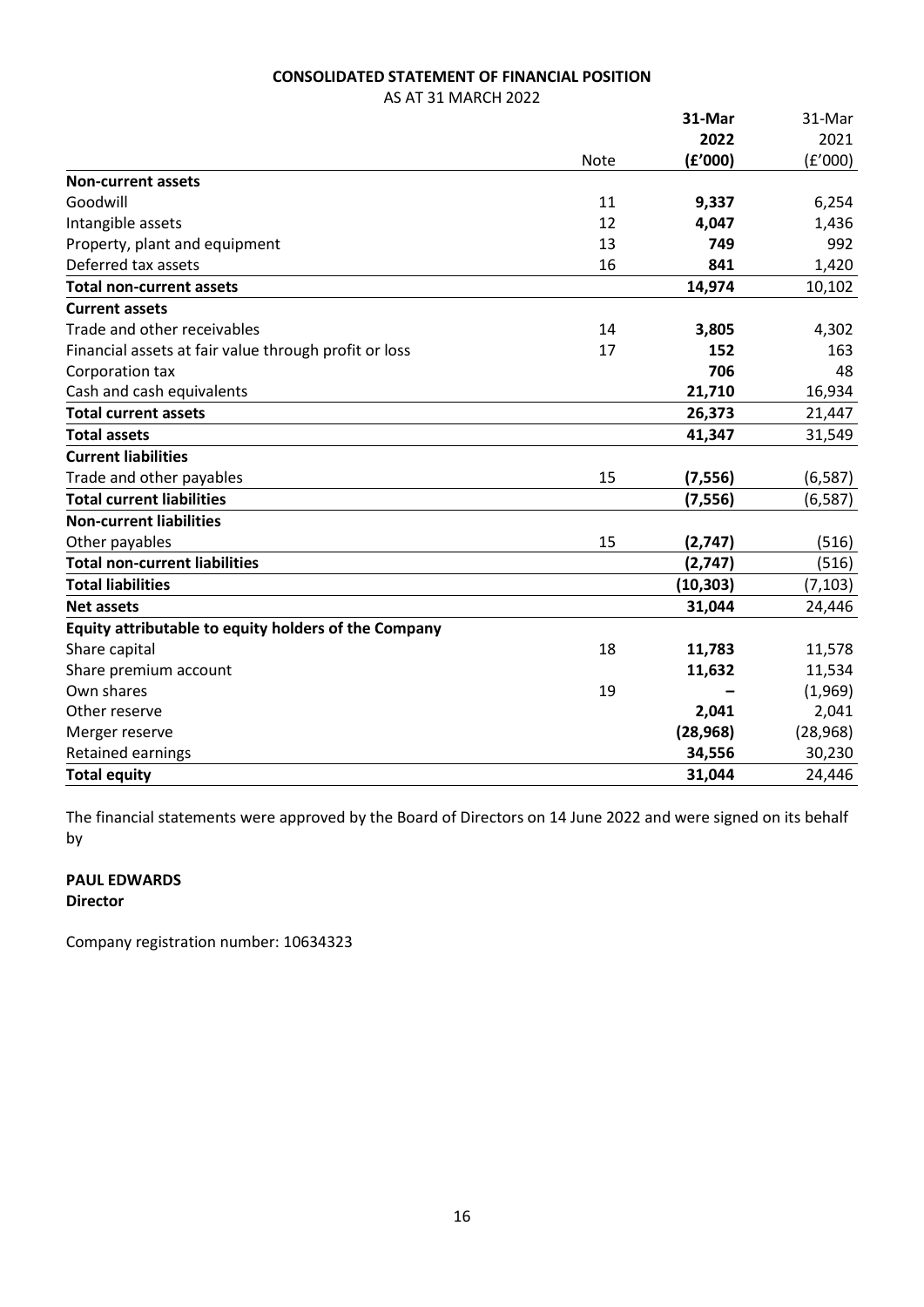# CONSOLIDATED STATEMENT OF FINANCIAL POSITION

AS AT 31 MARCH 2022

| | Note | 31-Mar 2022 (£'000) | 31-Mar 2021 (£'000) |
|---|---|---|---|
| **Non-current assets** | | | |
| Goodwill | 11 | **9,337** | 6,254 |
| Intangible assets | 12 | **4,047** | 1,436 |
| Property, plant and equipment | 13 | **749** | 992 |
| Deferred tax assets | 16 | **841** | 1,420 |
| **Total non-current assets** | | **14,974** | 10,102 |
| **Current assets** | | | |
| Trade and other receivables | 14 | **3,805** | 4,302 |
| Financial assets at fair value through profit or loss | 17 | **152** | 163 |
| Corporation tax | | **706** | 48 |
| Cash and cash equivalents | | **21,710** | 16,934 |
| **Total current assets** | | **26,373** | 21,447 |
| **Total assets** | | **41,347** | 31,549 |
| **Current liabilities** | | | |
| Trade and other payables | 15 | **(7,556)** | (6,587) |
| **Total current liabilities** | | **(7,556)** | (6,587) |
| **Non-current liabilities** | | | |
| Other payables | 15 | **(2,747)** | (516) |
| **Total non-current liabilities** | | **(2,747)** | (516) |
| **Total liabilities** | | **(10,303)** | (7,103) |
| **Net assets** | | **31,044** | 24,446 |
| **Equity attributable to equity holders of the Company** | | | |
| Share capital | 18 | **11,783** | 11,578 |
| Share premium account | | **11,632** | 11,534 |
| Own shares | 19 | **–** | (1,969) |
| Other reserve | | **2,041** | 2,041 |
| Merger reserve | | **(28,968)** | (28,968) |
| Retained earnings | | **34,556** | 30,230 |
| **Total equity** | | **31,044** | 24,446 |

The financial statements were approved by the Board of Directors on 14 June 2022 and were signed on its behalf by

**PAUL EDWARDS**
**Director**

Company registration number: 10634323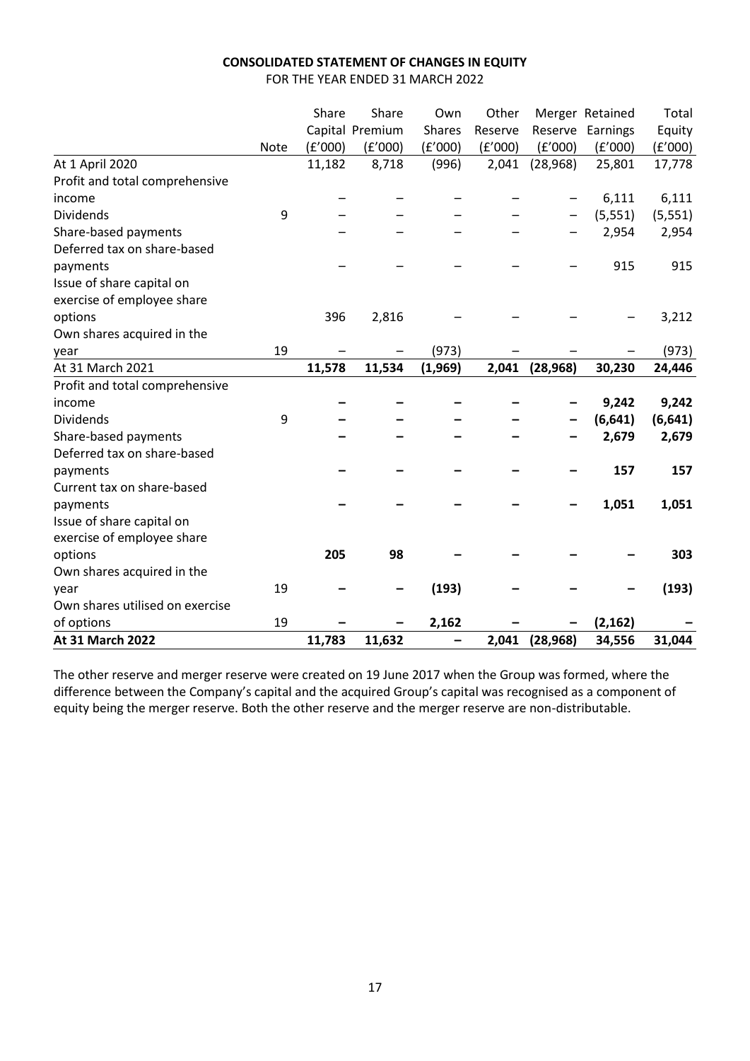**CONSOLIDATED STATEMENT OF CHANGES IN EQUITY**

FOR THE YEAR ENDED 31 MARCH 2022

| | Note | Share Capital (£'000) | Share Premium (£'000) | Own Shares (£'000) | Other Reserve (£'000) | Merger Reserve (£'000) | Retained Earnings (£'000) | Total Equity (£'000) |
|---|---|---|---|---|---|---|---|---|
| At 1 April 2020 | | 11,182 | 8,718 | (996) | 2,041 | (28,968) | 25,801 | 17,778 |
| Profit and total comprehensive income | | – | – | – | – | – | 6,111 | 6,111 |
| Dividends | 9 | – | – | – | – | – | (5,551) | (5,551) |
| Share-based payments | | – | – | – | – | – | 2,954 | 2,954 |
| Deferred tax on share-based payments | | – | – | – | – | – | 915 | 915 |
| Issue of share capital on exercise of employee share options | | 396 | 2,816 | – | – | – | – | 3,212 |
| Own shares acquired in the year | 19 | – | – | (973) | – | – | – | (973) |
| At 31 March 2021 | | **11,578** | **11,534** | **(1,969)** | **2,041** | **(28,968)** | **30,230** | **24,446** |
| Profit and total comprehensive income | | **–** | **–** | **–** | **–** | **–** | **9,242** | **9,242** |
| Dividends | 9 | **–** | **–** | **–** | **–** | **–** | **(6,641)** | **(6,641)** |
| Share-based payments | | **–** | **–** | **–** | **–** | **–** | **2,679** | **2,679** |
| Deferred tax on share-based payments | | **–** | **–** | **–** | **–** | **–** | **157** | **157** |
| Current tax on share-based payments | | **–** | **–** | **–** | **–** | **–** | **1,051** | **1,051** |
| Issue of share capital on exercise of employee share options | | **205** | **98** | **–** | **–** | **–** | **–** | **303** |
| Own shares acquired in the year | 19 | **–** | **–** | **(193)** | **–** | **–** | **–** | **(193)** |
| Own shares utilised on exercise of options | 19 | **–** | **–** | **2,162** | **–** | **–** | **(2,162)** | **–** |
| **At 31 March 2022** | | **11,783** | **11,632** | **–** | **2,041** | **(28,968)** | **34,556** | **31,044** |

The other reserve and merger reserve were created on 19 June 2017 when the Group was formed, where the difference between the Company's capital and the acquired Group's capital was recognised as a component of equity being the merger reserve. Both the other reserve and the merger reserve are non-distributable.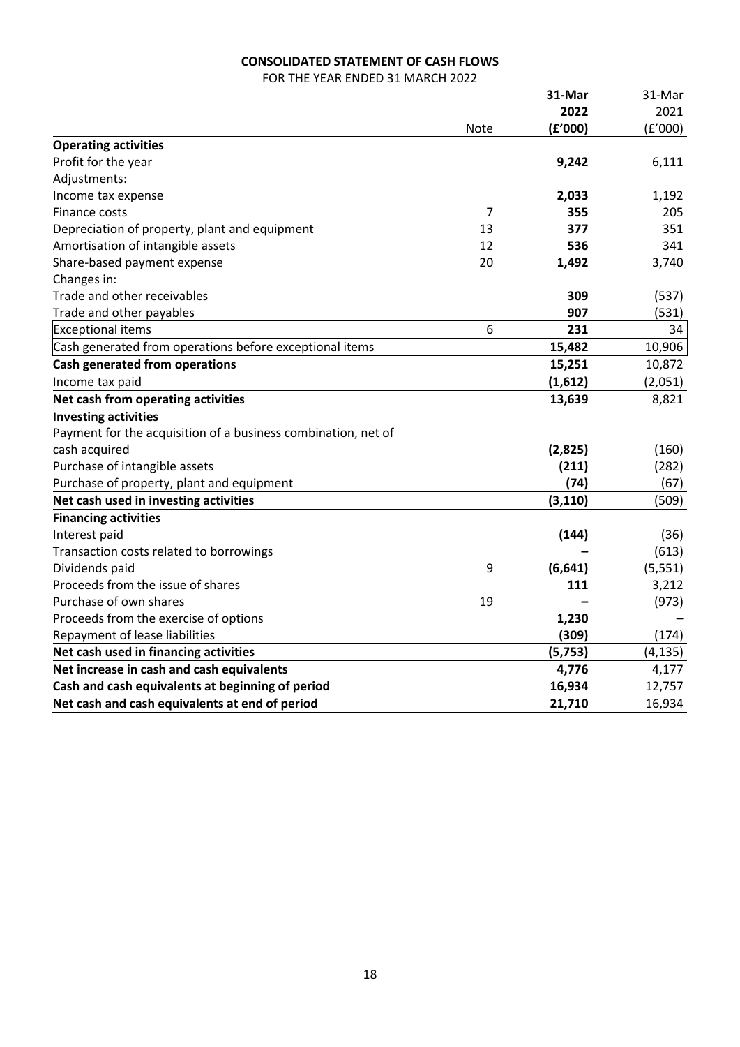**CONSOLIDATED STATEMENT OF CASH FLOWS**

FOR THE YEAR ENDED 31 MARCH 2022

| | Note | **31-Mar 2022 (£'000)** | 31-Mar 2021 (£'000) |
|---|---|---|---|
| **Operating activities** | | | |
| Profit for the year | | **9,242** | 6,111 |
| Adjustments: | | | |
| Income tax expense | | **2,033** | 1,192 |
| Finance costs | 7 | **355** | 205 |
| Depreciation of property, plant and equipment | 13 | **377** | 351 |
| Amortisation of intangible assets | 12 | **536** | 341 |
| Share-based payment expense | 20 | **1,492** | 3,740 |
| Changes in: | | | |
| Trade and other receivables | | **309** | (537) |
| Trade and other payables | | **907** | (531) |
| Exceptional items | 6 | **231** | 34 |
| Cash generated from operations before exceptional items | | **15,482** | 10,906 |
| **Cash generated from operations** | | **15,251** | 10,872 |
| Income tax paid | | **(1,612)** | (2,051) |
| **Net cash from operating activities** | | **13,639** | 8,821 |
| **Investing activities** | | | |
| Payment for the acquisition of a business combination, net of cash acquired | | **(2,825)** | (160) |
| Purchase of intangible assets | | **(211)** | (282) |
| Purchase of property, plant and equipment | | **(74)** | (67) |
| **Net cash used in investing activities** | | **(3,110)** | (509) |
| **Financing activities** | | | |
| Interest paid | | **(144)** | (36) |
| Transaction costs related to borrowings | | **–** | (613) |
| Dividends paid | 9 | **(6,641)** | (5,551) |
| Proceeds from the issue of shares | | **111** | 3,212 |
| Purchase of own shares | 19 | **–** | (973) |
| Proceeds from the exercise of options | | **1,230** | – |
| Repayment of lease liabilities | | **(309)** | (174) |
| **Net cash used in financing activities** | | **(5,753)** | (4,135) |
| **Net increase in cash and cash equivalents** | | **4,776** | 4,177 |
| **Cash and cash equivalents at beginning of period** | | **16,934** | 12,757 |
| **Net cash and cash equivalents at end of period** | | **21,710** | 16,934 |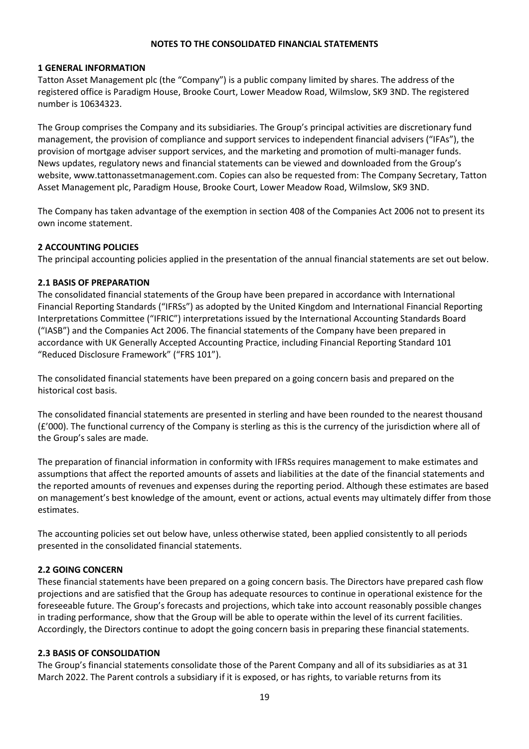# NOTES TO THE CONSOLIDATED FINANCIAL STATEMENTS

## 1 GENERAL INFORMATION

Tatton Asset Management plc (the "Company") is a public company limited by shares. The address of the registered office is Paradigm House, Brooke Court, Lower Meadow Road, Wilmslow, SK9 3ND. The registered number is 10634323.

The Group comprises the Company and its subsidiaries. The Group's principal activities are discretionary fund management, the provision of compliance and support services to independent financial advisers ("IFAs"), the provision of mortgage adviser support services, and the marketing and promotion of multi-manager funds. News updates, regulatory news and financial statements can be viewed and downloaded from the Group's website, www.tattonassetmanagement.com. Copies can also be requested from: The Company Secretary, Tatton Asset Management plc, Paradigm House, Brooke Court, Lower Meadow Road, Wilmslow, SK9 3ND.

The Company has taken advantage of the exemption in section 408 of the Companies Act 2006 not to present its own income statement.

## 2 ACCOUNTING POLICIES

The principal accounting policies applied in the presentation of the annual financial statements are set out below.

### 2.1 BASIS OF PREPARATION

The consolidated financial statements of the Group have been prepared in accordance with International Financial Reporting Standards ("IFRSs") as adopted by the United Kingdom and International Financial Reporting Interpretations Committee ("IFRIC") interpretations issued by the International Accounting Standards Board ("IASB") and the Companies Act 2006. The financial statements of the Company have been prepared in accordance with UK Generally Accepted Accounting Practice, including Financial Reporting Standard 101 "Reduced Disclosure Framework" ("FRS 101").

The consolidated financial statements have been prepared on a going concern basis and prepared on the historical cost basis.

The consolidated financial statements are presented in sterling and have been rounded to the nearest thousand (£'000). The functional currency of the Company is sterling as this is the currency of the jurisdiction where all of the Group's sales are made.

The preparation of financial information in conformity with IFRSs requires management to make estimates and assumptions that affect the reported amounts of assets and liabilities at the date of the financial statements and the reported amounts of revenues and expenses during the reporting period. Although these estimates are based on management's best knowledge of the amount, event or actions, actual events may ultimately differ from those estimates.

The accounting policies set out below have, unless otherwise stated, been applied consistently to all periods presented in the consolidated financial statements.

### 2.2 GOING CONCERN

These financial statements have been prepared on a going concern basis. The Directors have prepared cash flow projections and are satisfied that the Group has adequate resources to continue in operational existence for the foreseeable future. The Group's forecasts and projections, which take into account reasonably possible changes in trading performance, show that the Group will be able to operate within the level of its current facilities. Accordingly, the Directors continue to adopt the going concern basis in preparing these financial statements.

### 2.3 BASIS OF CONSOLIDATION

The Group's financial statements consolidate those of the Parent Company and all of its subsidiaries as at 31 March 2022. The Parent controls a subsidiary if it is exposed, or has rights, to variable returns from its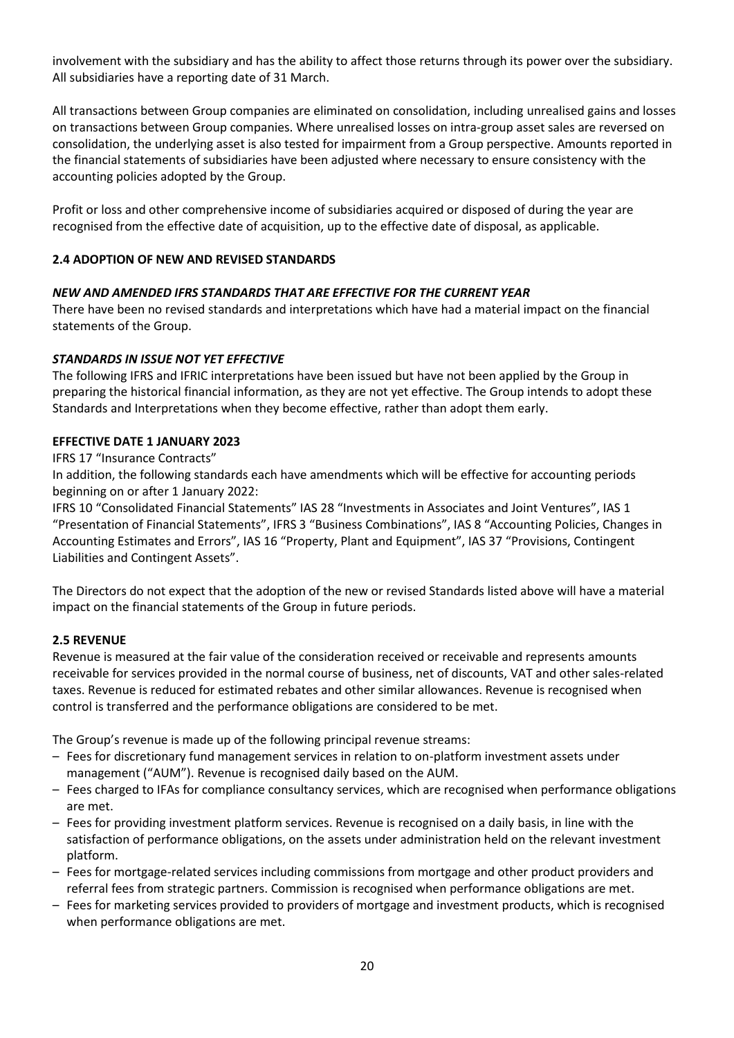involvement with the subsidiary and has the ability to affect those returns through its power over the subsidiary. All subsidiaries have a reporting date of 31 March.

All transactions between Group companies are eliminated on consolidation, including unrealised gains and losses on transactions between Group companies. Where unrealised losses on intra-group asset sales are reversed on consolidation, the underlying asset is also tested for impairment from a Group perspective. Amounts reported in the financial statements of subsidiaries have been adjusted where necessary to ensure consistency with the accounting policies adopted by the Group.

Profit or loss and other comprehensive income of subsidiaries acquired or disposed of during the year are recognised from the effective date of acquisition, up to the effective date of disposal, as applicable.

### 2.4 ADOPTION OF NEW AND REVISED STANDARDS

***NEW AND AMENDED IFRS STANDARDS THAT ARE EFFECTIVE FOR THE CURRENT YEAR***

There have been no revised standards and interpretations which have had a material impact on the financial statements of the Group.

***STANDARDS IN ISSUE NOT YET EFFECTIVE***

The following IFRS and IFRIC interpretations have been issued but have not been applied by the Group in preparing the historical financial information, as they are not yet effective. The Group intends to adopt these Standards and Interpretations when they become effective, rather than adopt them early.

**EFFECTIVE DATE 1 JANUARY 2023**

IFRS 17 "Insurance Contracts"

In addition, the following standards each have amendments which will be effective for accounting periods beginning on or after 1 January 2022:

IFRS 10 "Consolidated Financial Statements" IAS 28 "Investments in Associates and Joint Ventures", IAS 1 "Presentation of Financial Statements", IFRS 3 "Business Combinations", IAS 8 "Accounting Policies, Changes in Accounting Estimates and Errors", IAS 16 "Property, Plant and Equipment", IAS 37 "Provisions, Contingent Liabilities and Contingent Assets".

The Directors do not expect that the adoption of the new or revised Standards listed above will have a material impact on the financial statements of the Group in future periods.

### 2.5 REVENUE

Revenue is measured at the fair value of the consideration received or receivable and represents amounts receivable for services provided in the normal course of business, net of discounts, VAT and other sales-related taxes. Revenue is reduced for estimated rebates and other similar allowances. Revenue is recognised when control is transferred and the performance obligations are considered to be met.

The Group's revenue is made up of the following principal revenue streams:

- Fees for discretionary fund management services in relation to on-platform investment assets under management ("AUM"). Revenue is recognised daily based on the AUM.
- Fees charged to IFAs for compliance consultancy services, which are recognised when performance obligations are met.
- Fees for providing investment platform services. Revenue is recognised on a daily basis, in line with the satisfaction of performance obligations, on the assets under administration held on the relevant investment platform.
- Fees for mortgage-related services including commissions from mortgage and other product providers and referral fees from strategic partners. Commission is recognised when performance obligations are met.
- Fees for marketing services provided to providers of mortgage and investment products, which is recognised when performance obligations are met.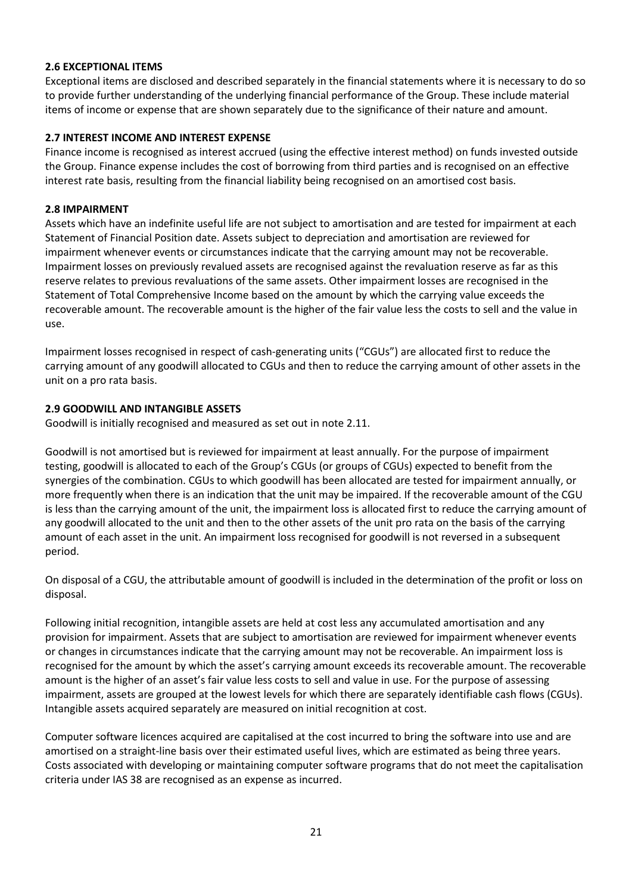### 2.6 EXCEPTIONAL ITEMS

Exceptional items are disclosed and described separately in the financial statements where it is necessary to do so to provide further understanding of the underlying financial performance of the Group. These include material items of income or expense that are shown separately due to the significance of their nature and amount.

### 2.7 INTEREST INCOME AND INTEREST EXPENSE

Finance income is recognised as interest accrued (using the effective interest method) on funds invested outside the Group. Finance expense includes the cost of borrowing from third parties and is recognised on an effective interest rate basis, resulting from the financial liability being recognised on an amortised cost basis.

### 2.8 IMPAIRMENT

Assets which have an indefinite useful life are not subject to amortisation and are tested for impairment at each Statement of Financial Position date. Assets subject to depreciation and amortisation are reviewed for impairment whenever events or circumstances indicate that the carrying amount may not be recoverable. Impairment losses on previously revalued assets are recognised against the revaluation reserve as far as this reserve relates to previous revaluations of the same assets. Other impairment losses are recognised in the Statement of Total Comprehensive Income based on the amount by which the carrying value exceeds the recoverable amount. The recoverable amount is the higher of the fair value less the costs to sell and the value in use.

Impairment losses recognised in respect of cash-generating units ("CGUs") are allocated first to reduce the carrying amount of any goodwill allocated to CGUs and then to reduce the carrying amount of other assets in the unit on a pro rata basis.

### 2.9 GOODWILL AND INTANGIBLE ASSETS

Goodwill is initially recognised and measured as set out in note 2.11.

Goodwill is not amortised but is reviewed for impairment at least annually. For the purpose of impairment testing, goodwill is allocated to each of the Group's CGUs (or groups of CGUs) expected to benefit from the synergies of the combination. CGUs to which goodwill has been allocated are tested for impairment annually, or more frequently when there is an indication that the unit may be impaired. If the recoverable amount of the CGU is less than the carrying amount of the unit, the impairment loss is allocated first to reduce the carrying amount of any goodwill allocated to the unit and then to the other assets of the unit pro rata on the basis of the carrying amount of each asset in the unit. An impairment loss recognised for goodwill is not reversed in a subsequent period.

On disposal of a CGU, the attributable amount of goodwill is included in the determination of the profit or loss on disposal.

Following initial recognition, intangible assets are held at cost less any accumulated amortisation and any provision for impairment. Assets that are subject to amortisation are reviewed for impairment whenever events or changes in circumstances indicate that the carrying amount may not be recoverable. An impairment loss is recognised for the amount by which the asset's carrying amount exceeds its recoverable amount. The recoverable amount is the higher of an asset's fair value less costs to sell and value in use. For the purpose of assessing impairment, assets are grouped at the lowest levels for which there are separately identifiable cash flows (CGUs). Intangible assets acquired separately are measured on initial recognition at cost.

Computer software licences acquired are capitalised at the cost incurred to bring the software into use and are amortised on a straight-line basis over their estimated useful lives, which are estimated as being three years. Costs associated with developing or maintaining computer software programs that do not meet the capitalisation criteria under IAS 38 are recognised as an expense as incurred.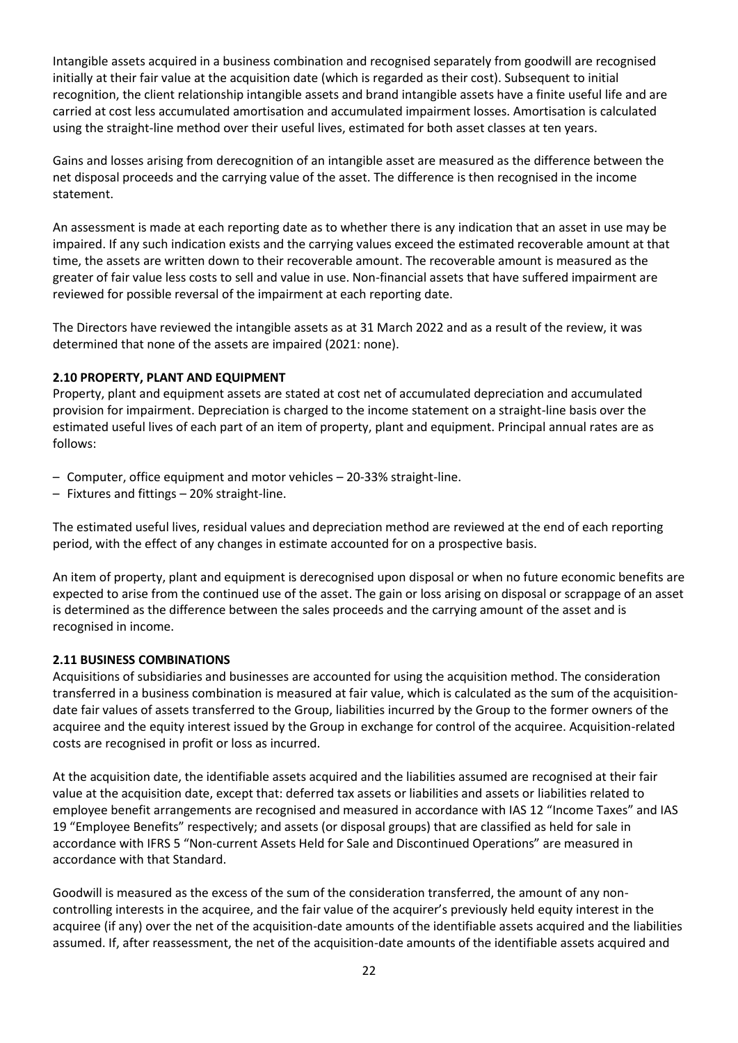Intangible assets acquired in a business combination and recognised separately from goodwill are recognised initially at their fair value at the acquisition date (which is regarded as their cost). Subsequent to initial recognition, the client relationship intangible assets and brand intangible assets have a finite useful life and are carried at cost less accumulated amortisation and accumulated impairment losses. Amortisation is calculated using the straight-line method over their useful lives, estimated for both asset classes at ten years.

Gains and losses arising from derecognition of an intangible asset are measured as the difference between the net disposal proceeds and the carrying value of the asset. The difference is then recognised in the income statement.

An assessment is made at each reporting date as to whether there is any indication that an asset in use may be impaired. If any such indication exists and the carrying values exceed the estimated recoverable amount at that time, the assets are written down to their recoverable amount. The recoverable amount is measured as the greater of fair value less costs to sell and value in use. Non-financial assets that have suffered impairment are reviewed for possible reversal of the impairment at each reporting date.

The Directors have reviewed the intangible assets as at 31 March 2022 and as a result of the review, it was determined that none of the assets are impaired (2021: none).

**2.10 PROPERTY, PLANT AND EQUIPMENT**

Property, plant and equipment assets are stated at cost net of accumulated depreciation and accumulated provision for impairment. Depreciation is charged to the income statement on a straight-line basis over the estimated useful lives of each part of an item of property, plant and equipment. Principal annual rates are as follows:

- Computer, office equipment and motor vehicles – 20-33% straight-line.
- Fixtures and fittings – 20% straight-line.

The estimated useful lives, residual values and depreciation method are reviewed at the end of each reporting period, with the effect of any changes in estimate accounted for on a prospective basis.

An item of property, plant and equipment is derecognised upon disposal or when no future economic benefits are expected to arise from the continued use of the asset. The gain or loss arising on disposal or scrappage of an asset is determined as the difference between the sales proceeds and the carrying amount of the asset and is recognised in income.

**2.11 BUSINESS COMBINATIONS**

Acquisitions of subsidiaries and businesses are accounted for using the acquisition method. The consideration transferred in a business combination is measured at fair value, which is calculated as the sum of the acquisition-date fair values of assets transferred to the Group, liabilities incurred by the Group to the former owners of the acquiree and the equity interest issued by the Group in exchange for control of the acquiree. Acquisition-related costs are recognised in profit or loss as incurred.

At the acquisition date, the identifiable assets acquired and the liabilities assumed are recognised at their fair value at the acquisition date, except that: deferred tax assets or liabilities and assets or liabilities related to employee benefit arrangements are recognised and measured in accordance with IAS 12 "Income Taxes" and IAS 19 "Employee Benefits" respectively; and assets (or disposal groups) that are classified as held for sale in accordance with IFRS 5 "Non-current Assets Held for Sale and Discontinued Operations" are measured in accordance with that Standard.

Goodwill is measured as the excess of the sum of the consideration transferred, the amount of any non-controlling interests in the acquiree, and the fair value of the acquirer's previously held equity interest in the acquiree (if any) over the net of the acquisition-date amounts of the identifiable assets acquired and the liabilities assumed. If, after reassessment, the net of the acquisition-date amounts of the identifiable assets acquired and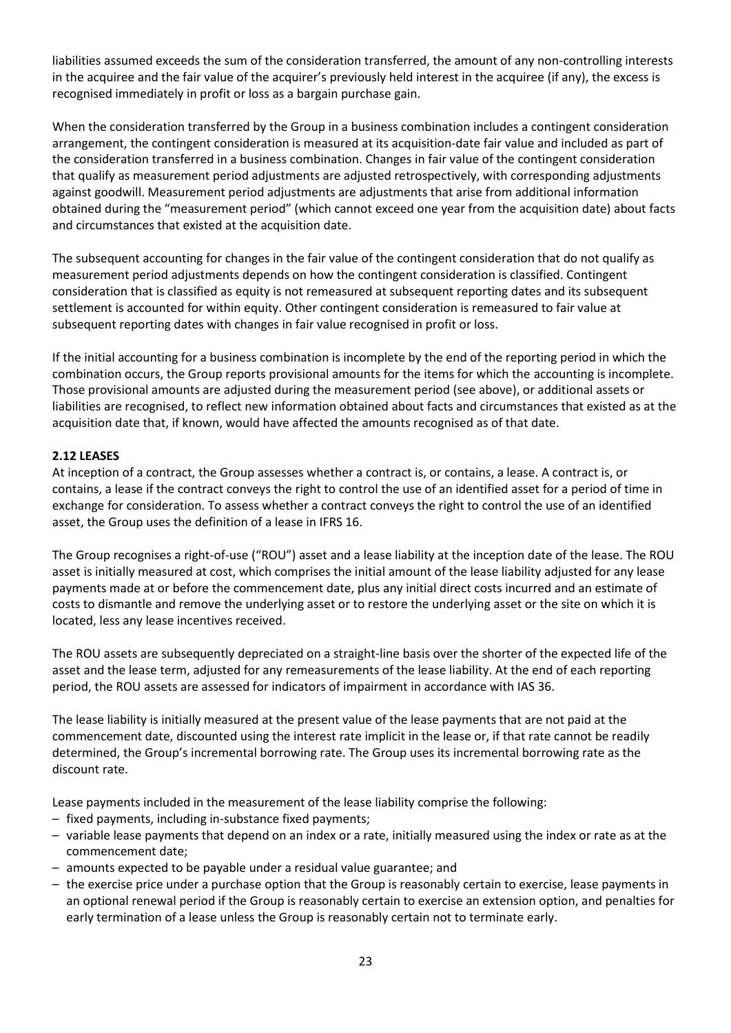liabilities assumed exceeds the sum of the consideration transferred, the amount of any non-controlling interests in the acquiree and the fair value of the acquirer's previously held interest in the acquiree (if any), the excess is recognised immediately in profit or loss as a bargain purchase gain.

When the consideration transferred by the Group in a business combination includes a contingent consideration arrangement, the contingent consideration is measured at its acquisition-date fair value and included as part of the consideration transferred in a business combination. Changes in fair value of the contingent consideration that qualify as measurement period adjustments are adjusted retrospectively, with corresponding adjustments against goodwill. Measurement period adjustments are adjustments that arise from additional information obtained during the "measurement period" (which cannot exceed one year from the acquisition date) about facts and circumstances that existed at the acquisition date.

The subsequent accounting for changes in the fair value of the contingent consideration that do not qualify as measurement period adjustments depends on how the contingent consideration is classified. Contingent consideration that is classified as equity is not remeasured at subsequent reporting dates and its subsequent settlement is accounted for within equity. Other contingent consideration is remeasured to fair value at subsequent reporting dates with changes in fair value recognised in profit or loss.

If the initial accounting for a business combination is incomplete by the end of the reporting period in which the combination occurs, the Group reports provisional amounts for the items for which the accounting is incomplete. Those provisional amounts are adjusted during the measurement period (see above), or additional assets or liabilities are recognised, to reflect new information obtained about facts and circumstances that existed as at the acquisition date that, if known, would have affected the amounts recognised as of that date.

**2.12 LEASES**

At inception of a contract, the Group assesses whether a contract is, or contains, a lease. A contract is, or contains, a lease if the contract conveys the right to control the use of an identified asset for a period of time in exchange for consideration. To assess whether a contract conveys the right to control the use of an identified asset, the Group uses the definition of a lease in IFRS 16.

The Group recognises a right-of-use ("ROU") asset and a lease liability at the inception date of the lease. The ROU asset is initially measured at cost, which comprises the initial amount of the lease liability adjusted for any lease payments made at or before the commencement date, plus any initial direct costs incurred and an estimate of costs to dismantle and remove the underlying asset or to restore the underlying asset or the site on which it is located, less any lease incentives received.

The ROU assets are subsequently depreciated on a straight-line basis over the shorter of the expected life of the asset and the lease term, adjusted for any remeasurements of the lease liability. At the end of each reporting period, the ROU assets are assessed for indicators of impairment in accordance with IAS 36.

The lease liability is initially measured at the present value of the lease payments that are not paid at the commencement date, discounted using the interest rate implicit in the lease or, if that rate cannot be readily determined, the Group's incremental borrowing rate. The Group uses its incremental borrowing rate as the discount rate.

Lease payments included in the measurement of the lease liability comprise the following:

- fixed payments, including in-substance fixed payments;
- variable lease payments that depend on an index or a rate, initially measured using the index or rate as at the commencement date;
- amounts expected to be payable under a residual value guarantee; and
- the exercise price under a purchase option that the Group is reasonably certain to exercise, lease payments in an optional renewal period if the Group is reasonably certain to exercise an extension option, and penalties for early termination of a lease unless the Group is reasonably certain not to terminate early.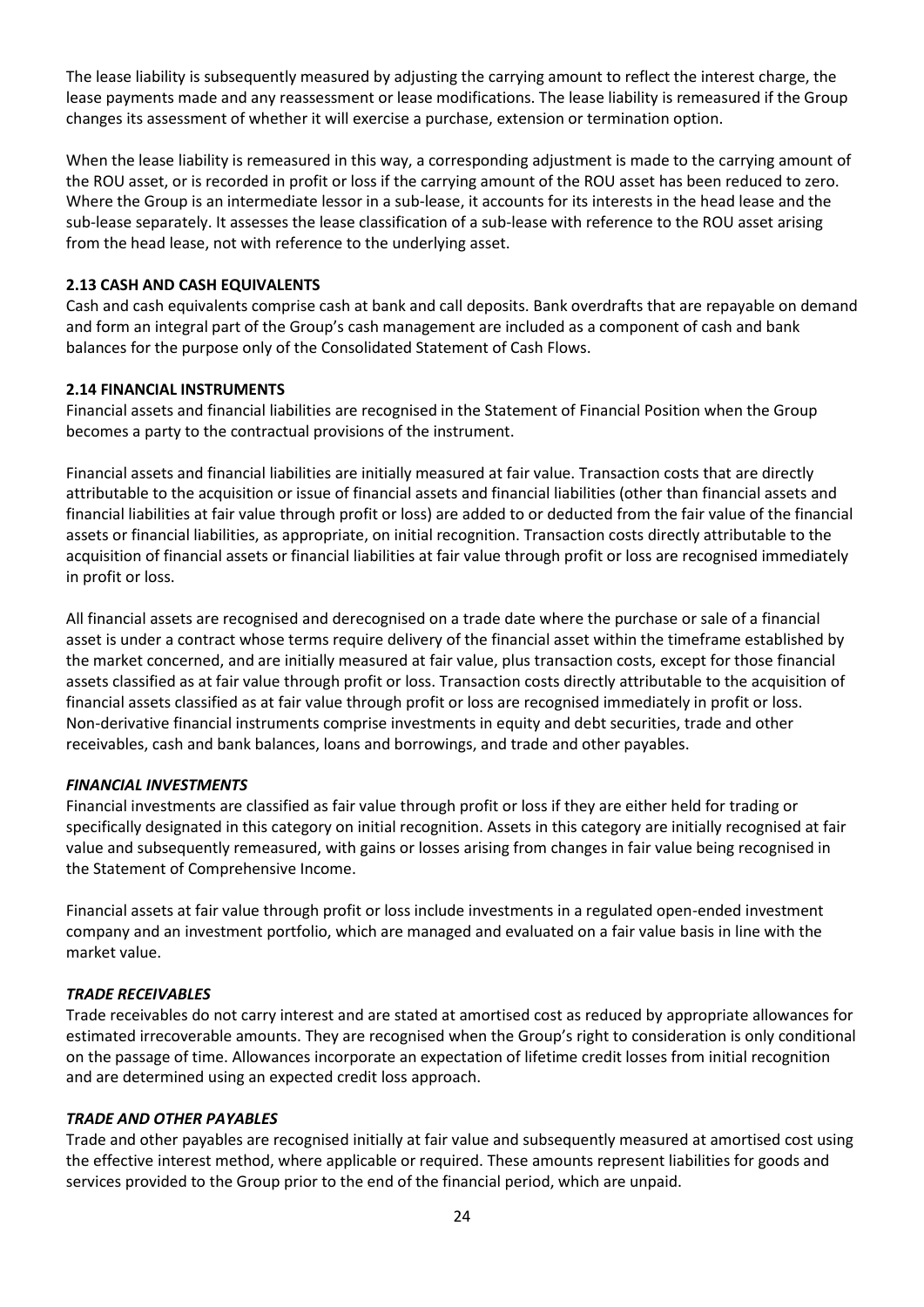The lease liability is subsequently measured by adjusting the carrying amount to reflect the interest charge, the lease payments made and any reassessment or lease modifications. The lease liability is remeasured if the Group changes its assessment of whether it will exercise a purchase, extension or termination option.

When the lease liability is remeasured in this way, a corresponding adjustment is made to the carrying amount of the ROU asset, or is recorded in profit or loss if the carrying amount of the ROU asset has been reduced to zero. Where the Group is an intermediate lessor in a sub-lease, it accounts for its interests in the head lease and the sub-lease separately. It assesses the lease classification of a sub-lease with reference to the ROU asset arising from the head lease, not with reference to the underlying asset.

**2.13 CASH AND CASH EQUIVALENTS**

Cash and cash equivalents comprise cash at bank and call deposits. Bank overdrafts that are repayable on demand and form an integral part of the Group's cash management are included as a component of cash and bank balances for the purpose only of the Consolidated Statement of Cash Flows.

**2.14 FINANCIAL INSTRUMENTS**

Financial assets and financial liabilities are recognised in the Statement of Financial Position when the Group becomes a party to the contractual provisions of the instrument.

Financial assets and financial liabilities are initially measured at fair value. Transaction costs that are directly attributable to the acquisition or issue of financial assets and financial liabilities (other than financial assets and financial liabilities at fair value through profit or loss) are added to or deducted from the fair value of the financial assets or financial liabilities, as appropriate, on initial recognition. Transaction costs directly attributable to the acquisition of financial assets or financial liabilities at fair value through profit or loss are recognised immediately in profit or loss.

All financial assets are recognised and derecognised on a trade date where the purchase or sale of a financial asset is under a contract whose terms require delivery of the financial asset within the timeframe established by the market concerned, and are initially measured at fair value, plus transaction costs, except for those financial assets classified as at fair value through profit or loss. Transaction costs directly attributable to the acquisition of financial assets classified as at fair value through profit or loss are recognised immediately in profit or loss. Non-derivative financial instruments comprise investments in equity and debt securities, trade and other receivables, cash and bank balances, loans and borrowings, and trade and other payables.

***FINANCIAL INVESTMENTS***

Financial investments are classified as fair value through profit or loss if they are either held for trading or specifically designated in this category on initial recognition. Assets in this category are initially recognised at fair value and subsequently remeasured, with gains or losses arising from changes in fair value being recognised in the Statement of Comprehensive Income.

Financial assets at fair value through profit or loss include investments in a regulated open-ended investment company and an investment portfolio, which are managed and evaluated on a fair value basis in line with the market value.

***TRADE RECEIVABLES***

Trade receivables do not carry interest and are stated at amortised cost as reduced by appropriate allowances for estimated irrecoverable amounts. They are recognised when the Group's right to consideration is only conditional on the passage of time. Allowances incorporate an expectation of lifetime credit losses from initial recognition and are determined using an expected credit loss approach.

***TRADE AND OTHER PAYABLES***

Trade and other payables are recognised initially at fair value and subsequently measured at amortised cost using the effective interest method, where applicable or required. These amounts represent liabilities for goods and services provided to the Group prior to the end of the financial period, which are unpaid.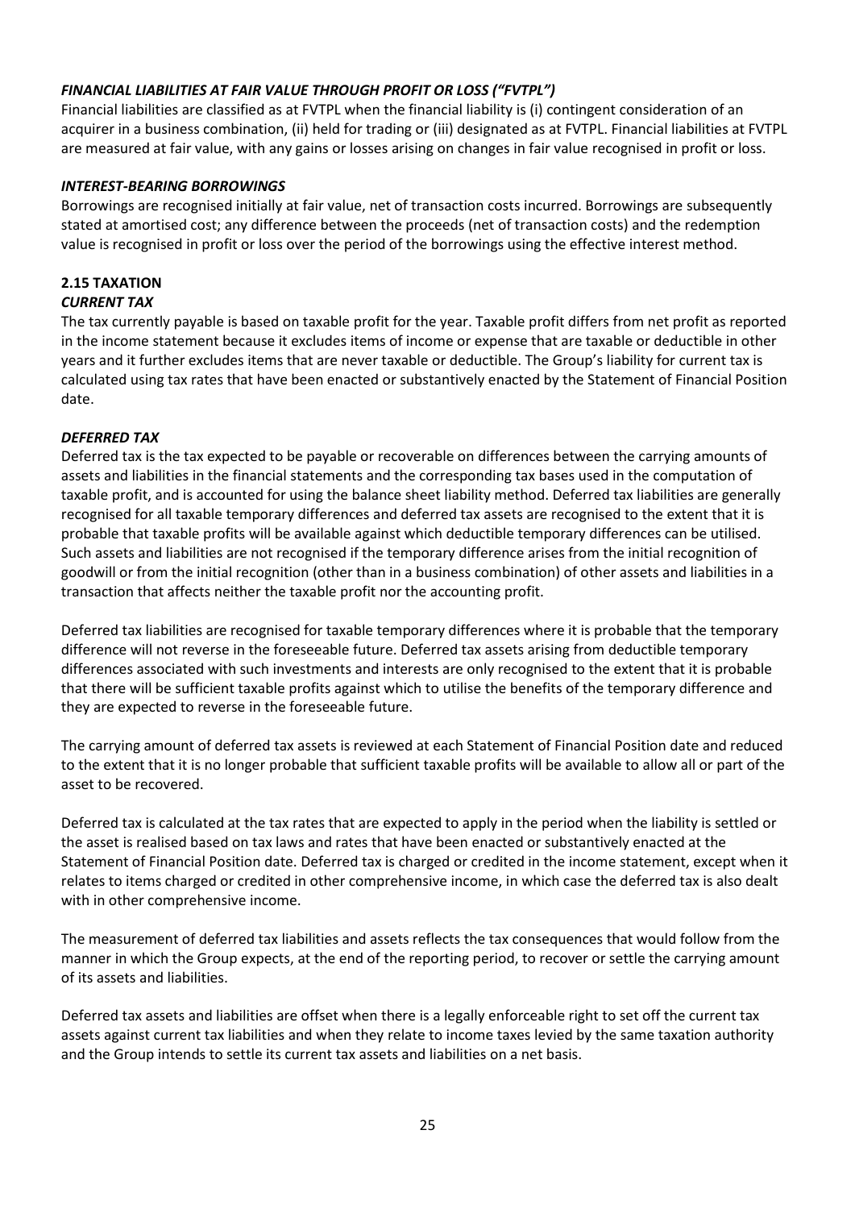***FINANCIAL LIABILITIES AT FAIR VALUE THROUGH PROFIT OR LOSS ("FVTPL")***

Financial liabilities are classified as at FVTPL when the financial liability is (i) contingent consideration of an acquirer in a business combination, (ii) held for trading or (iii) designated as at FVTPL. Financial liabilities at FVTPL are measured at fair value, with any gains or losses arising on changes in fair value recognised in profit or loss.

***INTEREST-BEARING BORROWINGS***

Borrowings are recognised initially at fair value, net of transaction costs incurred. Borrowings are subsequently stated at amortised cost; any difference between the proceeds (net of transaction costs) and the redemption value is recognised in profit or loss over the period of the borrowings using the effective interest method.

## 2.15 TAXATION

***CURRENT TAX***

The tax currently payable is based on taxable profit for the year. Taxable profit differs from net profit as reported in the income statement because it excludes items of income or expense that are taxable or deductible in other years and it further excludes items that are never taxable or deductible. The Group's liability for current tax is calculated using tax rates that have been enacted or substantively enacted by the Statement of Financial Position date.

***DEFERRED TAX***

Deferred tax is the tax expected to be payable or recoverable on differences between the carrying amounts of assets and liabilities in the financial statements and the corresponding tax bases used in the computation of taxable profit, and is accounted for using the balance sheet liability method. Deferred tax liabilities are generally recognised for all taxable temporary differences and deferred tax assets are recognised to the extent that it is probable that taxable profits will be available against which deductible temporary differences can be utilised. Such assets and liabilities are not recognised if the temporary difference arises from the initial recognition of goodwill or from the initial recognition (other than in a business combination) of other assets and liabilities in a transaction that affects neither the taxable profit nor the accounting profit.

Deferred tax liabilities are recognised for taxable temporary differences where it is probable that the temporary difference will not reverse in the foreseeable future. Deferred tax assets arising from deductible temporary differences associated with such investments and interests are only recognised to the extent that it is probable that there will be sufficient taxable profits against which to utilise the benefits of the temporary difference and they are expected to reverse in the foreseeable future.

The carrying amount of deferred tax assets is reviewed at each Statement of Financial Position date and reduced to the extent that it is no longer probable that sufficient taxable profits will be available to allow all or part of the asset to be recovered.

Deferred tax is calculated at the tax rates that are expected to apply in the period when the liability is settled or the asset is realised based on tax laws and rates that have been enacted or substantively enacted at the Statement of Financial Position date. Deferred tax is charged or credited in the income statement, except when it relates to items charged or credited in other comprehensive income, in which case the deferred tax is also dealt with in other comprehensive income.

The measurement of deferred tax liabilities and assets reflects the tax consequences that would follow from the manner in which the Group expects, at the end of the reporting period, to recover or settle the carrying amount of its assets and liabilities.

Deferred tax assets and liabilities are offset when there is a legally enforceable right to set off the current tax assets against current tax liabilities and when they relate to income taxes levied by the same taxation authority and the Group intends to settle its current tax assets and liabilities on a net basis.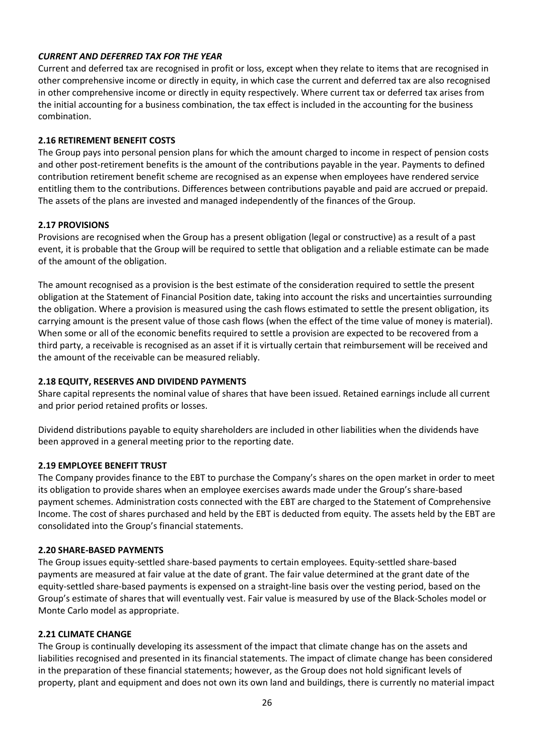### *CURRENT AND DEFERRED TAX FOR THE YEAR*

Current and deferred tax are recognised in profit or loss, except when they relate to items that are recognised in other comprehensive income or directly in equity, in which case the current and deferred tax are also recognised in other comprehensive income or directly in equity respectively. Where current tax or deferred tax arises from the initial accounting for a business combination, the tax effect is included in the accounting for the business combination.

### 2.16 RETIREMENT BENEFIT COSTS

The Group pays into personal pension plans for which the amount charged to income in respect of pension costs and other post-retirement benefits is the amount of the contributions payable in the year. Payments to defined contribution retirement benefit scheme are recognised as an expense when employees have rendered service entitling them to the contributions. Differences between contributions payable and paid are accrued or prepaid. The assets of the plans are invested and managed independently of the finances of the Group.

### 2.17 PROVISIONS

Provisions are recognised when the Group has a present obligation (legal or constructive) as a result of a past event, it is probable that the Group will be required to settle that obligation and a reliable estimate can be made of the amount of the obligation.

The amount recognised as a provision is the best estimate of the consideration required to settle the present obligation at the Statement of Financial Position date, taking into account the risks and uncertainties surrounding the obligation. Where a provision is measured using the cash flows estimated to settle the present obligation, its carrying amount is the present value of those cash flows (when the effect of the time value of money is material). When some or all of the economic benefits required to settle a provision are expected to be recovered from a third party, a receivable is recognised as an asset if it is virtually certain that reimbursement will be received and the amount of the receivable can be measured reliably.

### 2.18 EQUITY, RESERVES AND DIVIDEND PAYMENTS

Share capital represents the nominal value of shares that have been issued. Retained earnings include all current and prior period retained profits or losses.

Dividend distributions payable to equity shareholders are included in other liabilities when the dividends have been approved in a general meeting prior to the reporting date.

### 2.19 EMPLOYEE BENEFIT TRUST

The Company provides finance to the EBT to purchase the Company's shares on the open market in order to meet its obligation to provide shares when an employee exercises awards made under the Group's share-based payment schemes. Administration costs connected with the EBT are charged to the Statement of Comprehensive Income. The cost of shares purchased and held by the EBT is deducted from equity. The assets held by the EBT are consolidated into the Group's financial statements.

### 2.20 SHARE-BASED PAYMENTS

The Group issues equity-settled share-based payments to certain employees. Equity-settled share-based payments are measured at fair value at the date of grant. The fair value determined at the grant date of the equity-settled share-based payments is expensed on a straight-line basis over the vesting period, based on the Group's estimate of shares that will eventually vest. Fair value is measured by use of the Black-Scholes model or Monte Carlo model as appropriate.

### 2.21 CLIMATE CHANGE

The Group is continually developing its assessment of the impact that climate change has on the assets and liabilities recognised and presented in its financial statements. The impact of climate change has been considered in the preparation of these financial statements; however, as the Group does not hold significant levels of property, plant and equipment and does not own its own land and buildings, there is currently no material impact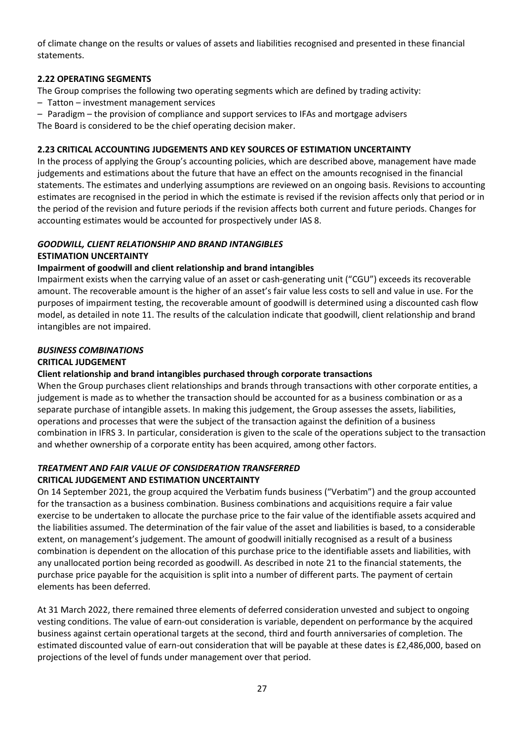of climate change on the results or values of assets and liabilities recognised and presented in these financial statements.

### 2.22 OPERATING SEGMENTS

The Group comprises the following two operating segments which are defined by trading activity:

– Tatton – investment management services

– Paradigm – the provision of compliance and support services to IFAs and mortgage advisers

The Board is considered to be the chief operating decision maker.

### 2.23 CRITICAL ACCOUNTING JUDGEMENTS AND KEY SOURCES OF ESTIMATION UNCERTAINTY

In the process of applying the Group's accounting policies, which are described above, management have made judgements and estimations about the future that have an effect on the amounts recognised in the financial statements. The estimates and underlying assumptions are reviewed on an ongoing basis. Revisions to accounting estimates are recognised in the period in which the estimate is revised if the revision affects only that period or in the period of the revision and future periods if the revision affects both current and future periods. Changes for accounting estimates would be accounted for prospectively under IAS 8.

#### *GOODWILL, CLIENT RELATIONSHIP AND BRAND INTANGIBLES*

**ESTIMATION UNCERTAINTY**

**Impairment of goodwill and client relationship and brand intangibles**

Impairment exists when the carrying value of an asset or cash-generating unit ("CGU") exceeds its recoverable amount. The recoverable amount is the higher of an asset's fair value less costs to sell and value in use. For the purposes of impairment testing, the recoverable amount of goodwill is determined using a discounted cash flow model, as detailed in note 11. The results of the calculation indicate that goodwill, client relationship and brand intangibles are not impaired.

#### *BUSINESS COMBINATIONS*

**CRITICAL JUDGEMENT**

**Client relationship and brand intangibles purchased through corporate transactions**

When the Group purchases client relationships and brands through transactions with other corporate entities, a judgement is made as to whether the transaction should be accounted for as a business combination or as a separate purchase of intangible assets. In making this judgement, the Group assesses the assets, liabilities, operations and processes that were the subject of the transaction against the definition of a business combination in IFRS 3. In particular, consideration is given to the scale of the operations subject to the transaction and whether ownership of a corporate entity has been acquired, among other factors.

#### *TREATMENT AND FAIR VALUE OF CONSIDERATION TRANSFERRED*

**CRITICAL JUDGEMENT AND ESTIMATION UNCERTAINTY**

On 14 September 2021, the group acquired the Verbatim funds business ("Verbatim") and the group accounted for the transaction as a business combination. Business combinations and acquisitions require a fair value exercise to be undertaken to allocate the purchase price to the fair value of the identifiable assets acquired and the liabilities assumed. The determination of the fair value of the asset and liabilities is based, to a considerable extent, on management's judgement. The amount of goodwill initially recognised as a result of a business combination is dependent on the allocation of this purchase price to the identifiable assets and liabilities, with any unallocated portion being recorded as goodwill. As described in note 21 to the financial statements, the purchase price payable for the acquisition is split into a number of different parts. The payment of certain elements has been deferred.

At 31 March 2022, there remained three elements of deferred consideration unvested and subject to ongoing vesting conditions. The value of earn-out consideration is variable, dependent on performance by the acquired business against certain operational targets at the second, third and fourth anniversaries of completion. The estimated discounted value of earn-out consideration that will be payable at these dates is £2,486,000, based on projections of the level of funds under management over that period.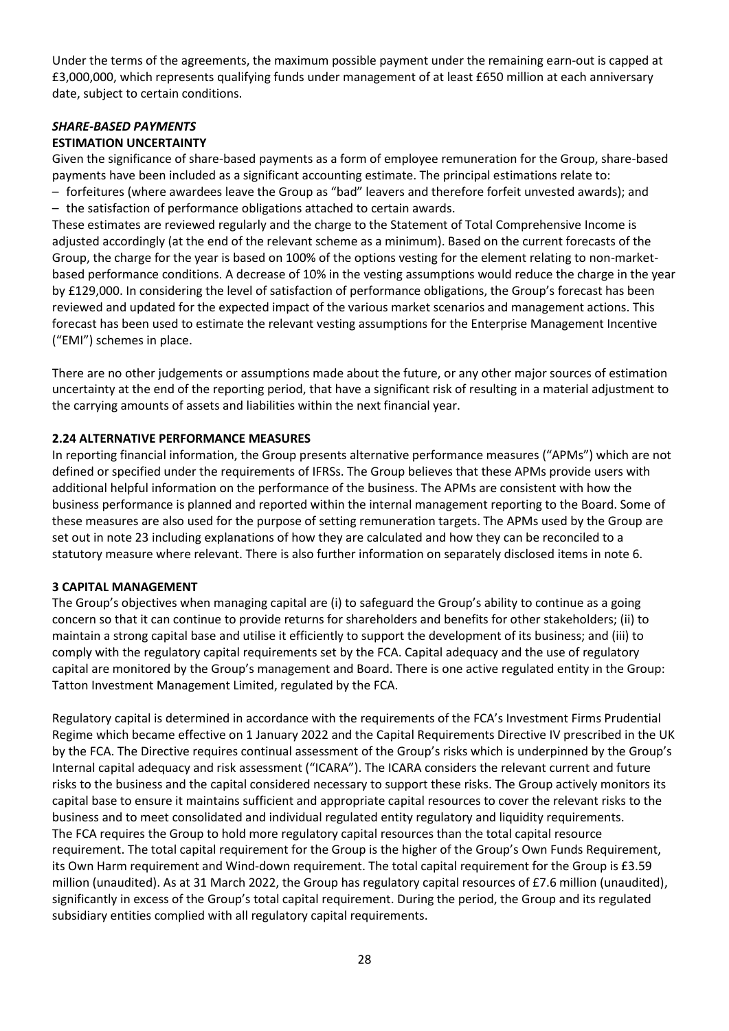Under the terms of the agreements, the maximum possible payment under the remaining earn-out is capped at £3,000,000, which represents qualifying funds under management of at least £650 million at each anniversary date, subject to certain conditions.

***SHARE-BASED PAYMENTS***

**ESTIMATION UNCERTAINTY**

Given the significance of share-based payments as a form of employee remuneration for the Group, share-based payments have been included as a significant accounting estimate. The principal estimations relate to:

– forfeitures (where awardees leave the Group as "bad" leavers and therefore forfeit unvested awards); and
– the satisfaction of performance obligations attached to certain awards.

These estimates are reviewed regularly and the charge to the Statement of Total Comprehensive Income is adjusted accordingly (at the end of the relevant scheme as a minimum). Based on the current forecasts of the Group, the charge for the year is based on 100% of the options vesting for the element relating to non-market-based performance conditions. A decrease of 10% in the vesting assumptions would reduce the charge in the year by £129,000. In considering the level of satisfaction of performance obligations, the Group's forecast has been reviewed and updated for the expected impact of the various market scenarios and management actions. This forecast has been used to estimate the relevant vesting assumptions for the Enterprise Management Incentive ("EMI") schemes in place.

There are no other judgements or assumptions made about the future, or any other major sources of estimation uncertainty at the end of the reporting period, that have a significant risk of resulting in a material adjustment to the carrying amounts of assets and liabilities within the next financial year.

**2.24 ALTERNATIVE PERFORMANCE MEASURES**

In reporting financial information, the Group presents alternative performance measures ("APMs") which are not defined or specified under the requirements of IFRSs. The Group believes that these APMs provide users with additional helpful information on the performance of the business. The APMs are consistent with how the business performance is planned and reported within the internal management reporting to the Board. Some of these measures are also used for the purpose of setting remuneration targets. The APMs used by the Group are set out in note 23 including explanations of how they are calculated and how they can be reconciled to a statutory measure where relevant. There is also further information on separately disclosed items in note 6.

**3 CAPITAL MANAGEMENT**

The Group's objectives when managing capital are (i) to safeguard the Group's ability to continue as a going concern so that it can continue to provide returns for shareholders and benefits for other stakeholders; (ii) to maintain a strong capital base and utilise it efficiently to support the development of its business; and (iii) to comply with the regulatory capital requirements set by the FCA. Capital adequacy and the use of regulatory capital are monitored by the Group's management and Board. There is one active regulated entity in the Group: Tatton Investment Management Limited, regulated by the FCA.

Regulatory capital is determined in accordance with the requirements of the FCA's Investment Firms Prudential Regime which became effective on 1 January 2022 and the Capital Requirements Directive IV prescribed in the UK by the FCA. The Directive requires continual assessment of the Group's risks which is underpinned by the Group's Internal capital adequacy and risk assessment ("ICARA"). The ICARA considers the relevant current and future risks to the business and the capital considered necessary to support these risks. The Group actively monitors its capital base to ensure it maintains sufficient and appropriate capital resources to cover the relevant risks to the business and to meet consolidated and individual regulated entity regulatory and liquidity requirements. The FCA requires the Group to hold more regulatory capital resources than the total capital resource requirement. The total capital requirement for the Group is the higher of the Group's Own Funds Requirement, its Own Harm requirement and Wind-down requirement. The total capital requirement for the Group is £3.59 million (unaudited). As at 31 March 2022, the Group has regulatory capital resources of £7.6 million (unaudited), significantly in excess of the Group's total capital requirement. During the period, the Group and its regulated subsidiary entities complied with all regulatory capital requirements.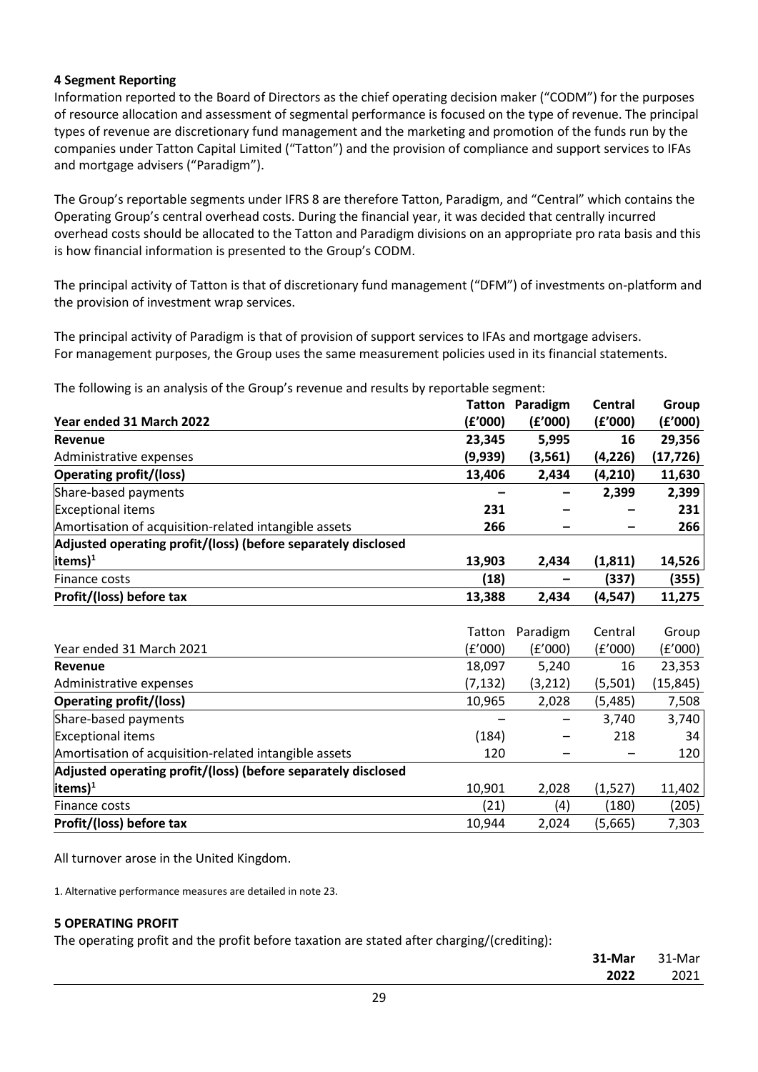### 4 Segment Reporting

Information reported to the Board of Directors as the chief operating decision maker ("CODM") for the purposes of resource allocation and assessment of segmental performance is focused on the type of revenue. The principal types of revenue are discretionary fund management and the marketing and promotion of the funds run by the companies under Tatton Capital Limited ("Tatton") and the provision of compliance and support services to IFAs and mortgage advisers ("Paradigm").

The Group's reportable segments under IFRS 8 are therefore Tatton, Paradigm, and "Central" which contains the Operating Group's central overhead costs. During the financial year, it was decided that centrally incurred overhead costs should be allocated to the Tatton and Paradigm divisions on an appropriate pro rata basis and this is how financial information is presented to the Group's CODM.

The principal activity of Tatton is that of discretionary fund management ("DFM") of investments on-platform and the provision of investment wrap services.

The principal activity of Paradigm is that of provision of support services to IFAs and mortgage advisers.
For management purposes, the Group uses the same measurement policies used in its financial statements.

The following is an analysis of the Group's revenue and results by reportable segment:

| **Year ended 31 March 2022** | **Tatton (£'000)** | **Paradigm (£'000)** | **Central (£'000)** | **Group (£'000)** |
|---|---|---|---|---|
| **Revenue** | **23,345** | **5,995** | **16** | **29,356** |
| Administrative expenses | **(9,939)** | **(3,561)** | **(4,226)** | **(17,726)** |
| **Operating profit/(loss)** | **13,406** | **2,434** | **(4,210)** | **11,630** |
| Share-based payments | **–** | **–** | **2,399** | **2,399** |
| Exceptional items | **231** | **–** | **–** | **231** |
| Amortisation of acquisition-related intangible assets | **266** | **–** | **–** | **266** |
| **Adjusted operating profit/(loss) (before separately disclosed items)[1]** | **13,903** | **2,434** | **(1,811)** | **14,526** |
| Finance costs | **(18)** | **–** | **(337)** | **(355)** |
| **Profit/(loss) before tax** | **13,388** | **2,434** | **(4,547)** | **11,275** |

| Year ended 31 March 2021 | Tatton (£'000) | Paradigm (£'000) | Central (£'000) | Group (£'000) |
|---|---|---|---|---|
| **Revenue** | 18,097 | 5,240 | 16 | 23,353 |
| Administrative expenses | (7,132) | (3,212) | (5,501) | (15,845) |
| **Operating profit/(loss)** | 10,965 | 2,028 | (5,485) | 7,508 |
| Share-based payments | – | – | 3,740 | 3,740 |
| Exceptional items | (184) | – | 218 | 34 |
| Amortisation of acquisition-related intangible assets | 120 | – | – | 120 |
| **Adjusted operating profit/(loss) (before separately disclosed items)[1]** | 10,901 | 2,028 | (1,527) | 11,402 |
| Finance costs | (21) | (4) | (180) | (205) |
| **Profit/(loss) before tax** | 10,944 | 2,024 | (5,665) | 7,303 |

All turnover arose in the United Kingdom.

1. Alternative performance measures are detailed in note 23.

### 5 OPERATING PROFIT

The operating profit and the profit before taxation are stated after charging/(crediting):

| | **31-Mar 2022** | 31-Mar 2021 |
|---|---|---|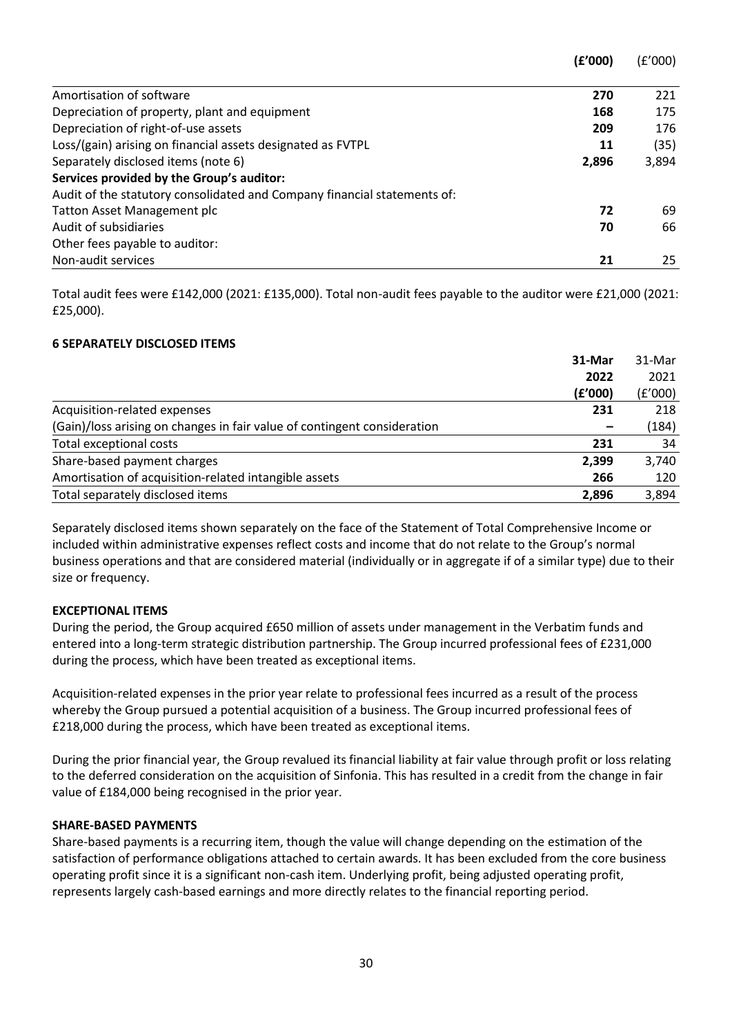| | (£'000) | (£'000) |
|---|---|---|
| Amortisation of software | **270** | 221 |
| Depreciation of property, plant and equipment | **168** | 175 |
| Depreciation of right-of-use assets | **209** | 176 |
| Loss/(gain) arising on financial assets designated as FVTPL | **11** | (35) |
| Separately disclosed items (note 6) | **2,896** | 3,894 |
| **Services provided by the Group's auditor:** | | |
| Audit of the statutory consolidated and Company financial statements of: | | |
| Tatton Asset Management plc | **72** | 69 |
| Audit of subsidiaries | **70** | 66 |
| Other fees payable to auditor: | | |
| Non-audit services | **21** | 25 |

Total audit fees were £142,000 (2021: £135,000). Total non-audit fees payable to the auditor were £21,000 (2021: £25,000).

### 6 SEPARATELY DISCLOSED ITEMS

| | 31-Mar 2022 (£'000) | 31-Mar 2021 (£'000) |
|---|---|---|
| Acquisition-related expenses | **231** | 218 |
| (Gain)/loss arising on changes in fair value of contingent consideration | **–** | (184) |
| Total exceptional costs | **231** | 34 |
| Share-based payment charges | **2,399** | 3,740 |
| Amortisation of acquisition-related intangible assets | **266** | 120 |
| Total separately disclosed items | **2,896** | 3,894 |

Separately disclosed items shown separately on the face of the Statement of Total Comprehensive Income or included within administrative expenses reflect costs and income that do not relate to the Group's normal business operations and that are considered material (individually or in aggregate if of a similar type) due to their size or frequency.

**EXCEPTIONAL ITEMS**

During the period, the Group acquired £650 million of assets under management in the Verbatim funds and entered into a long-term strategic distribution partnership. The Group incurred professional fees of £231,000 during the process, which have been treated as exceptional items.

Acquisition-related expenses in the prior year relate to professional fees incurred as a result of the process whereby the Group pursued a potential acquisition of a business. The Group incurred professional fees of £218,000 during the process, which have been treated as exceptional items.

During the prior financial year, the Group revalued its financial liability at fair value through profit or loss relating to the deferred consideration on the acquisition of Sinfonia. This has resulted in a credit from the change in fair value of £184,000 being recognised in the prior year.

**SHARE-BASED PAYMENTS**

Share-based payments is a recurring item, though the value will change depending on the estimation of the satisfaction of performance obligations attached to certain awards. It has been excluded from the core business operating profit since it is a significant non-cash item. Underlying profit, being adjusted operating profit, represents largely cash-based earnings and more directly relates to the financial reporting period.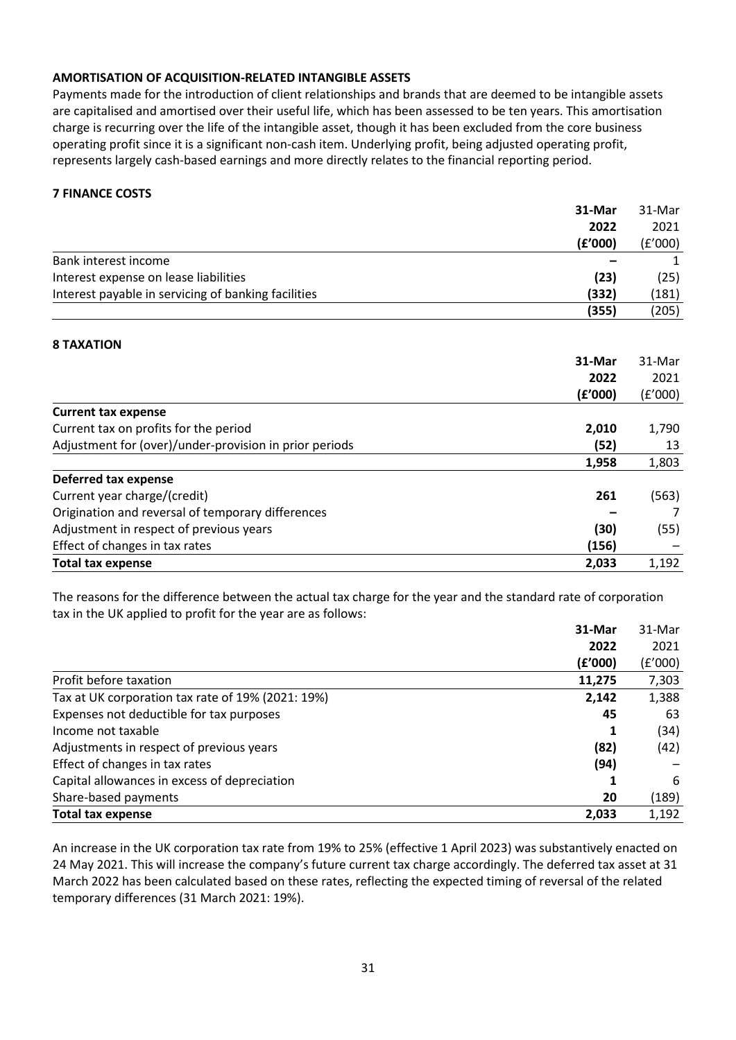### AMORTISATION OF ACQUISITION-RELATED INTANGIBLE ASSETS

Payments made for the introduction of client relationships and brands that are deemed to be intangible assets are capitalised and amortised over their useful life, which has been assessed to be ten years. This amortisation charge is recurring over the life of the intangible asset, though it has been excluded from the core business operating profit since it is a significant non-cash item. Underlying profit, being adjusted operating profit, represents largely cash-based earnings and more directly relates to the financial reporting period.

## 7 FINANCE COSTS

| | **31-Mar 2022 (£'000)** | 31-Mar 2021 (£'000) |
|---|---|---|
| Bank interest income | **–** | 1 |
| Interest expense on lease liabilities | **(23)** | (25) |
| Interest payable in servicing of banking facilities | **(332)** | (181) |
| | **(355)** | (205) |

## 8 TAXATION

| | **31-Mar 2022 (£'000)** | 31-Mar 2021 (£'000) |
|---|---|---|
| **Current tax expense** | | |
| Current tax on profits for the period | **2,010** | 1,790 |
| Adjustment for (over)/under-provision in prior periods | **(52)** | 13 |
| | **1,958** | 1,803 |
| **Deferred tax expense** | | |
| Current year charge/(credit) | **261** | (563) |
| Origination and reversal of temporary differences | **–** | 7 |
| Adjustment in respect of previous years | **(30)** | (55) |
| Effect of changes in tax rates | **(156)** | – |
| **Total tax expense** | **2,033** | 1,192 |

The reasons for the difference between the actual tax charge for the year and the standard rate of corporation tax in the UK applied to profit for the year are as follows:

| | **31-Mar 2022 (£'000)** | 31-Mar 2021 (£'000) |
|---|---|---|
| Profit before taxation | **11,275** | 7,303 |
| Tax at UK corporation tax rate of 19% (2021: 19%) | **2,142** | 1,388 |
| Expenses not deductible for tax purposes | **45** | 63 |
| Income not taxable | **1** | (34) |
| Adjustments in respect of previous years | **(82)** | (42) |
| Effect of changes in tax rates | **(94)** | – |
| Capital allowances in excess of depreciation | **1** | 6 |
| Share-based payments | **20** | (189) |
| **Total tax expense** | **2,033** | 1,192 |

An increase in the UK corporation tax rate from 19% to 25% (effective 1 April 2023) was substantively enacted on 24 May 2021. This will increase the company's future current tax charge accordingly. The deferred tax asset at 31 March 2022 has been calculated based on these rates, reflecting the expected timing of reversal of the related temporary differences (31 March 2021: 19%).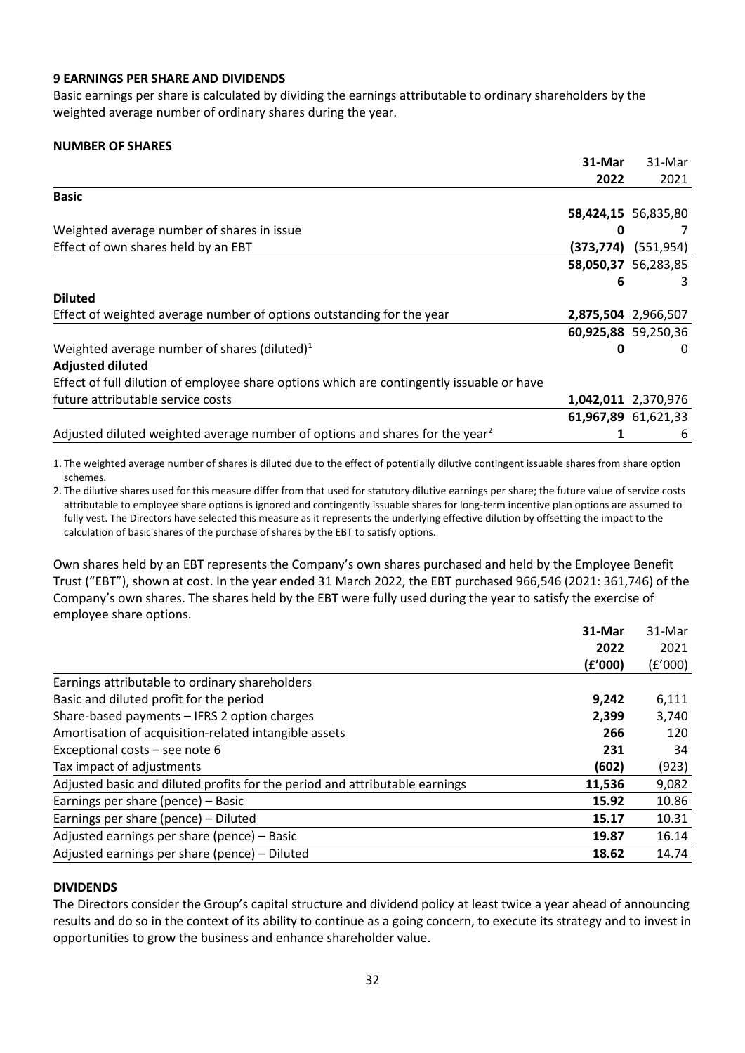## 9 EARNINGS PER SHARE AND DIVIDENDS

Basic earnings per share is calculated by dividing the earnings attributable to ordinary shareholders by the weighted average number of ordinary shares during the year.

### NUMBER OF SHARES

| | 31-Mar 2022 | 31-Mar 2021 |
|---|---|---|
| **Basic** | | |
| Weighted average number of shares in issue | **58,424,150** | 56,835,807 |
| Effect of own shares held by an EBT | **(373,774)** | (551,954) |
| | **58,050,376** | 56,283,853 |
| **Diluted** | | |
| Effect of weighted average number of options outstanding for the year | **2,875,504** | 2,966,507 |
| Weighted average number of shares (diluted)[1] | **60,925,880** | 59,250,360 |
| **Adjusted diluted** | | |
| Effect of full dilution of employee share options which are contingently issuable or have future attributable service costs | **1,042,011** | 2,370,976 |
| Adjusted diluted weighted average number of options and shares for the year[2] | **61,967,891** | 61,621,336 |

1. The weighted average number of shares is diluted due to the effect of potentially dilutive contingent issuable shares from share option schemes.
2. The dilutive shares used for this measure differ from that used for statutory dilutive earnings per share; the future value of service costs attributable to employee share options is ignored and contingently issuable shares for long-term incentive plan options are assumed to fully vest. The Directors have selected this measure as it represents the underlying effective dilution by offsetting the impact to the calculation of basic shares of the purchase of shares by the EBT to satisfy options.

Own shares held by an EBT represents the Company's own shares purchased and held by the Employee Benefit Trust ("EBT"), shown at cost. In the year ended 31 March 2022, the EBT purchased 966,546 (2021: 361,746) of the Company's own shares. The shares held by the EBT were fully used during the year to satisfy the exercise of employee share options.

| | 31-Mar 2022 (£'000) | 31-Mar 2021 (£'000) |
|---|---|---|
| Earnings attributable to ordinary shareholders | | |
| Basic and diluted profit for the period | **9,242** | 6,111 |
| Share-based payments – IFRS 2 option charges | **2,399** | 3,740 |
| Amortisation of acquisition-related intangible assets | **266** | 120 |
| Exceptional costs – see note 6 | **231** | 34 |
| Tax impact of adjustments | **(602)** | (923) |
| Adjusted basic and diluted profits for the period and attributable earnings | **11,536** | 9,082 |
| Earnings per share (pence) – Basic | **15.92** | 10.86 |
| Earnings per share (pence) – Diluted | **15.17** | 10.31 |
| Adjusted earnings per share (pence) – Basic | **19.87** | 16.14 |
| Adjusted earnings per share (pence) – Diluted | **18.62** | 14.74 |

### DIVIDENDS

The Directors consider the Group's capital structure and dividend policy at least twice a year ahead of announcing results and do so in the context of its ability to continue as a going concern, to execute its strategy and to invest in opportunities to grow the business and enhance shareholder value.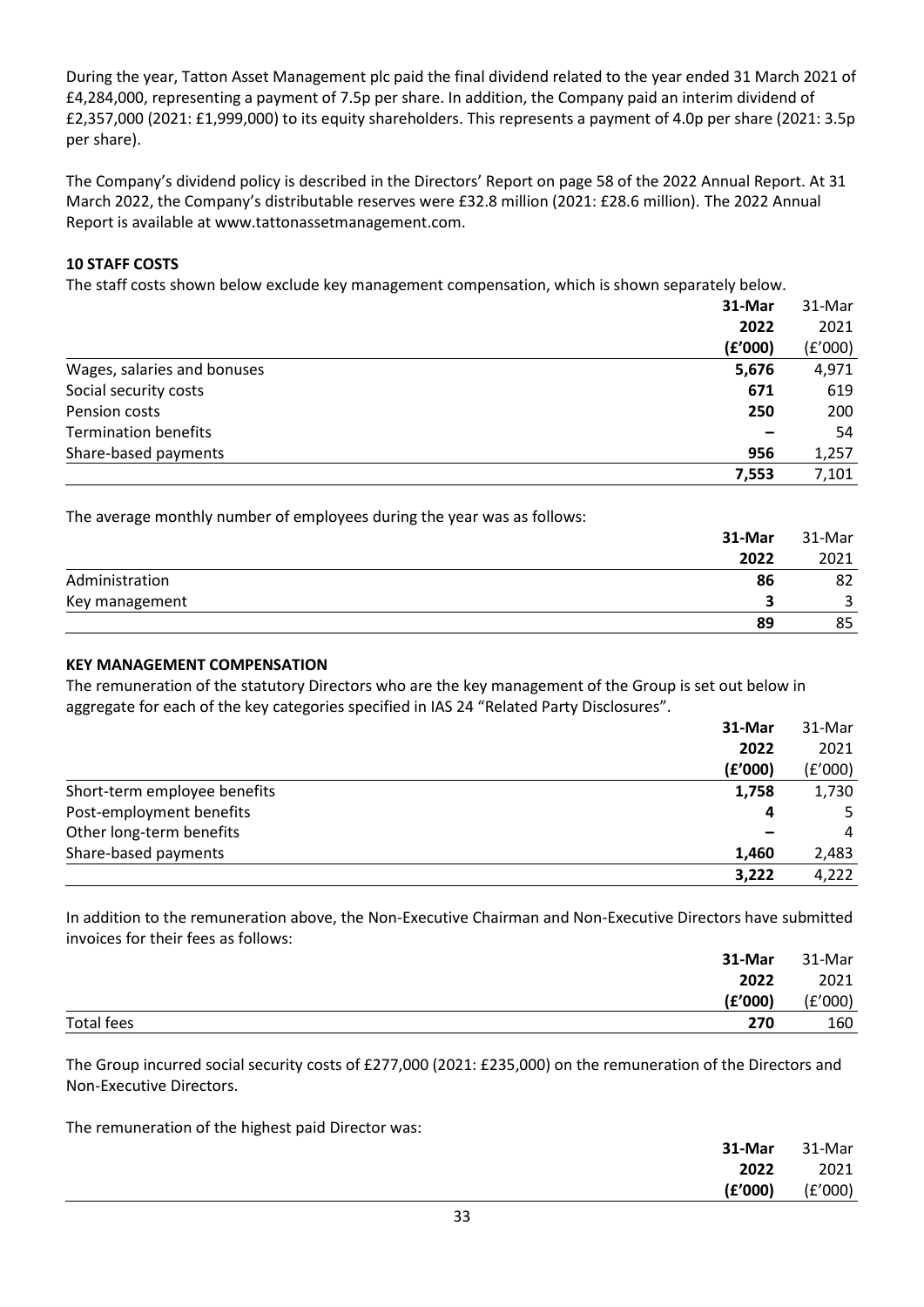During the year, Tatton Asset Management plc paid the final dividend related to the year ended 31 March 2021 of £4,284,000, representing a payment of 7.5p per share. In addition, the Company paid an interim dividend of £2,357,000 (2021: £1,999,000) to its equity shareholders. This represents a payment of 4.0p per share (2021: 3.5p per share).

The Company's dividend policy is described in the Directors' Report on page 58 of the 2022 Annual Report. At 31 March 2022, the Company's distributable reserves were £32.8 million (2021: £28.6 million). The 2022 Annual Report is available at www.tattonassetmanagement.com.

## 10 STAFF COSTS

The staff costs shown below exclude key management compensation, which is shown separately below.

| | **31-Mar 2022 (£'000)** | 31-Mar 2021 (£'000) |
|---|---|---|
| Wages, salaries and bonuses | **5,676** | 4,971 |
| Social security costs | **671** | 619 |
| Pension costs | **250** | 200 |
| Termination benefits | **–** | 54 |
| Share-based payments | **956** | 1,257 |
| | **7,553** | 7,101 |

The average monthly number of employees during the year was as follows:

| | **31-Mar 2022** | 31-Mar 2021 |
|---|---|---|
| Administration | **86** | 82 |
| Key management | **3** | 3 |
| | **89** | 85 |

### KEY MANAGEMENT COMPENSATION

The remuneration of the statutory Directors who are the key management of the Group is set out below in aggregate for each of the key categories specified in IAS 24 "Related Party Disclosures".

| | **31-Mar 2022 (£'000)** | 31-Mar 2021 (£'000) |
|---|---|---|
| Short-term employee benefits | **1,758** | 1,730 |
| Post-employment benefits | **4** | 5 |
| Other long-term benefits | **–** | 4 |
| Share-based payments | **1,460** | 2,483 |
| | **3,222** | 4,222 |

In addition to the remuneration above, the Non-Executive Chairman and Non-Executive Directors have submitted invoices for their fees as follows:

| | **31-Mar 2022 (£'000)** | 31-Mar 2021 (£'000) |
|---|---|---|
| Total fees | **270** | 160 |

The Group incurred social security costs of £277,000 (2021: £235,000) on the remuneration of the Directors and Non-Executive Directors.

The remuneration of the highest paid Director was:

| | **31-Mar 2022 (£'000)** | 31-Mar 2021 (£'000) |
|---|---|---|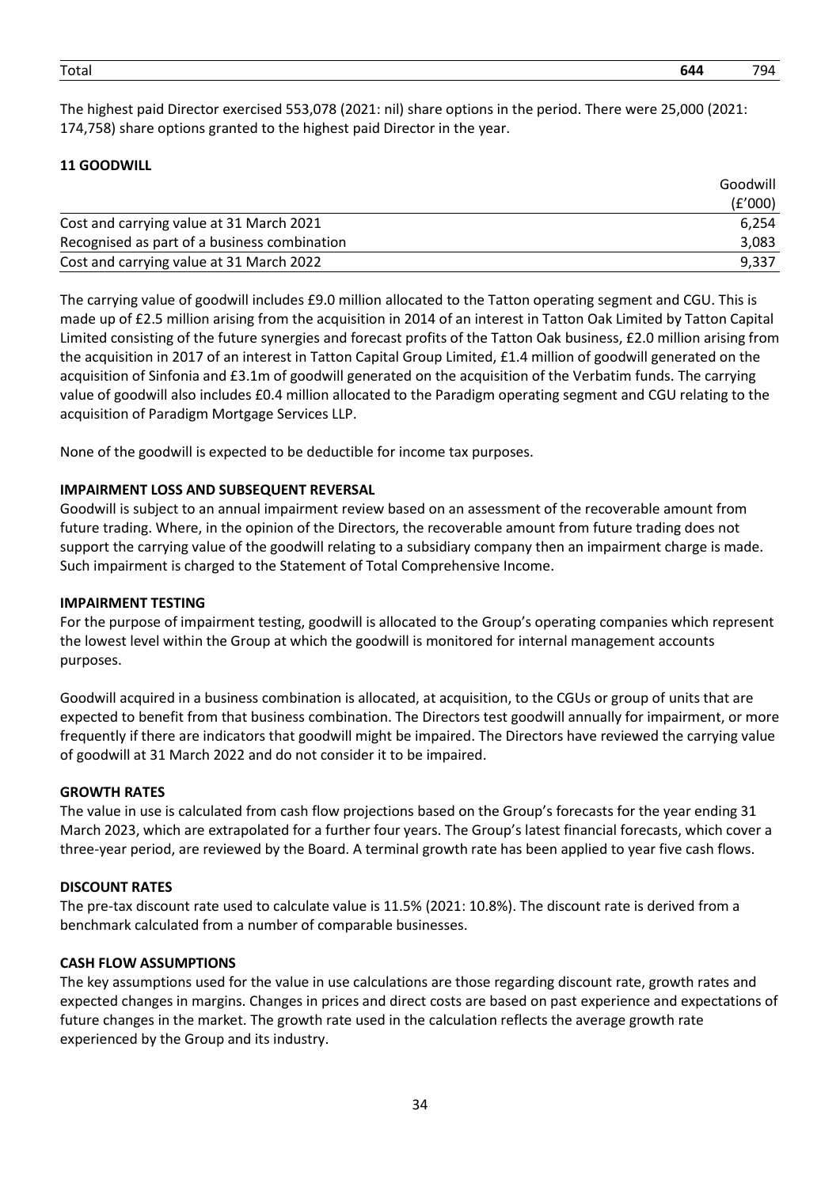| | | |
|---|---|---|
| Total | **644** | 794 |

The highest paid Director exercised 553,078 (2021: nil) share options in the period. There were 25,000 (2021: 174,758) share options granted to the highest paid Director in the year.

## 11 GOODWILL

| | Goodwill (£'000) |
|---|---|
| Cost and carrying value at 31 March 2021 | 6,254 |
| Recognised as part of a business combination | 3,083 |
| Cost and carrying value at 31 March 2022 | 9,337 |

The carrying value of goodwill includes £9.0 million allocated to the Tatton operating segment and CGU. This is made up of £2.5 million arising from the acquisition in 2014 of an interest in Tatton Oak Limited by Tatton Capital Limited consisting of the future synergies and forecast profits of the Tatton Oak business, £2.0 million arising from the acquisition in 2017 of an interest in Tatton Capital Group Limited, £1.4 million of goodwill generated on the acquisition of Sinfonia and £3.1m of goodwill generated on the acquisition of the Verbatim funds. The carrying value of goodwill also includes £0.4 million allocated to the Paradigm operating segment and CGU relating to the acquisition of Paradigm Mortgage Services LLP.

None of the goodwill is expected to be deductible for income tax purposes.

### IMPAIRMENT LOSS AND SUBSEQUENT REVERSAL

Goodwill is subject to an annual impairment review based on an assessment of the recoverable amount from future trading. Where, in the opinion of the Directors, the recoverable amount from future trading does not support the carrying value of the goodwill relating to a subsidiary company then an impairment charge is made. Such impairment is charged to the Statement of Total Comprehensive Income.

### IMPAIRMENT TESTING

For the purpose of impairment testing, goodwill is allocated to the Group's operating companies which represent the lowest level within the Group at which the goodwill is monitored for internal management accounts purposes.

Goodwill acquired in a business combination is allocated, at acquisition, to the CGUs or group of units that are expected to benefit from that business combination. The Directors test goodwill annually for impairment, or more frequently if there are indicators that goodwill might be impaired. The Directors have reviewed the carrying value of goodwill at 31 March 2022 and do not consider it to be impaired.

### GROWTH RATES

The value in use is calculated from cash flow projections based on the Group's forecasts for the year ending 31 March 2023, which are extrapolated for a further four years. The Group's latest financial forecasts, which cover a three-year period, are reviewed by the Board. A terminal growth rate has been applied to year five cash flows.

### DISCOUNT RATES

The pre-tax discount rate used to calculate value is 11.5% (2021: 10.8%). The discount rate is derived from a benchmark calculated from a number of comparable businesses.

### CASH FLOW ASSUMPTIONS

The key assumptions used for the value in use calculations are those regarding discount rate, growth rates and expected changes in margins. Changes in prices and direct costs are based on past experience and expectations of future changes in the market. The growth rate used in the calculation reflects the average growth rate experienced by the Group and its industry.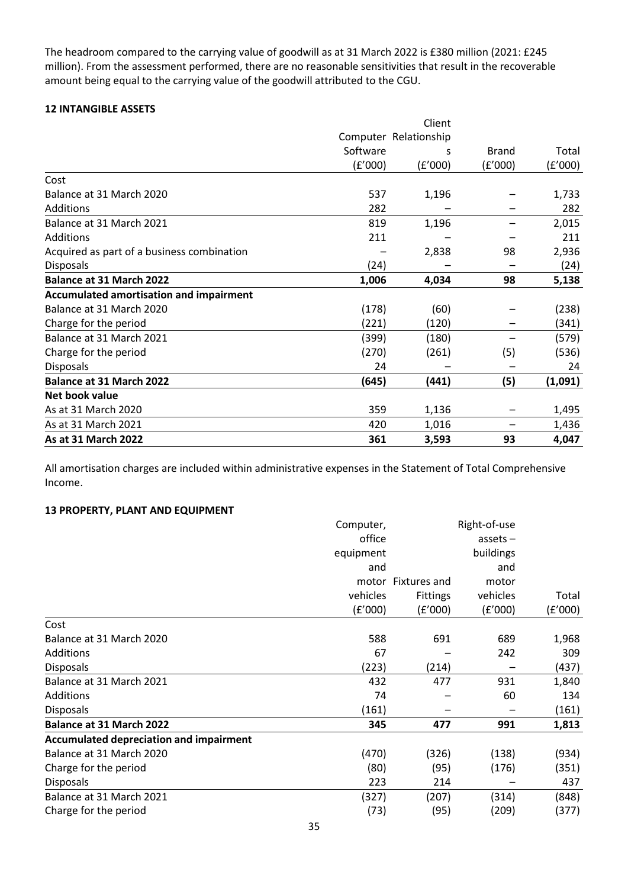The headroom compared to the carrying value of goodwill as at 31 March 2022 is £380 million (2021: £245 million). From the assessment performed, there are no reasonable sensitivities that result in the recoverable amount being equal to the carrying value of the goodwill attributed to the CGU.

**12 INTANGIBLE ASSETS**

| | Computer Software (£'000) | Client Relationships (£'000) | Brand (£'000) | Total (£'000) |
|---|---|---|---|---|
| Cost | | | | |
| Balance at 31 March 2020 | 537 | 1,196 | – | 1,733 |
| Additions | 282 | – | – | 282 |
| Balance at 31 March 2021 | 819 | 1,196 | – | 2,015 |
| Additions | 211 | | – | 211 |
| Acquired as part of a business combination | – | 2,838 | 98 | 2,936 |
| Disposals | (24) | – | – | (24) |
| **Balance at 31 March 2022** | **1,006** | **4,034** | **98** | **5,138** |
| **Accumulated amortisation and impairment** | | | | |
| Balance at 31 March 2020 | (178) | (60) | – | (238) |
| Charge for the period | (221) | (120) | – | (341) |
| Balance at 31 March 2021 | (399) | (180) | – | (579) |
| Charge for the period | (270) | (261) | (5) | (536) |
| Disposals | 24 | – | – | 24 |
| **Balance at 31 March 2022** | **(645)** | **(441)** | **(5)** | **(1,091)** |
| **Net book value** | | | | |
| As at 31 March 2020 | 359 | 1,136 | – | 1,495 |
| As at 31 March 2021 | 420 | 1,016 | – | 1,436 |
| **As at 31 March 2022** | **361** | **3,593** | **93** | **4,047** |

All amortisation charges are included within administrative expenses in the Statement of Total Comprehensive Income.

**13 PROPERTY, PLANT AND EQUIPMENT**

| | Computer, office equipment and motor vehicles (£'000) | Fixtures and Fittings (£'000) | Right-of-use assets – buildings and motor vehicles (£'000) | Total (£'000) |
|---|---|---|---|---|
| Cost | | | | |
| Balance at 31 March 2020 | 588 | 691 | 689 | 1,968 |
| Additions | 67 | – | 242 | 309 |
| Disposals | (223) | (214) | – | (437) |
| Balance at 31 March 2021 | 432 | 477 | 931 | 1,840 |
| Additions | 74 | – | 60 | 134 |
| Disposals | (161) | – | – | (161) |
| **Balance at 31 March 2022** | **345** | **477** | **991** | **1,813** |
| **Accumulated depreciation and impairment** | | | | |
| Balance at 31 March 2020 | (470) | (326) | (138) | (934) |
| Charge for the period | (80) | (95) | (176) | (351) |
| Disposals | 223 | 214 | – | 437 |
| Balance at 31 March 2021 | (327) | (207) | (314) | (848) |
| Charge for the period | (73) | (95) | (209) | (377) |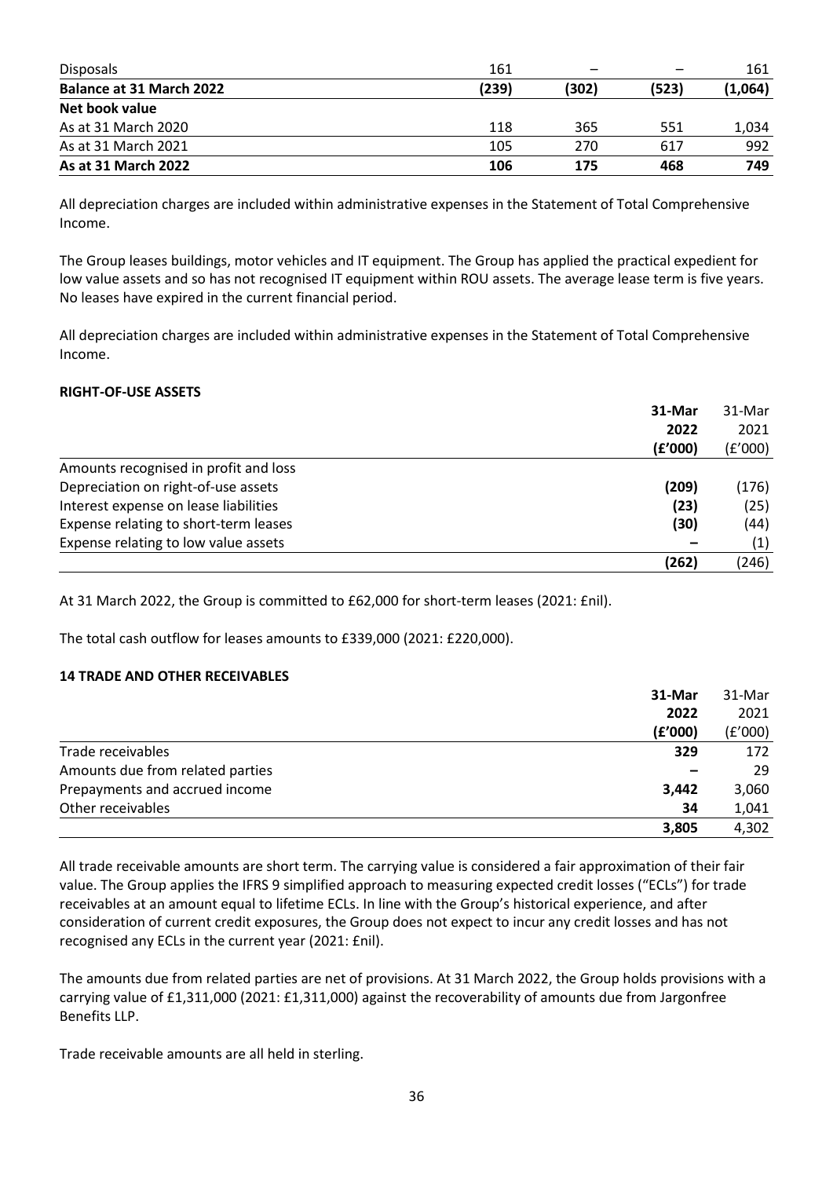| | | | | |
|---|---|---|---|---|
| Disposals | 161 | – | – | 161 |
| **Balance at 31 March 2022** | **(239)** | **(302)** | **(523)** | **(1,064)** |
| **Net book value** | | | | |
| As at 31 March 2020 | 118 | 365 | 551 | 1,034 |
| As at 31 March 2021 | 105 | 270 | 617 | 992 |
| **As at 31 March 2022** | **106** | **175** | **468** | **749** |

All depreciation charges are included within administrative expenses in the Statement of Total Comprehensive Income.

The Group leases buildings, motor vehicles and IT equipment. The Group has applied the practical expedient for low value assets and so has not recognised IT equipment within ROU assets. The average lease term is five years. No leases have expired in the current financial period.

All depreciation charges are included within administrative expenses in the Statement of Total Comprehensive Income.

**RIGHT-OF-USE ASSETS**

| | **31-Mar 2022 (£'000)** | 31-Mar 2021 (£'000) |
|---|---|---|
| Amounts recognised in profit and loss | | |
| Depreciation on right-of-use assets | **(209)** | (176) |
| Interest expense on lease liabilities | **(23)** | (25) |
| Expense relating to short-term leases | **(30)** | (44) |
| Expense relating to low value assets | **–** | (1) |
| | **(262)** | (246) |

At 31 March 2022, the Group is committed to £62,000 for short-term leases (2021: £nil).

The total cash outflow for leases amounts to £339,000 (2021: £220,000).

**14 TRADE AND OTHER RECEIVABLES**

| | **31-Mar 2022 (£'000)** | 31-Mar 2021 (£'000) |
|---|---|---|
| Trade receivables | **329** | 172 |
| Amounts due from related parties | **–** | 29 |
| Prepayments and accrued income | **3,442** | 3,060 |
| Other receivables | **34** | 1,041 |
| | **3,805** | 4,302 |

All trade receivable amounts are short term. The carrying value is considered a fair approximation of their fair value. The Group applies the IFRS 9 simplified approach to measuring expected credit losses ("ECLs") for trade receivables at an amount equal to lifetime ECLs. In line with the Group's historical experience, and after consideration of current credit exposures, the Group does not expect to incur any credit losses and has not recognised any ECLs in the current year (2021: £nil).

The amounts due from related parties are net of provisions. At 31 March 2022, the Group holds provisions with a carrying value of £1,311,000 (2021: £1,311,000) against the recoverability of amounts due from Jargonfree Benefits LLP.

Trade receivable amounts are all held in sterling.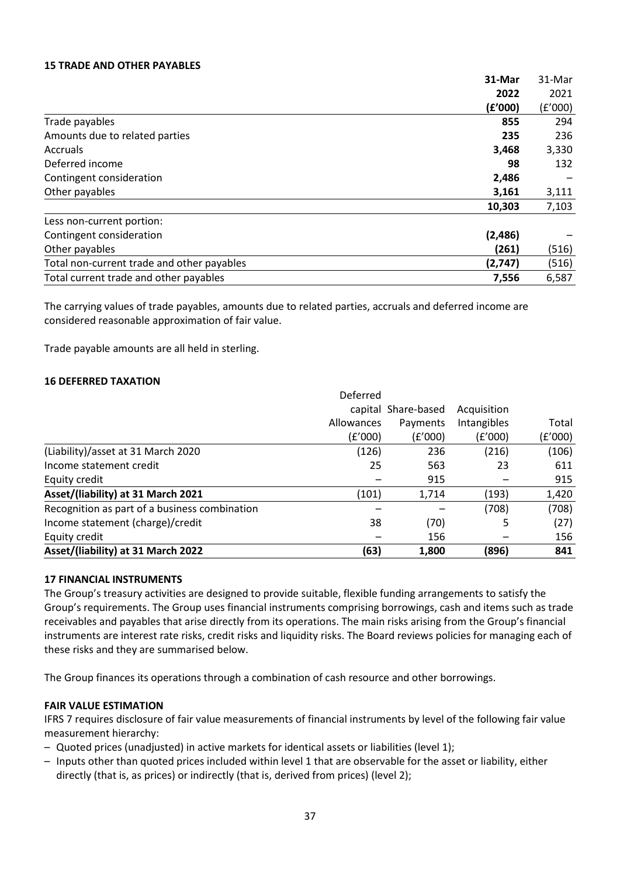**15 TRADE AND OTHER PAYABLES**

| | **31-Mar 2022 (£'000)** | 31-Mar 2021 (£'000) |
|---|---|---|
| Trade payables | **855** | 294 |
| Amounts due to related parties | **235** | 236 |
| Accruals | **3,468** | 3,330 |
| Deferred income | **98** | 132 |
| Contingent consideration | **2,486** | – |
| Other payables | **3,161** | 3,111 |
| | **10,303** | 7,103 |
| Less non-current portion: | | |
| Contingent consideration | **(2,486)** | – |
| Other payables | **(261)** | (516) |
| Total non-current trade and other payables | **(2,747)** | (516) |
| Total current trade and other payables | **7,556** | 6,587 |

The carrying values of trade payables, amounts due to related parties, accruals and deferred income are considered reasonable approximation of fair value.

Trade payable amounts are all held in sterling.

**16 DEFERRED TAXATION**

| | Deferred capital Allowances (£'000) | Share-based Payments (£'000) | Acquisition Intangibles (£'000) | Total (£'000) |
|---|---|---|---|---|
| (Liability)/asset at 31 March 2020 | (126) | 236 | (216) | (106) |
| Income statement credit | 25 | 563 | 23 | 611 |
| Equity credit | – | 915 | – | 915 |
| **Asset/(liability) at 31 March 2021** | (101) | 1,714 | (193) | 1,420 |
| Recognition as part of a business combination | – | – | (708) | (708) |
| Income statement (charge)/credit | 38 | (70) | 5 | (27) |
| Equity credit | – | 156 | – | 156 |
| **Asset/(liability) at 31 March 2022** | **(63)** | **1,800** | **(896)** | **841** |

**17 FINANCIAL INSTRUMENTS**

The Group's treasury activities are designed to provide suitable, flexible funding arrangements to satisfy the Group's requirements. The Group uses financial instruments comprising borrowings, cash and items such as trade receivables and payables that arise directly from its operations. The main risks arising from the Group's financial instruments are interest rate risks, credit risks and liquidity risks. The Board reviews policies for managing each of these risks and they are summarised below.

The Group finances its operations through a combination of cash resource and other borrowings.

**FAIR VALUE ESTIMATION**

IFRS 7 requires disclosure of fair value measurements of financial instruments by level of the following fair value measurement hierarchy:

– Quoted prices (unadjusted) in active markets for identical assets or liabilities (level 1);
– Inputs other than quoted prices included within level 1 that are observable for the asset or liability, either directly (that is, as prices) or indirectly (that is, derived from prices) (level 2);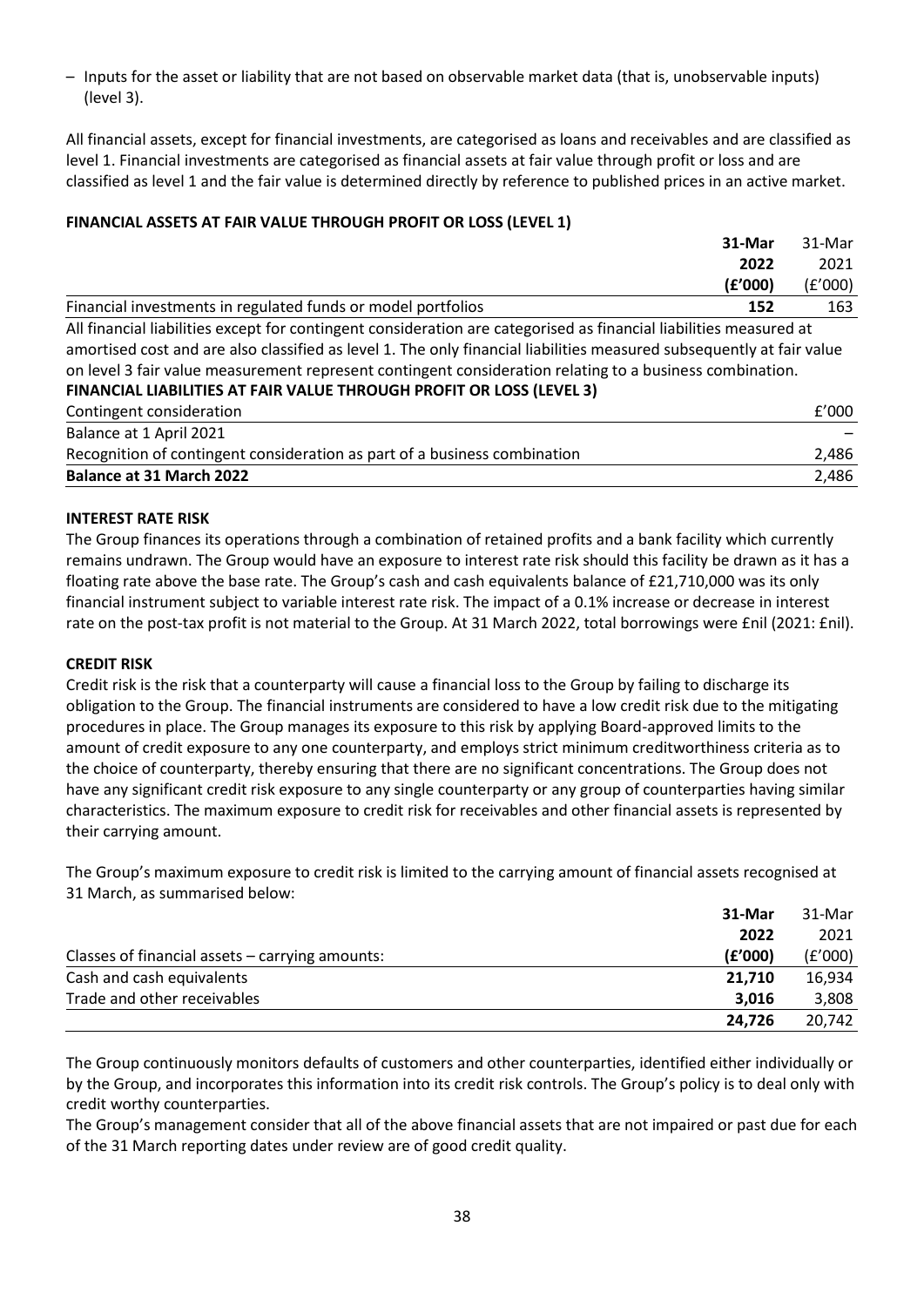– Inputs for the asset or liability that are not based on observable market data (that is, unobservable inputs) (level 3).

All financial assets, except for financial investments, are categorised as loans and receivables and are classified as level 1. Financial investments are categorised as financial assets at fair value through profit or loss and are classified as level 1 and the fair value is determined directly by reference to published prices in an active market.

**FINANCIAL ASSETS AT FAIR VALUE THROUGH PROFIT OR LOSS (LEVEL 1)**

| | **31-Mar 2022 (£'000)** | 31-Mar 2021 (£'000) |
|---|---|---|
| Financial investments in regulated funds or model portfolios | **152** | 163 |

All financial liabilities except for contingent consideration are categorised as financial liabilities measured at amortised cost and are also classified as level 1. The only financial liabilities measured subsequently at fair value on level 3 fair value measurement represent contingent consideration relating to a business combination.

**FINANCIAL LIABILITIES AT FAIR VALUE THROUGH PROFIT OR LOSS (LEVEL 3)**

| Contingent consideration | £'000 |
|---|---|
| Balance at 1 April 2021 | – |
| Recognition of contingent consideration as part of a business combination | 2,486 |
| **Balance at 31 March 2022** | 2,486 |

**INTEREST RATE RISK**

The Group finances its operations through a combination of retained profits and a bank facility which currently remains undrawn. The Group would have an exposure to interest rate risk should this facility be drawn as it has a floating rate above the base rate. The Group's cash and cash equivalents balance of £21,710,000 was its only financial instrument subject to variable interest rate risk. The impact of a 0.1% increase or decrease in interest rate on the post-tax profit is not material to the Group. At 31 March 2022, total borrowings were £nil (2021: £nil).

**CREDIT RISK**

Credit risk is the risk that a counterparty will cause a financial loss to the Group by failing to discharge its obligation to the Group. The financial instruments are considered to have a low credit risk due to the mitigating procedures in place. The Group manages its exposure to this risk by applying Board-approved limits to the amount of credit exposure to any one counterparty, and employs strict minimum creditworthiness criteria as to the choice of counterparty, thereby ensuring that there are no significant concentrations. The Group does not have any significant credit risk exposure to any single counterparty or any group of counterparties having similar characteristics. The maximum exposure to credit risk for receivables and other financial assets is represented by their carrying amount.

The Group's maximum exposure to credit risk is limited to the carrying amount of financial assets recognised at 31 March, as summarised below:

| Classes of financial assets – carrying amounts: | **31-Mar 2022 (£'000)** | 31-Mar 2021 (£'000) |
|---|---|---|
| Cash and cash equivalents | **21,710** | 16,934 |
| Trade and other receivables | **3,016** | 3,808 |
| | **24,726** | 20,742 |

The Group continuously monitors defaults of customers and other counterparties, identified either individually or by the Group, and incorporates this information into its credit risk controls. The Group's policy is to deal only with credit worthy counterparties.

The Group's management consider that all of the above financial assets that are not impaired or past due for each of the 31 March reporting dates under review are of good credit quality.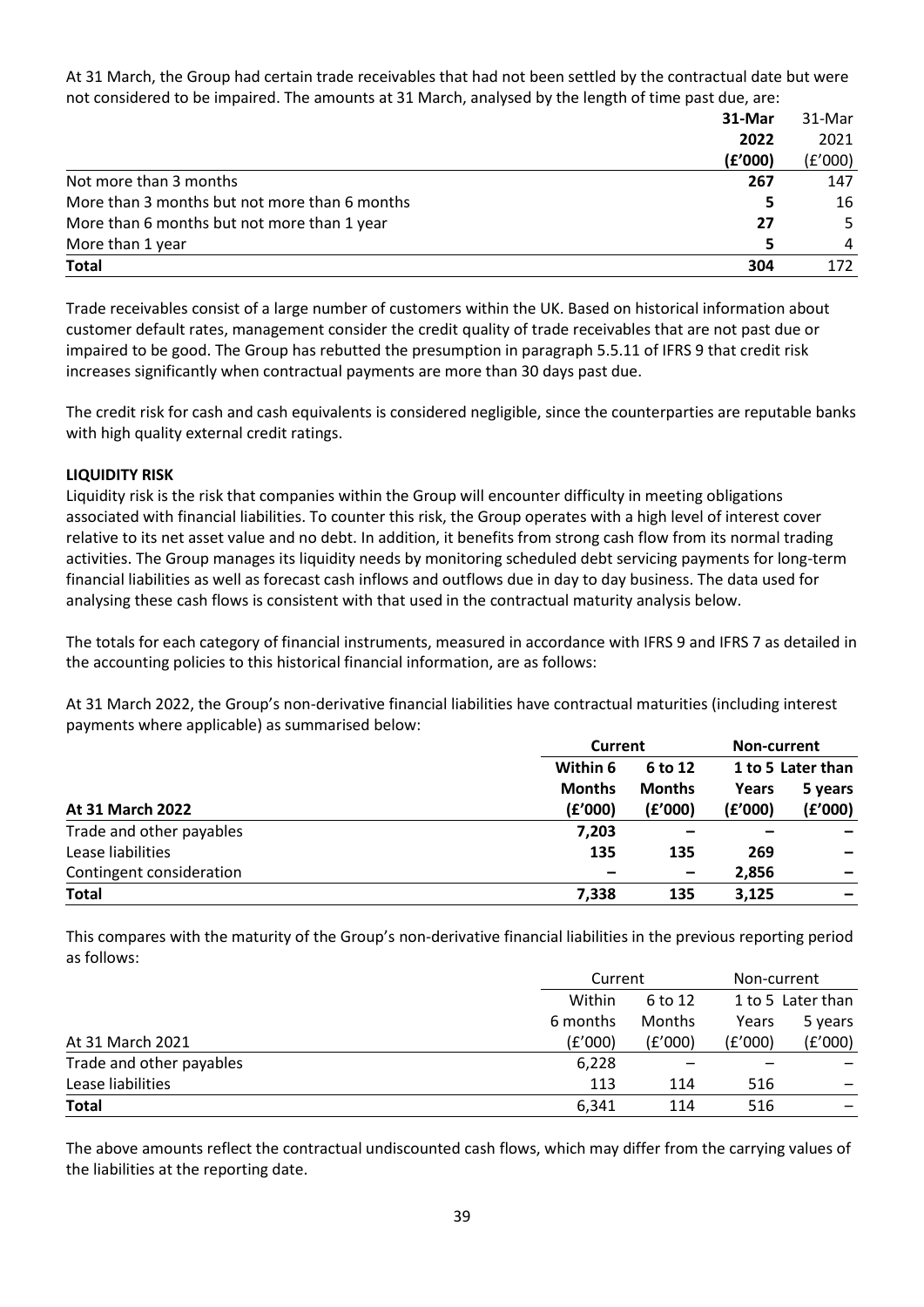At 31 March, the Group had certain trade receivables that had not been settled by the contractual date but were not considered to be impaired. The amounts at 31 March, analysed by the length of time past due, are:

| | **31-Mar 2022 (£'000)** | 31-Mar 2021 (£'000) |
|---|---|---|
| Not more than 3 months | **267** | 147 |
| More than 3 months but not more than 6 months | **5** | 16 |
| More than 6 months but not more than 1 year | **27** | 5 |
| More than 1 year | **5** | 4 |
| **Total** | **304** | 172 |

Trade receivables consist of a large number of customers within the UK. Based on historical information about customer default rates, management consider the credit quality of trade receivables that are not past due or impaired to be good. The Group has rebutted the presumption in paragraph 5.5.11 of IFRS 9 that credit risk increases significantly when contractual payments are more than 30 days past due.

The credit risk for cash and cash equivalents is considered negligible, since the counterparties are reputable banks with high quality external credit ratings.

**LIQUIDITY RISK**

Liquidity risk is the risk that companies within the Group will encounter difficulty in meeting obligations associated with financial liabilities. To counter this risk, the Group operates with a high level of interest cover relative to its net asset value and no debt. In addition, it benefits from strong cash flow from its normal trading activities. The Group manages its liquidity needs by monitoring scheduled debt servicing payments for long-term financial liabilities as well as forecast cash inflows and outflows due in day to day business. The data used for analysing these cash flows is consistent with that used in the contractual maturity analysis below.

The totals for each category of financial instruments, measured in accordance with IFRS 9 and IFRS 7 as detailed in the accounting policies to this historical financial information, are as follows:

At 31 March 2022, the Group's non-derivative financial liabilities have contractual maturities (including interest payments where applicable) as summarised below:

| | **Current** | | **Non-current** | |
|---|---|---|---|---|
| **At 31 March 2022** | **Within 6 Months (£'000)** | **6 to 12 Months (£'000)** | **1 to 5 Years (£'000)** | **Later than 5 years (£'000)** |
| Trade and other payables | **7,203** | **–** | **–** | **–** |
| Lease liabilities | **135** | **135** | **269** | **–** |
| Contingent consideration | **–** | **–** | **2,856** | **–** |
| **Total** | **7,338** | **135** | **3,125** | **–** |

This compares with the maturity of the Group's non-derivative financial liabilities in the previous reporting period as follows:

| | Current | | Non-current | |
|---|---|---|---|---|
| At 31 March 2021 | Within 6 months (£'000) | 6 to 12 Months (£'000) | 1 to 5 Years (£'000) | Later than 5 years (£'000) |
| Trade and other payables | 6,228 | – | – | – |
| Lease liabilities | 113 | 114 | 516 | – |
| **Total** | 6,341 | 114 | 516 | – |

The above amounts reflect the contractual undiscounted cash flows, which may differ from the carrying values of the liabilities at the reporting date.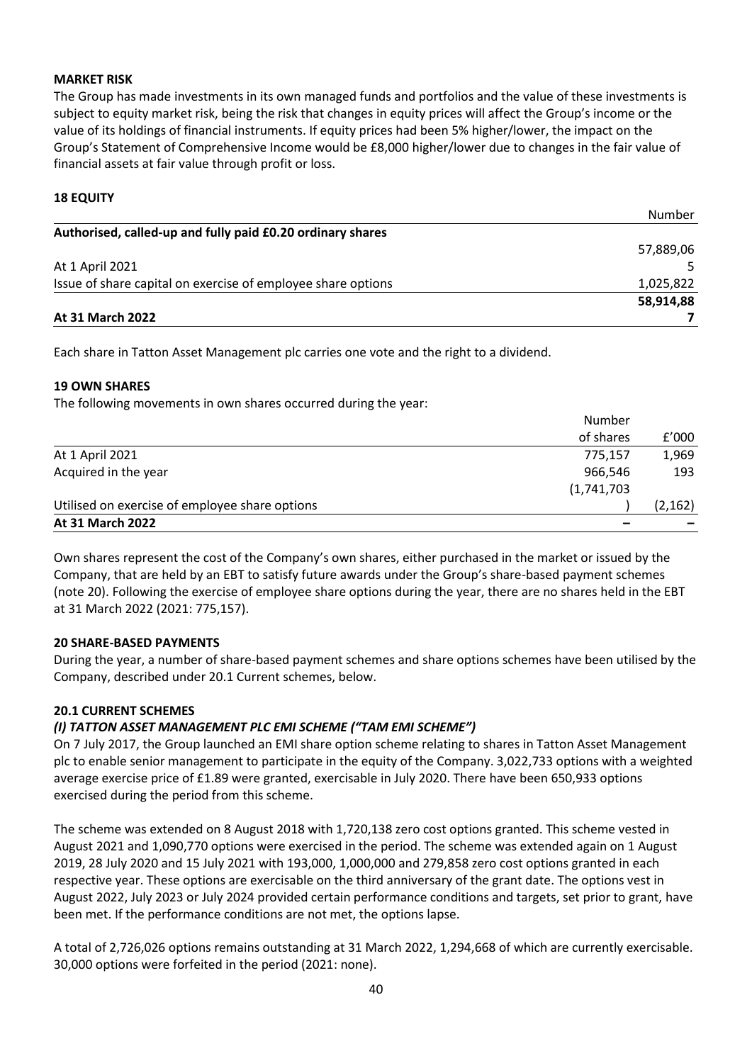**MARKET RISK**

The Group has made investments in its own managed funds and portfolios and the value of these investments is subject to equity market risk, being the risk that changes in equity prices will affect the Group's income or the value of its holdings of financial instruments. If equity prices had been 5% higher/lower, the impact on the Group's Statement of Comprehensive Income would be £8,000 higher/lower due to changes in the fair value of financial assets at fair value through profit or loss.

**18 EQUITY**

| | Number |
|---|---|
| **Authorised, called-up and fully paid £0.20 ordinary shares** | |
| At 1 April 2021 | 57,889,065 |
| Issue of share capital on exercise of employee share options | 1,025,822 |
| **At 31 March 2022** | **58,914,887** |

Each share in Tatton Asset Management plc carries one vote and the right to a dividend.

**19 OWN SHARES**

The following movements in own shares occurred during the year:

| | Number of shares | £'000 |
|---|---|---|
| At 1 April 2021 | 775,157 | 1,969 |
| Acquired in the year | 966,546 | 193 |
| Utilised on exercise of employee share options | (1,741,703) | (2,162) |
| **At 31 March 2022** | **–** | **–** |

Own shares represent the cost of the Company's own shares, either purchased in the market or issued by the Company, that are held by an EBT to satisfy future awards under the Group's share-based payment schemes (note 20). Following the exercise of employee share options during the year, there are no shares held in the EBT at 31 March 2022 (2021: 775,157).

**20 SHARE-BASED PAYMENTS**

During the year, a number of share-based payment schemes and share options schemes have been utilised by the Company, described under 20.1 Current schemes, below.

**20.1 CURRENT SCHEMES**

***(I) TATTON ASSET MANAGEMENT PLC EMI SCHEME ("TAM EMI SCHEME")***

On 7 July 2017, the Group launched an EMI share option scheme relating to shares in Tatton Asset Management plc to enable senior management to participate in the equity of the Company. 3,022,733 options with a weighted average exercise price of £1.89 were granted, exercisable in July 2020. There have been 650,933 options exercised during the period from this scheme.

The scheme was extended on 8 August 2018 with 1,720,138 zero cost options granted. This scheme vested in August 2021 and 1,090,770 options were exercised in the period. The scheme was extended again on 1 August 2019, 28 July 2020 and 15 July 2021 with 193,000, 1,000,000 and 279,858 zero cost options granted in each respective year. These options are exercisable on the third anniversary of the grant date. The options vest in August 2022, July 2023 or July 2024 provided certain performance conditions and targets, set prior to grant, have been met. If the performance conditions are not met, the options lapse.

A total of 2,726,026 options remains outstanding at 31 March 2022, 1,294,668 of which are currently exercisable. 30,000 options were forfeited in the period (2021: none).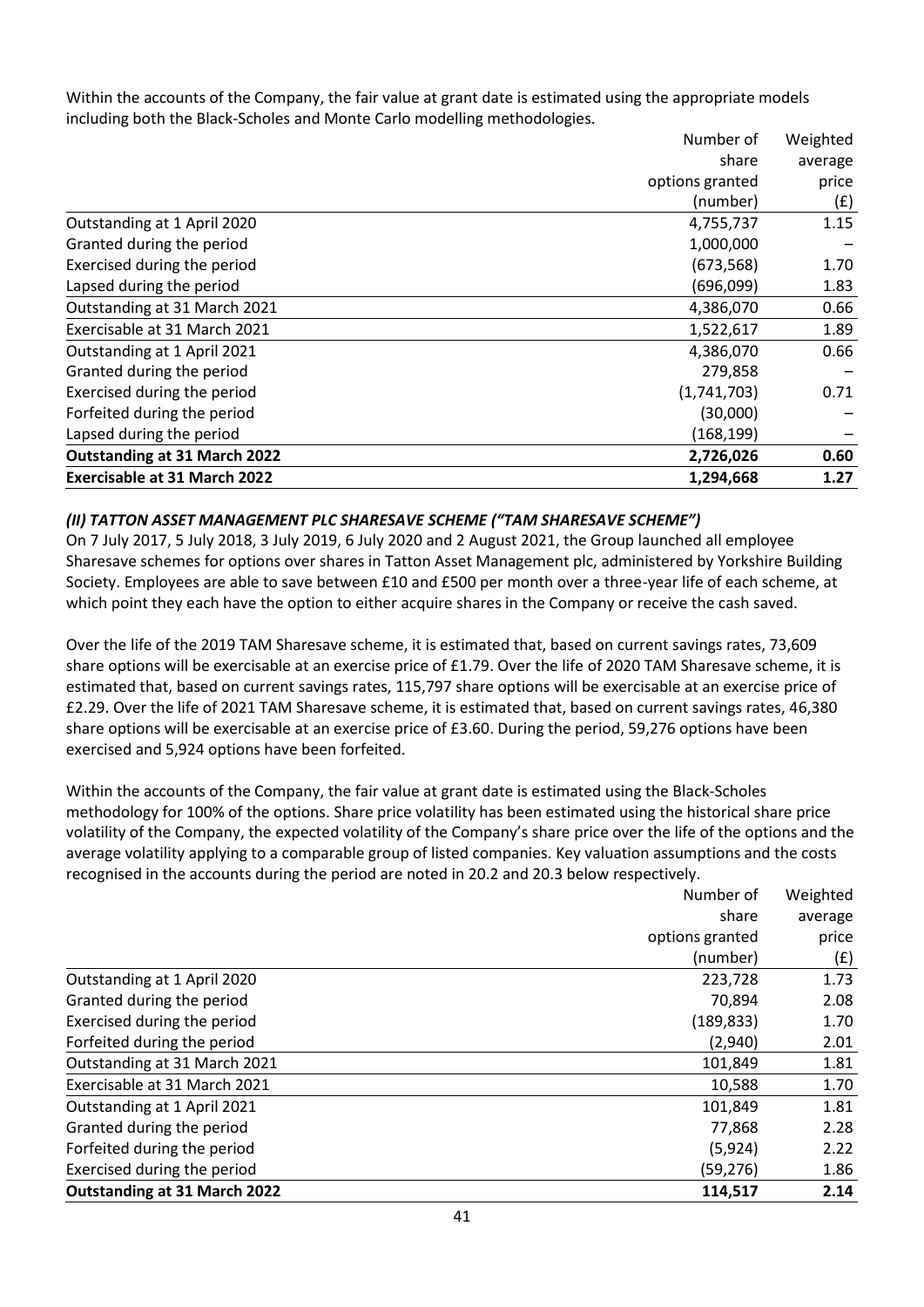Within the accounts of the Company, the fair value at grant date is estimated using the appropriate models including both the Black-Scholes and Monte Carlo modelling methodologies.

| | Number of share options granted (number) | Weighted average price (£) |
|---|---|---|
| Outstanding at 1 April 2020 | 4,755,737 | 1.15 |
| Granted during the period | 1,000,000 | – |
| Exercised during the period | (673,568) | 1.70 |
| Lapsed during the period | (696,099) | 1.83 |
| Outstanding at 31 March 2021 | 4,386,070 | 0.66 |
| Exercisable at 31 March 2021 | 1,522,617 | 1.89 |
| Outstanding at 1 April 2021 | 4,386,070 | 0.66 |
| Granted during the period | 279,858 | – |
| Exercised during the period | (1,741,703) | 0.71 |
| Forfeited during the period | (30,000) | – |
| Lapsed during the period | (168,199) | – |
| **Outstanding at 31 March 2022** | **2,726,026** | **0.60** |
| **Exercisable at 31 March 2022** | **1,294,668** | **1.27** |

### *(II) TATTON ASSET MANAGEMENT PLC SHARESAVE SCHEME ("TAM SHARESAVE SCHEME")*

On 7 July 2017, 5 July 2018, 3 July 2019, 6 July 2020 and 2 August 2021, the Group launched all employee Sharesave schemes for options over shares in Tatton Asset Management plc, administered by Yorkshire Building Society. Employees are able to save between £10 and £500 per month over a three-year life of each scheme, at which point they each have the option to either acquire shares in the Company or receive the cash saved.

Over the life of the 2019 TAM Sharesave scheme, it is estimated that, based on current savings rates, 73,609 share options will be exercisable at an exercise price of £1.79. Over the life of 2020 TAM Sharesave scheme, it is estimated that, based on current savings rates, 115,797 share options will be exercisable at an exercise price of £2.29. Over the life of 2021 TAM Sharesave scheme, it is estimated that, based on current savings rates, 46,380 share options will be exercisable at an exercise price of £3.60. During the period, 59,276 options have been exercised and 5,924 options have been forfeited.

Within the accounts of the Company, the fair value at grant date is estimated using the Black-Scholes methodology for 100% of the options. Share price volatility has been estimated using the historical share price volatility of the Company, the expected volatility of the Company's share price over the life of the options and the average volatility applying to a comparable group of listed companies. Key valuation assumptions and the costs recognised in the accounts during the period are noted in 20.2 and 20.3 below respectively.

| | Number of share options granted (number) | Weighted average price (£) |
|---|---|---|
| Outstanding at 1 April 2020 | 223,728 | 1.73 |
| Granted during the period | 70,894 | 2.08 |
| Exercised during the period | (189,833) | 1.70 |
| Forfeited during the period | (2,940) | 2.01 |
| Outstanding at 31 March 2021 | 101,849 | 1.81 |
| Exercisable at 31 March 2021 | 10,588 | 1.70 |
| Outstanding at 1 April 2021 | 101,849 | 1.81 |
| Granted during the period | 77,868 | 2.28 |
| Forfeited during the period | (5,924) | 2.22 |
| Exercised during the period | (59,276) | 1.86 |
| **Outstanding at 31 March 2022** | **114,517** | **2.14** |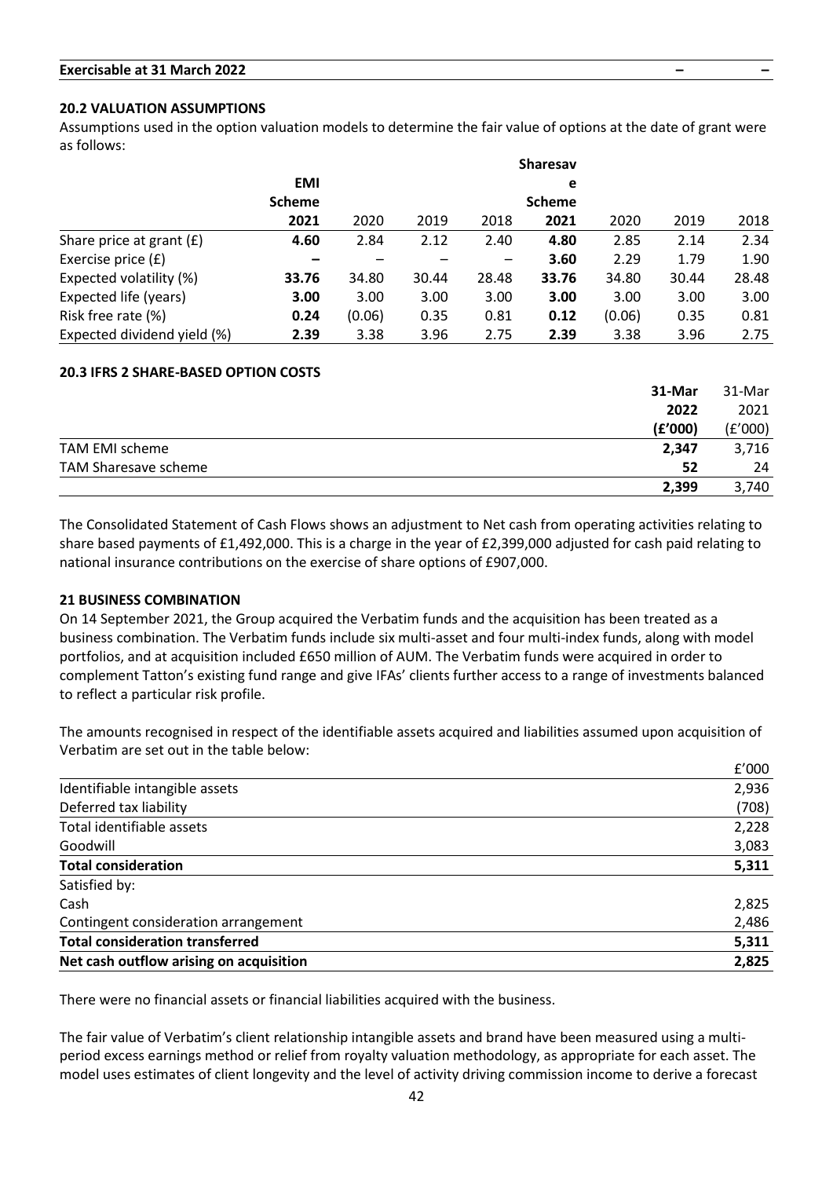| **Exercisable at 31 March 2022** | **–** | **–** |
|---|---|---|

### 20.2 VALUATION ASSUMPTIONS

Assumptions used in the option valuation models to determine the fair value of options at the date of grant were as follows:

| | **EMI Scheme** | | | | **Sharesave Scheme** | | | |
|---|---|---|---|---|---|---|---|---|
| | **2021** | 2020 | 2019 | 2018 | **2021** | 2020 | 2019 | 2018 |
| Share price at grant (£) | **4.60** | 2.84 | 2.12 | 2.40 | **4.80** | 2.85 | 2.14 | 2.34 |
| Exercise price (£) | **–** | – | – | – | **3.60** | 2.29 | 1.79 | 1.90 |
| Expected volatility (%) | **33.76** | 34.80 | 30.44 | 28.48 | **33.76** | 34.80 | 30.44 | 28.48 |
| Expected life (years) | **3.00** | 3.00 | 3.00 | 3.00 | **3.00** | 3.00 | 3.00 | 3.00 |
| Risk free rate (%) | **0.24** | (0.06) | 0.35 | 0.81 | **0.12** | (0.06) | 0.35 | 0.81 |
| Expected dividend yield (%) | **2.39** | 3.38 | 3.96 | 2.75 | **2.39** | 3.38 | 3.96 | 2.75 |

### 20.3 IFRS 2 SHARE-BASED OPTION COSTS

| | **31-Mar 2022 (£'000)** | 31-Mar 2021 (£'000) |
|---|---|---|
| TAM EMI scheme | **2,347** | 3,716 |
| TAM Sharesave scheme | **52** | 24 |
| | **2,399** | 3,740 |

The Consolidated Statement of Cash Flows shows an adjustment to Net cash from operating activities relating to share based payments of £1,492,000. This is a charge in the year of £2,399,000 adjusted for cash paid relating to national insurance contributions on the exercise of share options of £907,000.

## 21 BUSINESS COMBINATION

On 14 September 2021, the Group acquired the Verbatim funds and the acquisition has been treated as a business combination. The Verbatim funds include six multi-asset and four multi-index funds, along with model portfolios, and at acquisition included £650 million of AUM. The Verbatim funds were acquired in order to complement Tatton's existing fund range and give IFAs' clients further access to a range of investments balanced to reflect a particular risk profile.

The amounts recognised in respect of the identifiable assets acquired and liabilities assumed upon acquisition of Verbatim are set out in the table below:

| | £'000 |
|---|---|
| Identifiable intangible assets | 2,936 |
| Deferred tax liability | (708) |
| Total identifiable assets | 2,228 |
| Goodwill | 3,083 |
| **Total consideration** | **5,311** |
| Satisfied by: | |
| Cash | 2,825 |
| Contingent consideration arrangement | 2,486 |
| **Total consideration transferred** | **5,311** |
| **Net cash outflow arising on acquisition** | **2,825** |

There were no financial assets or financial liabilities acquired with the business.

The fair value of Verbatim's client relationship intangible assets and brand have been measured using a multi-period excess earnings method or relief from royalty valuation methodology, as appropriate for each asset. The model uses estimates of client longevity and the level of activity driving commission income to derive a forecast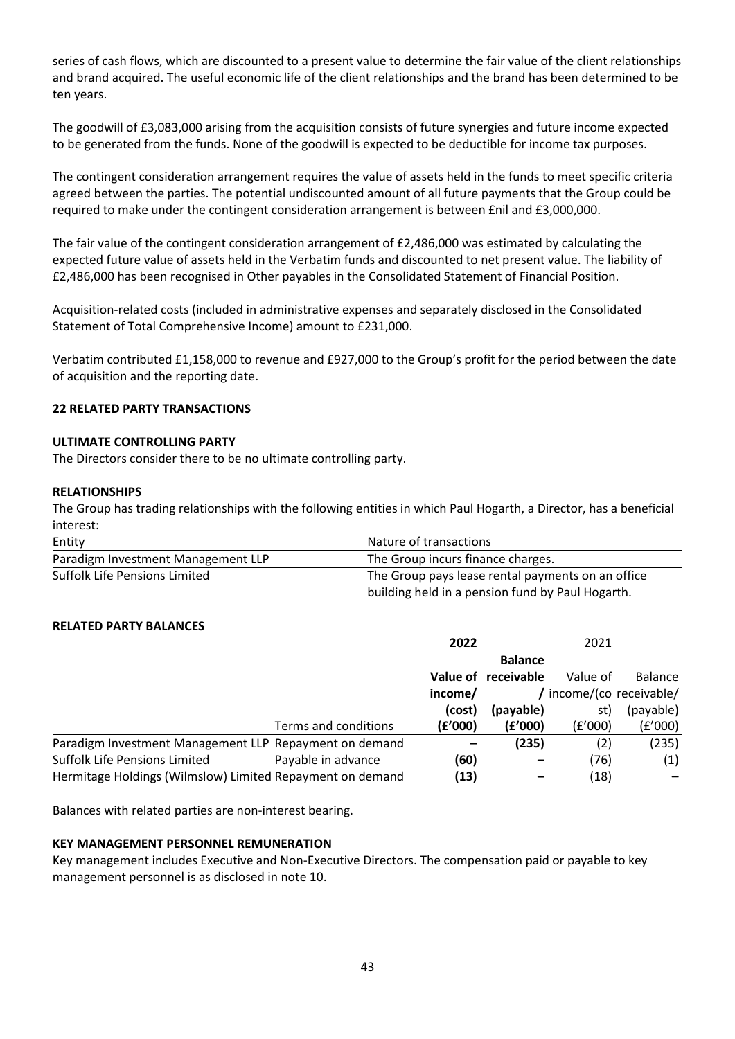series of cash flows, which are discounted to a present value to determine the fair value of the client relationships and brand acquired. The useful economic life of the client relationships and the brand has been determined to be ten years.

The goodwill of £3,083,000 arising from the acquisition consists of future synergies and future income expected to be generated from the funds. None of the goodwill is expected to be deductible for income tax purposes.

The contingent consideration arrangement requires the value of assets held in the funds to meet specific criteria agreed between the parties. The potential undiscounted amount of all future payments that the Group could be required to make under the contingent consideration arrangement is between £nil and £3,000,000.

The fair value of the contingent consideration arrangement of £2,486,000 was estimated by calculating the expected future value of assets held in the Verbatim funds and discounted to net present value. The liability of £2,486,000 has been recognised in Other payables in the Consolidated Statement of Financial Position.

Acquisition-related costs (included in administrative expenses and separately disclosed in the Consolidated Statement of Total Comprehensive Income) amount to £231,000.

Verbatim contributed £1,158,000 to revenue and £927,000 to the Group's profit for the period between the date of acquisition and the reporting date.

## 22 RELATED PARTY TRANSACTIONS

### ULTIMATE CONTROLLING PARTY

The Directors consider there to be no ultimate controlling party.

### RELATIONSHIPS

The Group has trading relationships with the following entities in which Paul Hogarth, a Director, has a beneficial interest:

| Entity | Nature of transactions |
|---|---|
| Paradigm Investment Management LLP | The Group incurs finance charges. |
| Suffolk Life Pensions Limited | The Group pays lease rental payments on an office building held in a pension fund by Paul Hogarth. |

### RELATED PARTY BALANCES

| | | **2022** | | 2021 | |
|---|---|---|---|---|---|
| | Terms and conditions | **Value of income/ (cost) (£'000)** | **Balance receivable / (payable) (£'000)** | Value of income/(cost) (£'000) | Balance receivable/ (payable) (£'000) |
| Paradigm Investment Management LLP | Repayment on demand | **–** | **(235)** | (2) | (235) |
| Suffolk Life Pensions Limited | Payable in advance | **(60)** | **–** | (76) | (1) |
| Hermitage Holdings (Wilmslow) Limited | Repayment on demand | **(13)** | **–** | (18) | – |

Balances with related parties are non-interest bearing.

### KEY MANAGEMENT PERSONNEL REMUNERATION

Key management includes Executive and Non-Executive Directors. The compensation paid or payable to key management personnel is as disclosed in note 10.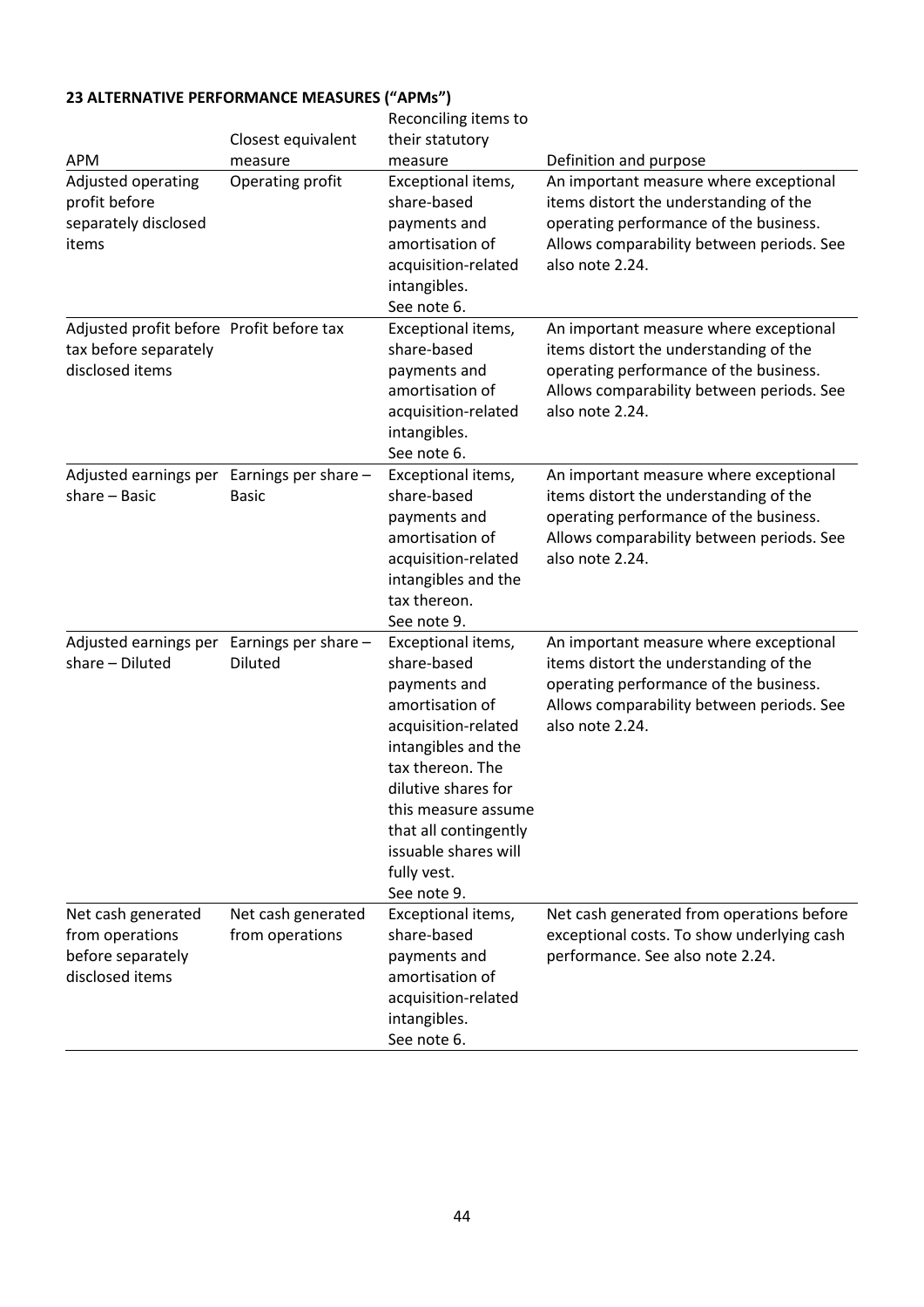**23 ALTERNATIVE PERFORMANCE MEASURES ("APMs")**

| APM | Closest equivalent measure | Reconciling items to their statutory measure | Definition and purpose |
|---|---|---|---|
| Adjusted operating profit before separately disclosed items | Operating profit | Exceptional items, share-based payments and amortisation of acquisition-related intangibles. See note 6. | An important measure where exceptional items distort the understanding of the operating performance of the business. Allows comparability between periods. See also note 2.24. |
| Adjusted profit before tax before separately disclosed items | Profit before tax | Exceptional items, share-based payments and amortisation of acquisition-related intangibles. See note 6. | An important measure where exceptional items distort the understanding of the operating performance of the business. Allows comparability between periods. See also note 2.24. |
| Adjusted earnings per share – Basic | Earnings per share – Basic | Exceptional items, share-based payments and amortisation of acquisition-related intangibles and the tax thereon. See note 9. | An important measure where exceptional items distort the understanding of the operating performance of the business. Allows comparability between periods. See also note 2.24. |
| Adjusted earnings per share – Diluted | Earnings per share – Diluted | Exceptional items, share-based payments and amortisation of acquisition-related intangibles and the tax thereon. The dilutive shares for this measure assume that all contingently issuable shares will fully vest. See note 9. | An important measure where exceptional items distort the understanding of the operating performance of the business. Allows comparability between periods. See also note 2.24. |
| Net cash generated from operations before separately disclosed items | Net cash generated from operations | Exceptional items, share-based payments and amortisation of acquisition-related intangibles. See note 6. | Net cash generated from operations before exceptional costs. To show underlying cash performance. See also note 2.24. |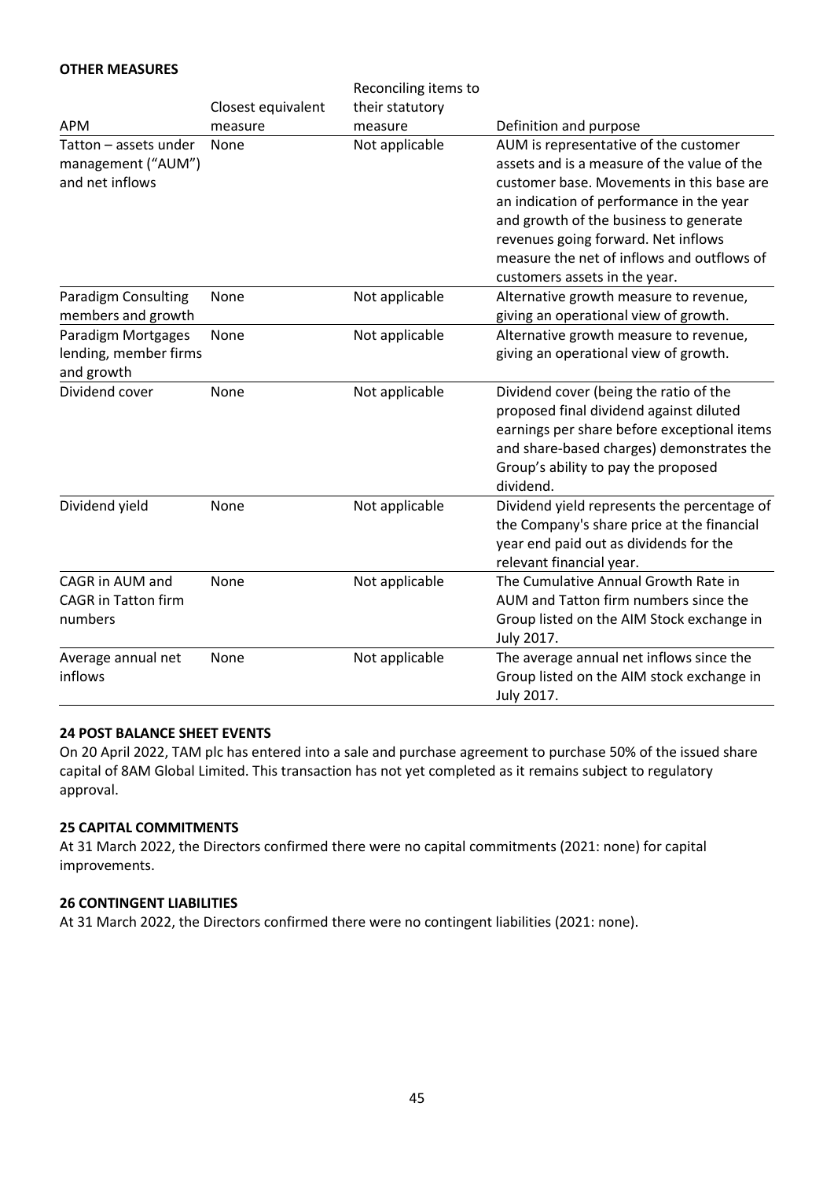**OTHER MEASURES**

| APM | Closest equivalent measure | Reconciling items to their statutory measure | Definition and purpose |
|---|---|---|---|
| Tatton – assets under management ("AUM") and net inflows | None | Not applicable | AUM is representative of the customer assets and is a measure of the value of the customer base. Movements in this base are an indication of performance in the year and growth of the business to generate revenues going forward. Net inflows measure the net of inflows and outflows of customers assets in the year. |
| Paradigm Consulting members and growth | None | Not applicable | Alternative growth measure to revenue, giving an operational view of growth. |
| Paradigm Mortgages lending, member firms and growth | None | Not applicable | Alternative growth measure to revenue, giving an operational view of growth. |
| Dividend cover | None | Not applicable | Dividend cover (being the ratio of the proposed final dividend against diluted earnings per share before exceptional items and share-based charges) demonstrates the Group's ability to pay the proposed dividend. |
| Dividend yield | None | Not applicable | Dividend yield represents the percentage of the Company's share price at the financial year end paid out as dividends for the relevant financial year. |
| CAGR in AUM and CAGR in Tatton firm numbers | None | Not applicable | The Cumulative Annual Growth Rate in AUM and Tatton firm numbers since the Group listed on the AIM Stock exchange in July 2017. |
| Average annual net inflows | None | Not applicable | The average annual net inflows since the Group listed on the AIM stock exchange in July 2017. |

**24 POST BALANCE SHEET EVENTS**

On 20 April 2022, TAM plc has entered into a sale and purchase agreement to purchase 50% of the issued share capital of 8AM Global Limited. This transaction has not yet completed as it remains subject to regulatory approval.

**25 CAPITAL COMMITMENTS**

At 31 March 2022, the Directors confirmed there were no capital commitments (2021: none) for capital improvements.

**26 CONTINGENT LIABILITIES**

At 31 March 2022, the Directors confirmed there were no contingent liabilities (2021: none).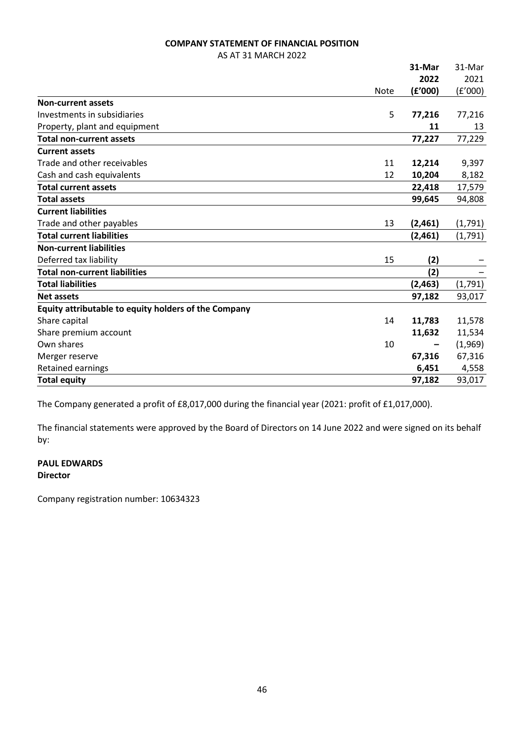**COMPANY STATEMENT OF FINANCIAL POSITION**

AS AT 31 MARCH 2022

| | Note | **31-Mar 2022 (£'000)** | 31-Mar 2021 (£'000) |
|---|---|---|---|
| **Non-current assets** | | | |
| Investments in subsidiaries | 5 | **77,216** | 77,216 |
| Property, plant and equipment | | **11** | 13 |
| **Total non-current assets** | | **77,227** | 77,229 |
| **Current assets** | | | |
| Trade and other receivables | 11 | **12,214** | 9,397 |
| Cash and cash equivalents | 12 | **10,204** | 8,182 |
| **Total current assets** | | **22,418** | 17,579 |
| **Total assets** | | **99,645** | 94,808 |
| **Current liabilities** | | | |
| Trade and other payables | 13 | **(2,461)** | (1,791) |
| **Total current liabilities** | | **(2,461)** | (1,791) |
| **Non-current liabilities** | | | |
| Deferred tax liability | 15 | **(2)** | – |
| **Total non-current liabilities** | | **(2)** | – |
| **Total liabilities** | | **(2,463)** | (1,791) |
| **Net assets** | | **97,182** | 93,017 |
| **Equity attributable to equity holders of the Company** | | | |
| Share capital | 14 | **11,783** | 11,578 |
| Share premium account | | **11,632** | 11,534 |
| Own shares | 10 | **–** | (1,969) |
| Merger reserve | | **67,316** | 67,316 |
| Retained earnings | | **6,451** | 4,558 |
| **Total equity** | | **97,182** | 93,017 |

The Company generated a profit of £8,017,000 during the financial year (2021: profit of £1,017,000).

The financial statements were approved by the Board of Directors on 14 June 2022 and were signed on its behalf by:

**PAUL EDWARDS**
**Director**

Company registration number: 10634323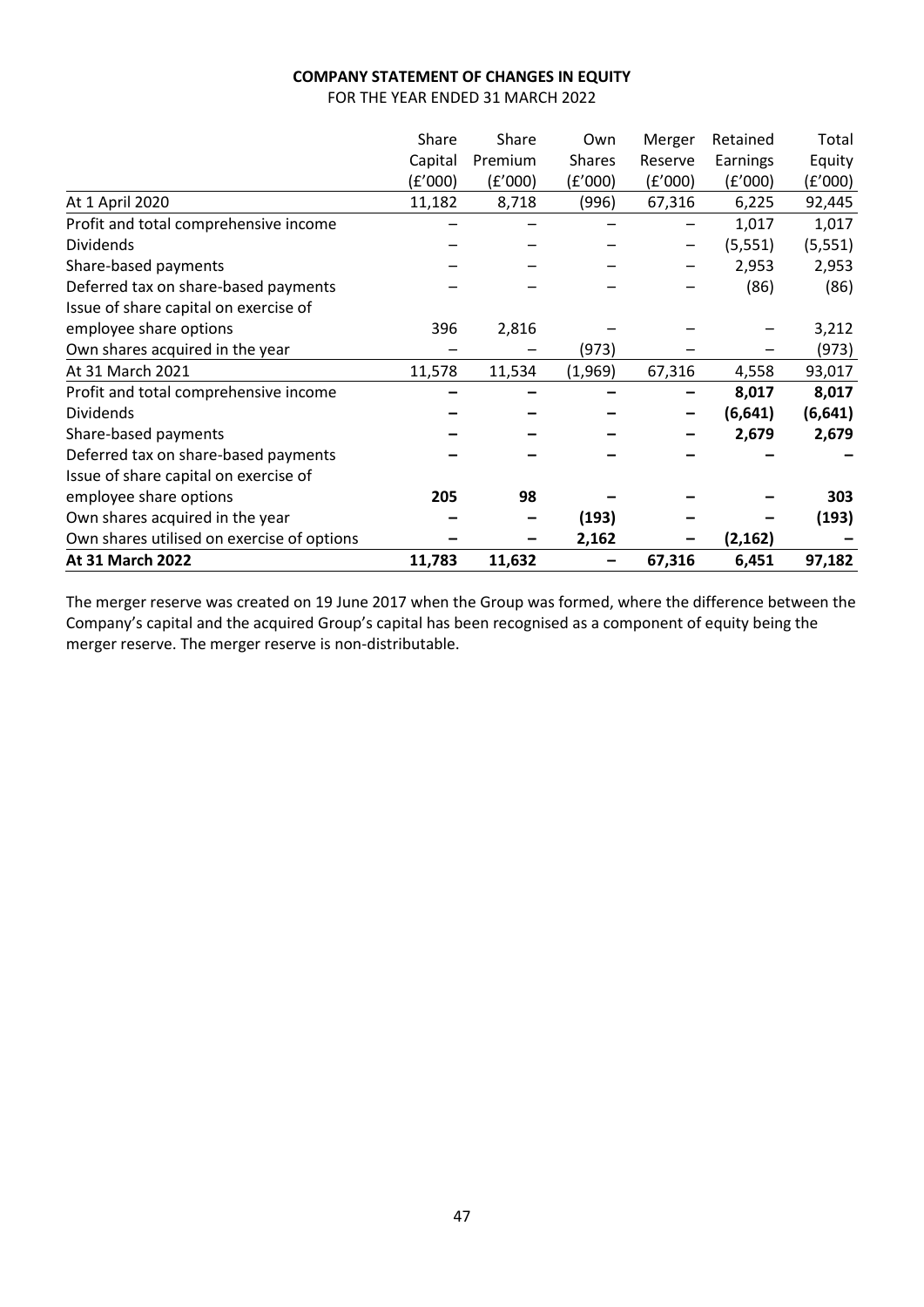**COMPANY STATEMENT OF CHANGES IN EQUITY**

FOR THE YEAR ENDED 31 MARCH 2022

| | Share Capital (£'000) | Share Premium (£'000) | Own Shares (£'000) | Merger Reserve (£'000) | Retained Earnings (£'000) | Total Equity (£'000) |
|---|---|---|---|---|---|---|
| At 1 April 2020 | 11,182 | 8,718 | (996) | 67,316 | 6,225 | 92,445 |
| Profit and total comprehensive income | – | – | – | – | 1,017 | 1,017 |
| Dividends | – | – | – | – | (5,551) | (5,551) |
| Share-based payments | – | – | – | – | 2,953 | 2,953 |
| Deferred tax on share-based payments | – | – | – | – | (86) | (86) |
| Issue of share capital on exercise of employee share options | 396 | 2,816 | – | – | – | 3,212 |
| Own shares acquired in the year | – | – | (973) | – | – | (973) |
| At 31 March 2021 | 11,578 | 11,534 | (1,969) | 67,316 | 4,558 | 93,017 |
| Profit and total comprehensive income | **–** | **–** | **–** | **–** | **8,017** | **8,017** |
| Dividends | **–** | **–** | **–** | **–** | **(6,641)** | **(6,641)** |
| Share-based payments | **–** | **–** | **–** | **–** | **2,679** | **2,679** |
| Deferred tax on share-based payments | **–** | **–** | **–** | **–** | **–** | **–** |
| Issue of share capital on exercise of employee share options | **205** | **98** | **–** | **–** | **–** | **303** |
| Own shares acquired in the year | **–** | **–** | **(193)** | **–** | **–** | **(193)** |
| Own shares utilised on exercise of options | **–** | **–** | **2,162** | **–** | **(2,162)** | **–** |
| **At 31 March 2022** | **11,783** | **11,632** | **–** | **67,316** | **6,451** | **97,182** |

The merger reserve was created on 19 June 2017 when the Group was formed, where the difference between the Company's capital and the acquired Group's capital has been recognised as a component of equity being the merger reserve. The merger reserve is non-distributable.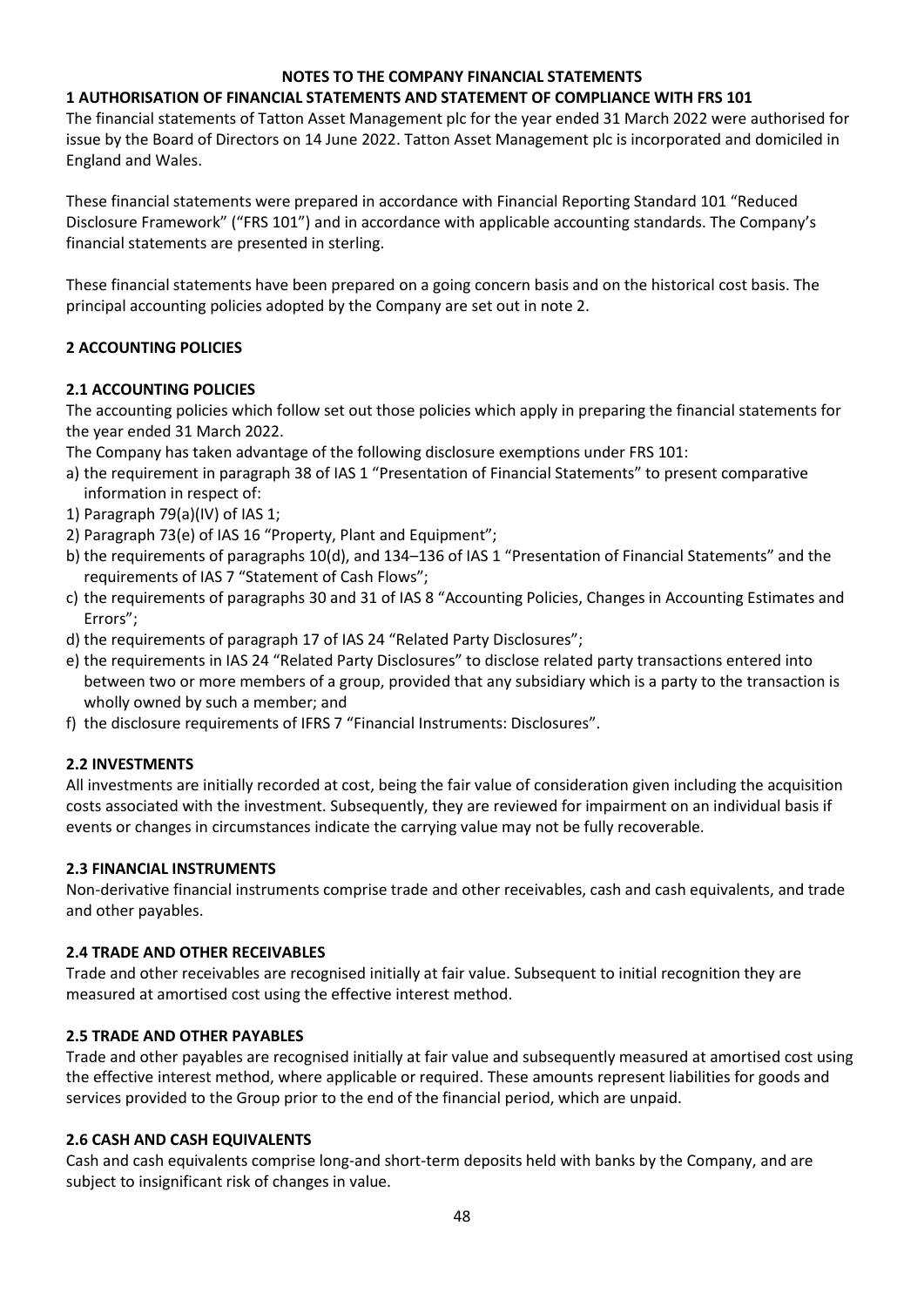# NOTES TO THE COMPANY FINANCIAL STATEMENTS

## 1 AUTHORISATION OF FINANCIAL STATEMENTS AND STATEMENT OF COMPLIANCE WITH FRS 101

The financial statements of Tatton Asset Management plc for the year ended 31 March 2022 were authorised for issue by the Board of Directors on 14 June 2022. Tatton Asset Management plc is incorporated and domiciled in England and Wales.

These financial statements were prepared in accordance with Financial Reporting Standard 101 "Reduced Disclosure Framework" ("FRS 101") and in accordance with applicable accounting standards. The Company's financial statements are presented in sterling.

These financial statements have been prepared on a going concern basis and on the historical cost basis. The principal accounting policies adopted by the Company are set out in note 2.

## 2 ACCOUNTING POLICIES

### 2.1 ACCOUNTING POLICIES

The accounting policies which follow set out those policies which apply in preparing the financial statements for the year ended 31 March 2022.

The Company has taken advantage of the following disclosure exemptions under FRS 101:

a) the requirement in paragraph 38 of IAS 1 "Presentation of Financial Statements" to present comparative information in respect of:

1) Paragraph 79(a)(IV) of IAS 1;
2) Paragraph 73(e) of IAS 16 "Property, Plant and Equipment";

b) the requirements of paragraphs 10(d), and 134–136 of IAS 1 "Presentation of Financial Statements" and the requirements of IAS 7 "Statement of Cash Flows";

c) the requirements of paragraphs 30 and 31 of IAS 8 "Accounting Policies, Changes in Accounting Estimates and Errors";

d) the requirements of paragraph 17 of IAS 24 "Related Party Disclosures";

e) the requirements in IAS 24 "Related Party Disclosures" to disclose related party transactions entered into between two or more members of a group, provided that any subsidiary which is a party to the transaction is wholly owned by such a member; and

f) the disclosure requirements of IFRS 7 "Financial Instruments: Disclosures".

### 2.2 INVESTMENTS

All investments are initially recorded at cost, being the fair value of consideration given including the acquisition costs associated with the investment. Subsequently, they are reviewed for impairment on an individual basis if events or changes in circumstances indicate the carrying value may not be fully recoverable.

### 2.3 FINANCIAL INSTRUMENTS

Non-derivative financial instruments comprise trade and other receivables, cash and cash equivalents, and trade and other payables.

### 2.4 TRADE AND OTHER RECEIVABLES

Trade and other receivables are recognised initially at fair value. Subsequent to initial recognition they are measured at amortised cost using the effective interest method.

### 2.5 TRADE AND OTHER PAYABLES

Trade and other payables are recognised initially at fair value and subsequently measured at amortised cost using the effective interest method, where applicable or required. These amounts represent liabilities for goods and services provided to the Group prior to the end of the financial period, which are unpaid.

### 2.6 CASH AND CASH EQUIVALENTS

Cash and cash equivalents comprise long-and short-term deposits held with banks by the Company, and are subject to insignificant risk of changes in value.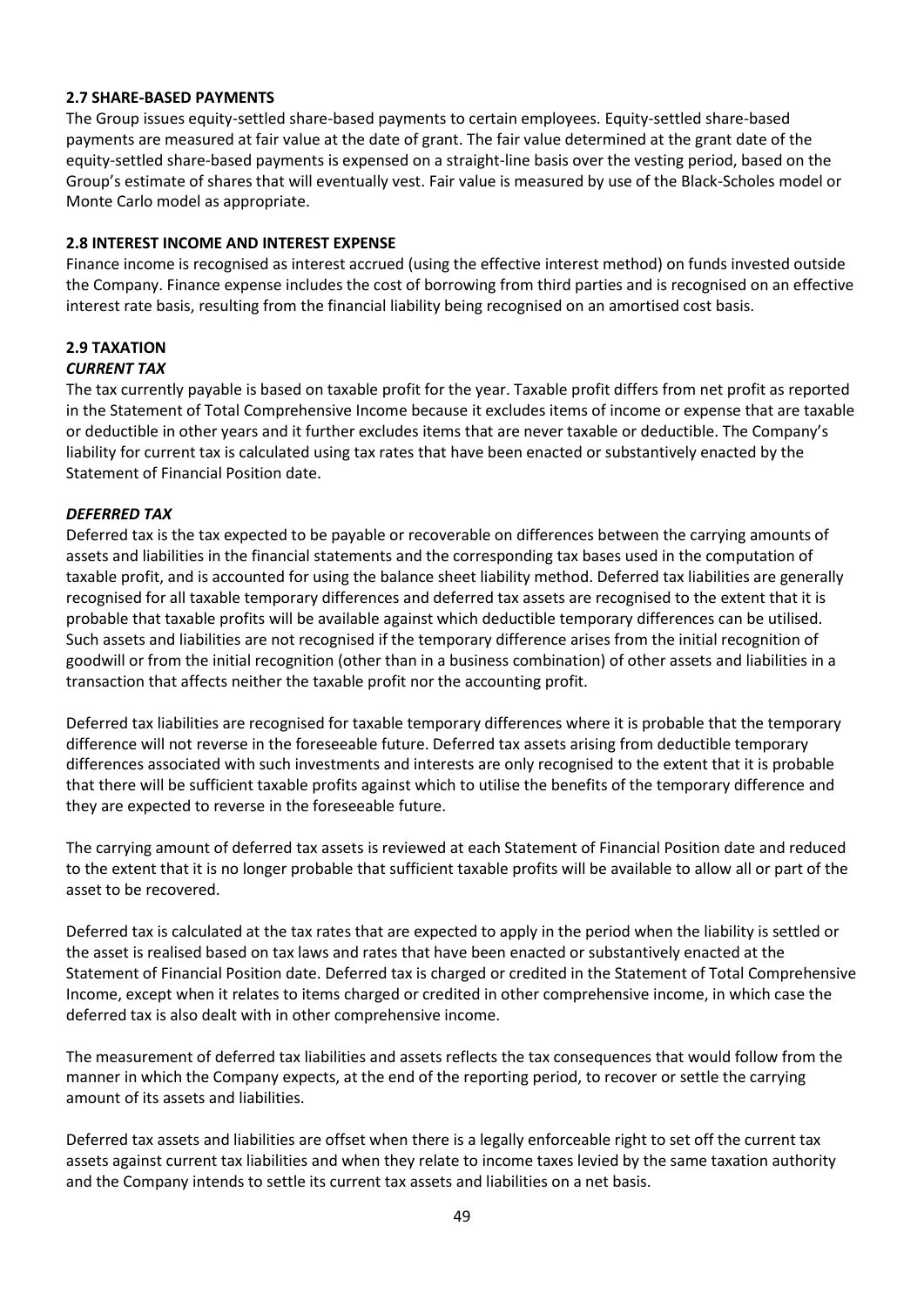### 2.7 SHARE-BASED PAYMENTS

The Group issues equity-settled share-based payments to certain employees. Equity-settled share-based payments are measured at fair value at the date of grant. The fair value determined at the grant date of the equity-settled share-based payments is expensed on a straight-line basis over the vesting period, based on the Group's estimate of shares that will eventually vest. Fair value is measured by use of the Black-Scholes model or Monte Carlo model as appropriate.

### 2.8 INTEREST INCOME AND INTEREST EXPENSE

Finance income is recognised as interest accrued (using the effective interest method) on funds invested outside the Company. Finance expense includes the cost of borrowing from third parties and is recognised on an effective interest rate basis, resulting from the financial liability being recognised on an amortised cost basis.

### 2.9 TAXATION

***CURRENT TAX***

The tax currently payable is based on taxable profit for the year. Taxable profit differs from net profit as reported in the Statement of Total Comprehensive Income because it excludes items of income or expense that are taxable or deductible in other years and it further excludes items that are never taxable or deductible. The Company's liability for current tax is calculated using tax rates that have been enacted or substantively enacted by the Statement of Financial Position date.

***DEFERRED TAX***

Deferred tax is the tax expected to be payable or recoverable on differences between the carrying amounts of assets and liabilities in the financial statements and the corresponding tax bases used in the computation of taxable profit, and is accounted for using the balance sheet liability method. Deferred tax liabilities are generally recognised for all taxable temporary differences and deferred tax assets are recognised to the extent that it is probable that taxable profits will be available against which deductible temporary differences can be utilised. Such assets and liabilities are not recognised if the temporary difference arises from the initial recognition of goodwill or from the initial recognition (other than in a business combination) of other assets and liabilities in a transaction that affects neither the taxable profit nor the accounting profit.

Deferred tax liabilities are recognised for taxable temporary differences where it is probable that the temporary difference will not reverse in the foreseeable future. Deferred tax assets arising from deductible temporary differences associated with such investments and interests are only recognised to the extent that it is probable that there will be sufficient taxable profits against which to utilise the benefits of the temporary difference and they are expected to reverse in the foreseeable future.

The carrying amount of deferred tax assets is reviewed at each Statement of Financial Position date and reduced to the extent that it is no longer probable that sufficient taxable profits will be available to allow all or part of the asset to be recovered.

Deferred tax is calculated at the tax rates that are expected to apply in the period when the liability is settled or the asset is realised based on tax laws and rates that have been enacted or substantively enacted at the Statement of Financial Position date. Deferred tax is charged or credited in the Statement of Total Comprehensive Income, except when it relates to items charged or credited in other comprehensive income, in which case the deferred tax is also dealt with in other comprehensive income.

The measurement of deferred tax liabilities and assets reflects the tax consequences that would follow from the manner in which the Company expects, at the end of the reporting period, to recover or settle the carrying amount of its assets and liabilities.

Deferred tax assets and liabilities are offset when there is a legally enforceable right to set off the current tax assets against current tax liabilities and when they relate to income taxes levied by the same taxation authority and the Company intends to settle its current tax assets and liabilities on a net basis.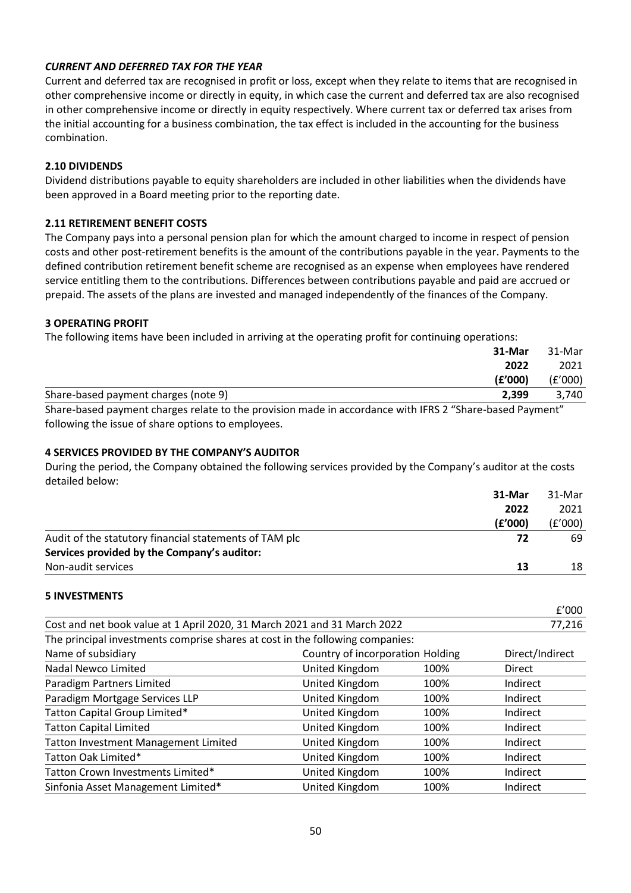### *CURRENT AND DEFERRED TAX FOR THE YEAR*

Current and deferred tax are recognised in profit or loss, except when they relate to items that are recognised in other comprehensive income or directly in equity, in which case the current and deferred tax are also recognised in other comprehensive income or directly in equity respectively. Where current tax or deferred tax arises from the initial accounting for a business combination, the tax effect is included in the accounting for the business combination.

### 2.10 DIVIDENDS

Dividend distributions payable to equity shareholders are included in other liabilities when the dividends have been approved in a Board meeting prior to the reporting date.

### 2.11 RETIREMENT BENEFIT COSTS

The Company pays into a personal pension plan for which the amount charged to income in respect of pension costs and other post-retirement benefits is the amount of the contributions payable in the year. Payments to the defined contribution retirement benefit scheme are recognised as an expense when employees have rendered service entitling them to the contributions. Differences between contributions payable and paid are accrued or prepaid. The assets of the plans are invested and managed independently of the finances of the Company.

## 3 OPERATING PROFIT

The following items have been included in arriving at the operating profit for continuing operations:

| | **31-Mar 2022 (£'000)** | 31-Mar 2021 (£'000) |
|---|---|---|
| Share-based payment charges (note 9) | **2,399** | 3,740 |

Share-based payment charges relate to the provision made in accordance with IFRS 2 "Share-based Payment" following the issue of share options to employees.

## 4 SERVICES PROVIDED BY THE COMPANY'S AUDITOR

During the period, the Company obtained the following services provided by the Company's auditor at the costs detailed below:

| | **31-Mar 2022 (£'000)** | 31-Mar 2021 (£'000) |
|---|---|---|
| Audit of the statutory financial statements of TAM plc | **72** | 69 |
| **Services provided by the Company's auditor:** | | |
| Non-audit services | **13** | 18 |

## 5 INVESTMENTS

| | £'000 |
|---|---|
| Cost and net book value at 1 April 2020, 31 March 2021 and 31 March 2022 | 77,216 |

The principal investments comprise shares at cost in the following companies:

| Name of subsidiary | Country of incorporation | Holding | Direct/Indirect |
|---|---|---|---|
| Nadal Newco Limited | United Kingdom | 100% | Direct |
| Paradigm Partners Limited | United Kingdom | 100% | Indirect |
| Paradigm Mortgage Services LLP | United Kingdom | 100% | Indirect |
| Tatton Capital Group Limited* | United Kingdom | 100% | Indirect |
| Tatton Capital Limited | United Kingdom | 100% | Indirect |
| Tatton Investment Management Limited | United Kingdom | 100% | Indirect |
| Tatton Oak Limited* | United Kingdom | 100% | Indirect |
| Tatton Crown Investments Limited* | United Kingdom | 100% | Indirect |
| Sinfonia Asset Management Limited* | United Kingdom | 100% | Indirect |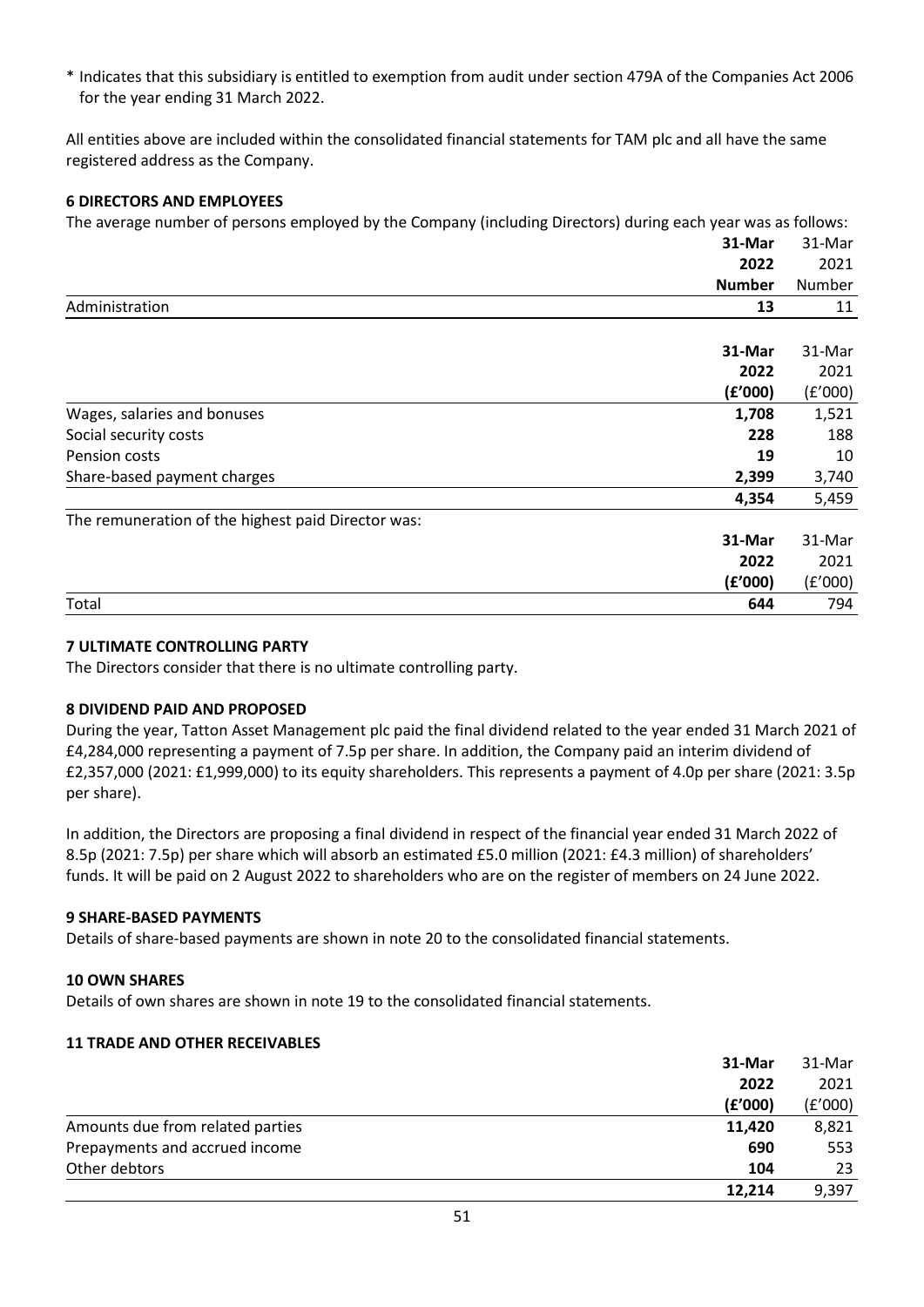\* Indicates that this subsidiary is entitled to exemption from audit under section 479A of the Companies Act 2006 for the year ending 31 March 2022.

All entities above are included within the consolidated financial statements for TAM plc and all have the same registered address as the Company.

### 6 DIRECTORS AND EMPLOYEES

The average number of persons employed by the Company (including Directors) during each year was as follows:

| | **31-Mar 2022 Number** | 31-Mar 2021 Number |
|---|---|---|
| Administration | **13** | 11 |

| | **31-Mar 2022 (£'000)** | 31-Mar 2021 (£'000) |
|---|---|---|
| Wages, salaries and bonuses | **1,708** | 1,521 |
| Social security costs | **228** | 188 |
| Pension costs | **19** | 10 |
| Share-based payment charges | **2,399** | 3,740 |
| | **4,354** | 5,459 |

The remuneration of the highest paid Director was:

| | **31-Mar 2022 (£'000)** | 31-Mar 2021 (£'000) |
|---|---|---|
| Total | **644** | 794 |

### 7 ULTIMATE CONTROLLING PARTY

The Directors consider that there is no ultimate controlling party.

### 8 DIVIDEND PAID AND PROPOSED

During the year, Tatton Asset Management plc paid the final dividend related to the year ended 31 March 2021 of £4,284,000 representing a payment of 7.5p per share. In addition, the Company paid an interim dividend of £2,357,000 (2021: £1,999,000) to its equity shareholders. This represents a payment of 4.0p per share (2021: 3.5p per share).

In addition, the Directors are proposing a final dividend in respect of the financial year ended 31 March 2022 of 8.5p (2021: 7.5p) per share which will absorb an estimated £5.0 million (2021: £4.3 million) of shareholders' funds. It will be paid on 2 August 2022 to shareholders who are on the register of members on 24 June 2022.

### 9 SHARE-BASED PAYMENTS

Details of share-based payments are shown in note 20 to the consolidated financial statements.

### 10 OWN SHARES

Details of own shares are shown in note 19 to the consolidated financial statements.

### 11 TRADE AND OTHER RECEIVABLES

| | **31-Mar 2022 (£'000)** | 31-Mar 2021 (£'000) |
|---|---|---|
| Amounts due from related parties | **11,420** | 8,821 |
| Prepayments and accrued income | **690** | 553 |
| Other debtors | **104** | 23 |
| | **12,214** | 9,397 |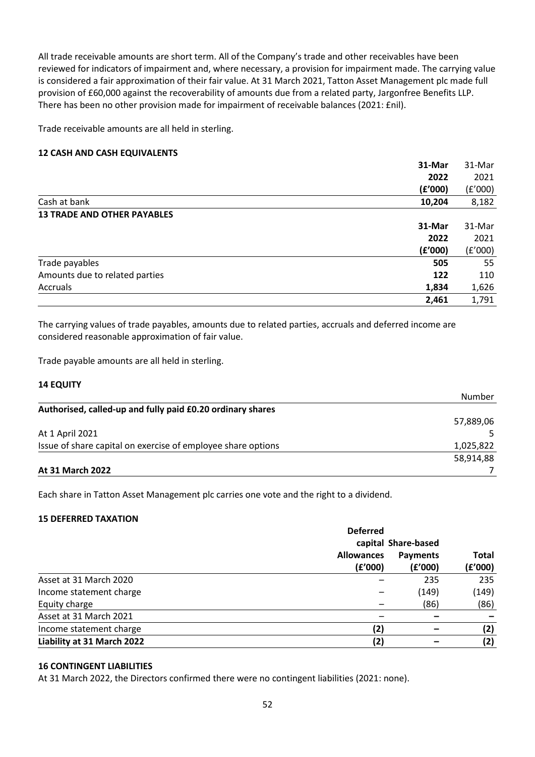All trade receivable amounts are short term. All of the Company's trade and other receivables have been reviewed for indicators of impairment and, where necessary, a provision for impairment made. The carrying value is considered a fair approximation of their fair value. At 31 March 2021, Tatton Asset Management plc made full provision of £60,000 against the recoverability of amounts due from a related party, Jargonfree Benefits LLP. There has been no other provision made for impairment of receivable balances (2021: £nil).

Trade receivable amounts are all held in sterling.

**12 CASH AND CASH EQUIVALENTS**

| | **31-Mar 2022 (£'000)** | 31-Mar 2021 (£'000) |
|---|---|---|
| Cash at bank | **10,204** | 8,182 |

**13 TRADE AND OTHER PAYABLES**

| | **31-Mar 2022 (£'000)** | 31-Mar 2021 (£'000) |
|---|---|---|
| Trade payables | **505** | 55 |
| Amounts due to related parties | **122** | 110 |
| Accruals | **1,834** | 1,626 |
| | **2,461** | 1,791 |

The carrying values of trade payables, amounts due to related parties, accruals and deferred income are considered reasonable approximation of fair value.

Trade payable amounts are all held in sterling.

**14 EQUITY**

| | Number |
|---|---|
| **Authorised, called-up and fully paid £0.20 ordinary shares** | |
| At 1 April 2021 | 57,889,065 |
| Issue of share capital on exercise of employee share options | 1,025,822 |
| **At 31 March 2022** | 58,914,887 |

Each share in Tatton Asset Management plc carries one vote and the right to a dividend.

**15 DEFERRED TAXATION**

| | **Deferred capital Allowances (£'000)** | **Share-based Payments (£'000)** | **Total (£'000)** |
|---|---|---|---|
| Asset at 31 March 2020 | – | 235 | 235 |
| Income statement charge | – | (149) | (149) |
| Equity charge | – | (86) | (86) |
| Asset at 31 March 2021 | – | **–** | **–** |
| Income statement charge | **(2)** | **–** | **(2)** |
| **Liability at 31 March 2022** | **(2)** | **–** | **(2)** |

**16 CONTINGENT LIABILITIES**

At 31 March 2022, the Directors confirmed there were no contingent liabilities (2021: none).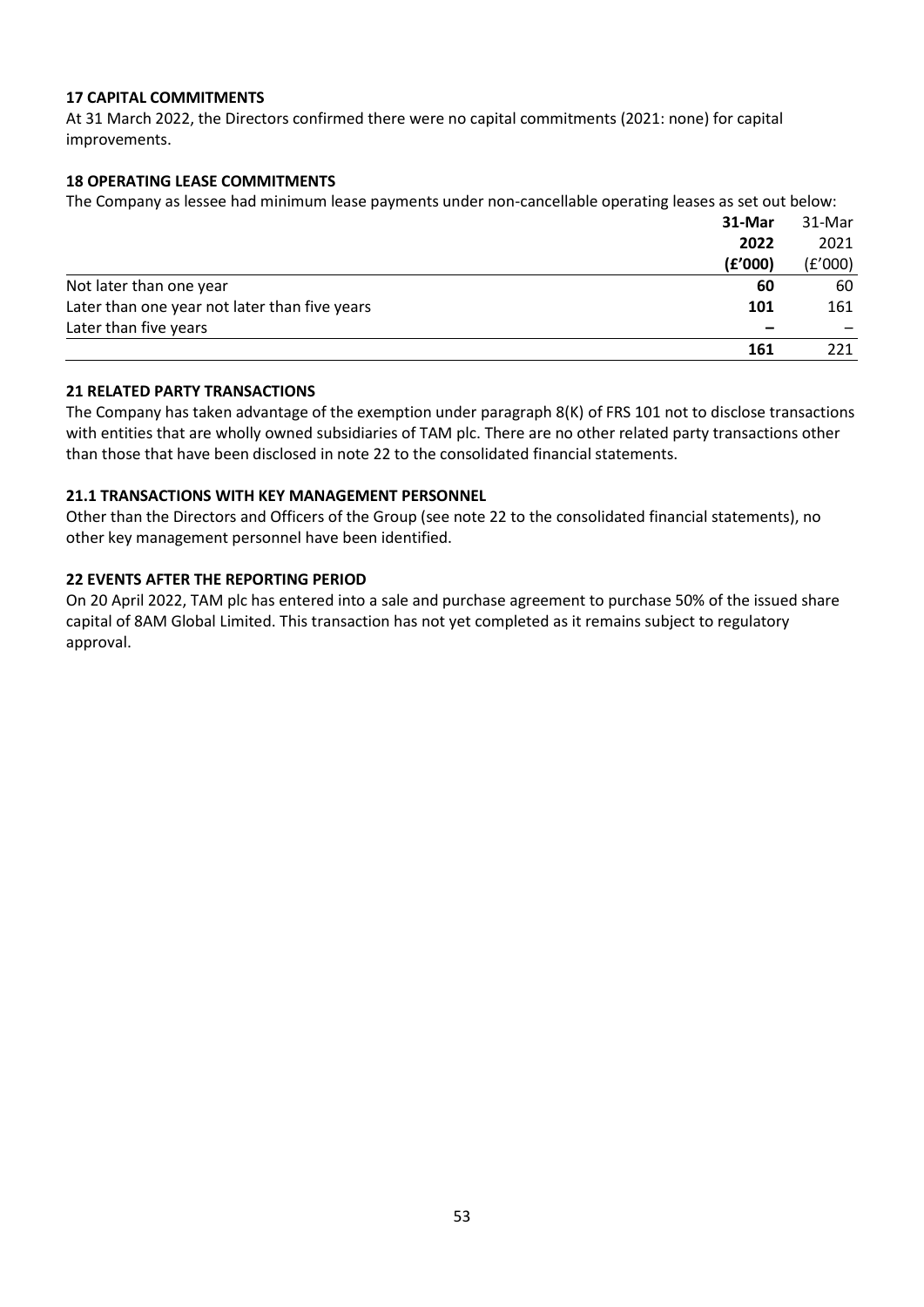**17 CAPITAL COMMITMENTS**

At 31 March 2022, the Directors confirmed there were no capital commitments (2021: none) for capital improvements.

**18 OPERATING LEASE COMMITMENTS**

The Company as lessee had minimum lease payments under non-cancellable operating leases as set out below:

| | **31-Mar 2022 (£'000)** | 31-Mar 2021 (£'000) |
|---|---|---|
| Not later than one year | **60** | 60 |
| Later than one year not later than five years | **101** | 161 |
| Later than five years | **–** | – |
| | **161** | 221 |

**21 RELATED PARTY TRANSACTIONS**

The Company has taken advantage of the exemption under paragraph 8(K) of FRS 101 not to disclose transactions with entities that are wholly owned subsidiaries of TAM plc. There are no other related party transactions other than those that have been disclosed in note 22 to the consolidated financial statements.

**21.1 TRANSACTIONS WITH KEY MANAGEMENT PERSONNEL**

Other than the Directors and Officers of the Group (see note 22 to the consolidated financial statements), no other key management personnel have been identified.

**22 EVENTS AFTER THE REPORTING PERIOD**

On 20 April 2022, TAM plc has entered into a sale and purchase agreement to purchase 50% of the issued share capital of 8AM Global Limited. This transaction has not yet completed as it remains subject to regulatory approval.